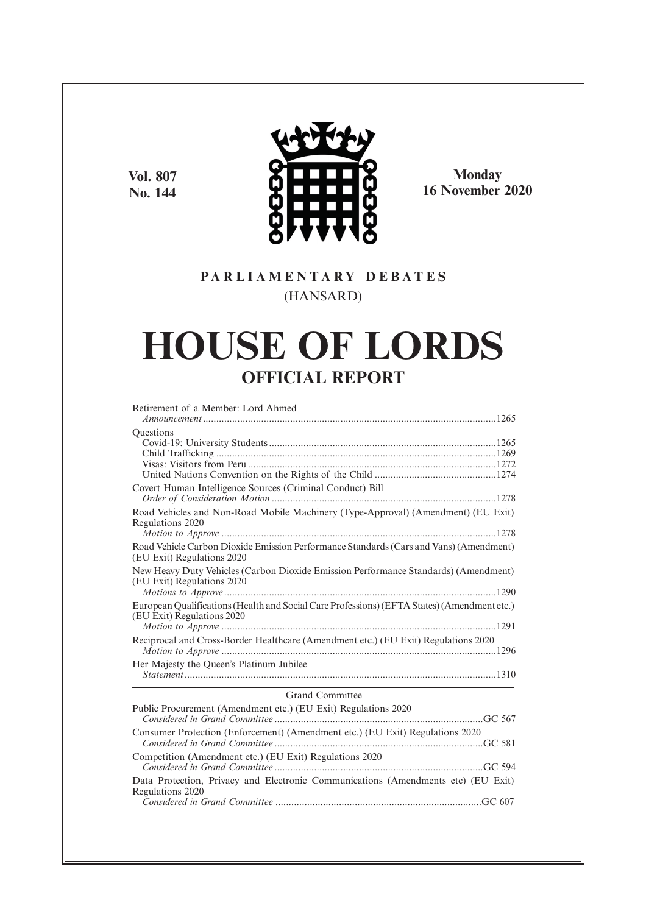**Vol. 807**
**No. 144**

**Monday**
**16 November 2020**

PARLIAMENTARY DEBATES
(HANSARD)

# HOUSE OF LORDS

## OFFICIAL REPORT

Retirement of a Member: Lord Ahmed
*Announcement* ..............................................................................................................1265

Questions
Covid-19: University Students .....................................................................................1265
Child Trafficking .........................................................................................................1269
Visas: Visitors from Peru .............................................................................................1272
United Nations Convention on the Rights of the Child ..............................................1274

Covert Human Intelligence Sources (Criminal Conduct) Bill
*Order of Consideration Motion* ....................................................................................1278

Road Vehicles and Non-Road Mobile Machinery (Type-Approval) (Amendment) (EU Exit) Regulations 2020
*Motion to Approve* .......................................................................................................1278

Road Vehicle Carbon Dioxide Emission Performance Standards (Cars and Vans) (Amendment) (EU Exit) Regulations 2020

New Heavy Duty Vehicles (Carbon Dioxide Emission Performance Standards) (Amendment) (EU Exit) Regulations 2020
*Motions to Approve* ......................................................................................................1290

European Qualifications (Health and Social Care Professions) (EFTA States) (Amendment etc.) (EU Exit) Regulations 2020
*Motion to Approve* .......................................................................................................1291

Reciprocal and Cross-Border Healthcare (Amendment etc.) (EU Exit) Regulations 2020
*Motion to Approve* .......................................................................................................1296

Her Majesty the Queen's Platinum Jubilee
*Statement* .....................................................................................................................1310

---

Grand Committee

Public Procurement (Amendment etc.) (EU Exit) Regulations 2020
*Considered in Grand Committee* ..............................................................................GC 567

Consumer Protection (Enforcement) (Amendment etc.) (EU Exit) Regulations 2020
*Considered in Grand Committee* ..............................................................................GC 581

Competition (Amendment etc.) (EU Exit) Regulations 2020
*Considered in Grand Committee* ..............................................................................GC 594

Data Protection, Privacy and Electronic Communications (Amendments etc) (EU Exit) Regulations 2020
*Considered in Grand Committee* ..............................................................................GC 607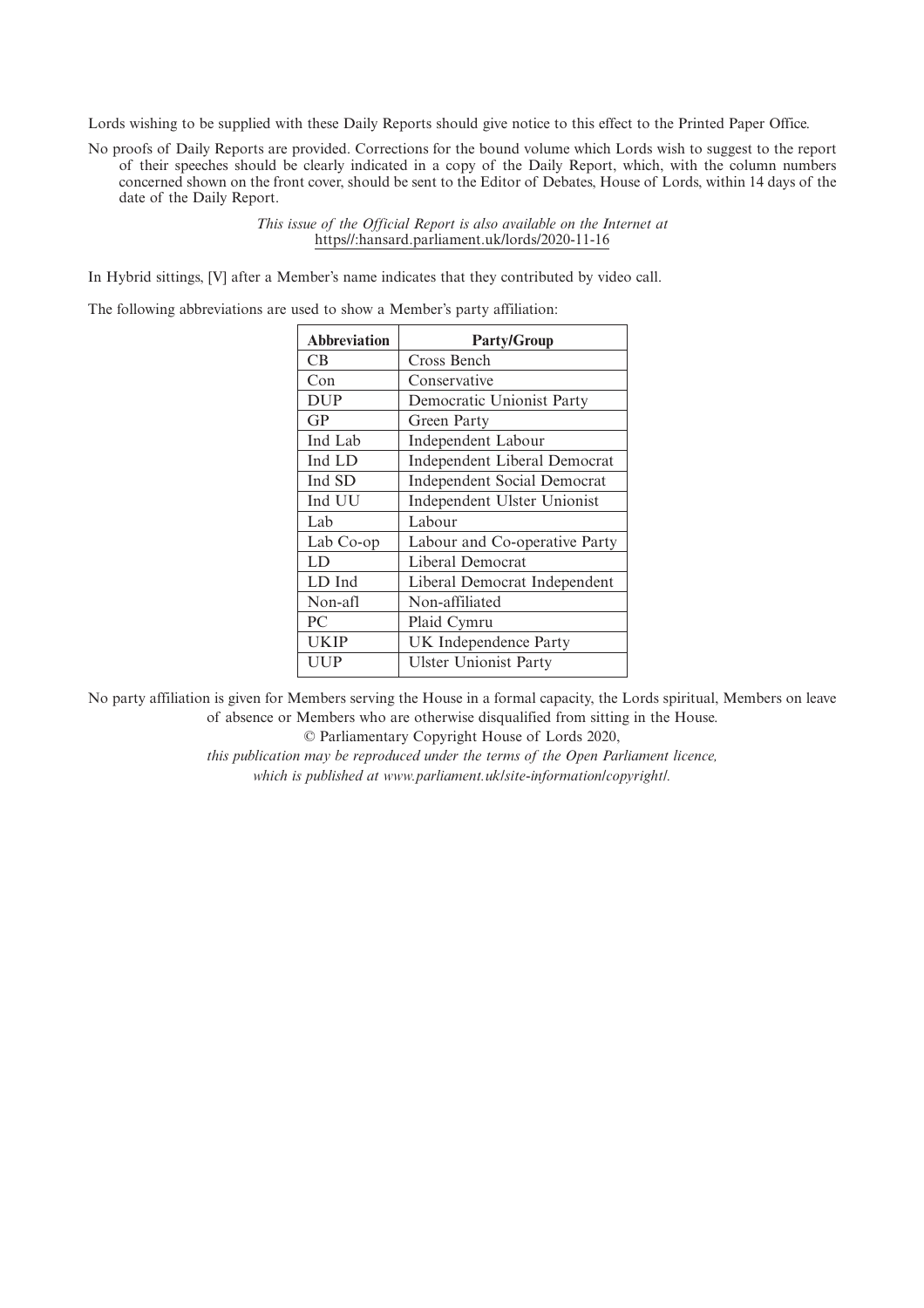Lords wishing to be supplied with these Daily Reports should give notice to this effect to the Printed Paper Office.

No proofs of Daily Reports are provided. Corrections for the bound volume which Lords wish to suggest to the report of their speeches should be clearly indicated in a copy of the Daily Report, which, with the column numbers concerned shown on the front cover, should be sent to the Editor of Debates, House of Lords, within 14 days of the date of the Daily Report.

*This issue of the Official Report is also available on the Internet at*
https//:hansard.parliament.uk/lords/2020-11-16

In Hybrid sittings, [V] after a Member's name indicates that they contributed by video call.

The following abbreviations are used to show a Member's party affiliation:

| Abbreviation | Party/Group |
|---|---|
| CB | Cross Bench |
| Con | Conservative |
| DUP | Democratic Unionist Party |
| GP | Green Party |
| Ind Lab | Independent Labour |
| Ind LD | Independent Liberal Democrat |
| Ind SD | Independent Social Democrat |
| Ind UU | Independent Ulster Unionist |
| Lab | Labour |
| Lab Co-op | Labour and Co-operative Party |
| LD | Liberal Democrat |
| LD Ind | Liberal Democrat Independent |
| Non-afl | Non-affiliated |
| PC | Plaid Cymru |
| UKIP | UK Independence Party |
| UUP | Ulster Unionist Party |

No party affiliation is given for Members serving the House in a formal capacity, the Lords spiritual, Members on leave of absence or Members who are otherwise disqualified from sitting in the House.

© Parliamentary Copyright House of Lords 2020,

*this publication may be reproduced under the terms of the Open Parliament licence, which is published at www.parliament.uk/site-information/copyright/.*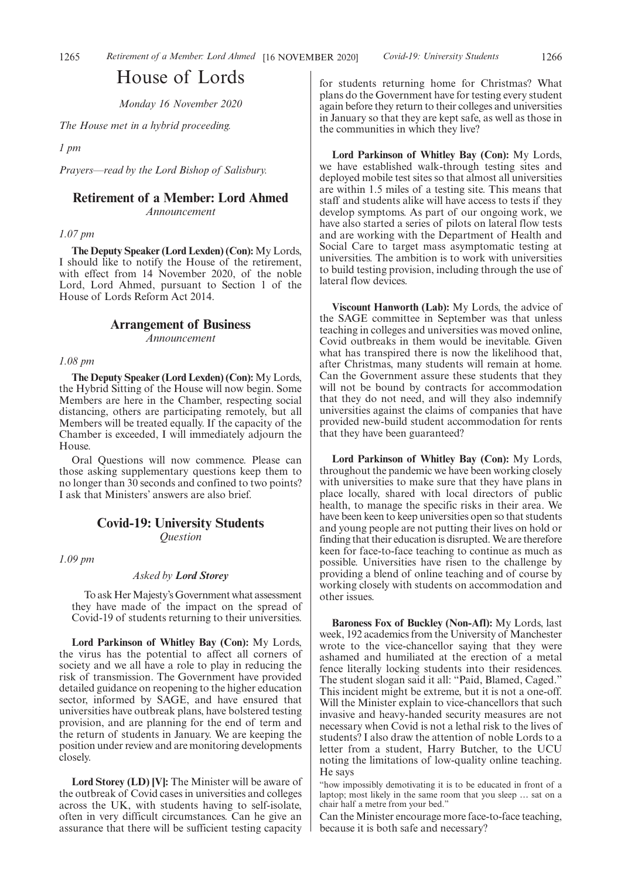# House of Lords

*Monday 16 November 2020*

*The House met in a hybrid proceeding.*

*1 pm*

*Prayers—read by the Lord Bishop of Salisbury.*

## Retirement of a Member: Lord Ahmed

*Announcement*

*1.07 pm*

**The Deputy Speaker (Lord Lexden) (Con):** My Lords, I should like to notify the House of the retirement, with effect from 14 November 2020, of the noble Lord, Lord Ahmed, pursuant to Section 1 of the House of Lords Reform Act 2014.

## Arrangement of Business

*Announcement*

*1.08 pm*

**The Deputy Speaker (Lord Lexden) (Con):** My Lords, the Hybrid Sitting of the House will now begin. Some Members are here in the Chamber, respecting social distancing, others are participating remotely, but all Members will be treated equally. If the capacity of the Chamber is exceeded, I will immediately adjourn the House.

Oral Questions will now commence. Please can those asking supplementary questions keep them to no longer than 30 seconds and confined to two points? I ask that Ministers' answers are also brief.

## Covid-19: University Students

*Question*

*1.09 pm*

*Asked by* ***Lord Storey***

> To ask Her Majesty's Government what assessment they have made of the impact on the spread of Covid-19 of students returning to their universities.

**Lord Parkinson of Whitley Bay (Con):** My Lords, the virus has the potential to affect all corners of society and we all have a role to play in reducing the risk of transmission. The Government have provided detailed guidance on reopening to the higher education sector, informed by SAGE, and have ensured that universities have outbreak plans, have bolstered testing provision, and are planning for the end of term and the return of students in January. We are keeping the position under review and are monitoring developments closely.

**Lord Storey (LD) [V]:** The Minister will be aware of the outbreak of Covid cases in universities and colleges across the UK, with students having to self-isolate, often in very difficult circumstances. Can he give an assurance that there will be sufficient testing capacity for students returning home for Christmas? What plans do the Government have for testing every student again before they return to their colleges and universities in January so that they are kept safe, as well as those in the communities in which they live?

**Lord Parkinson of Whitley Bay (Con):** My Lords, we have established walk-through testing sites and deployed mobile test sites so that almost all universities are within 1.5 miles of a testing site. This means that staff and students alike will have access to tests if they develop symptoms. As part of our ongoing work, we have also started a series of pilots on lateral flow tests and are working with the Department of Health and Social Care to target mass asymptomatic testing at universities. The ambition is to work with universities to build testing provision, including through the use of lateral flow devices.

**Viscount Hanworth (Lab):** My Lords, the advice of the SAGE committee in September was that unless teaching in colleges and universities was moved online, Covid outbreaks in them would be inevitable. Given what has transpired there is now the likelihood that, after Christmas, many students will remain at home. Can the Government assure these students that they will not be bound by contracts for accommodation that they do not need, and will they also indemnify universities against the claims of companies that have provided new-build student accommodation for rents that they have been guaranteed?

**Lord Parkinson of Whitley Bay (Con):** My Lords, throughout the pandemic we have been working closely with universities to make sure that they have plans in place locally, shared with local directors of public health, to manage the specific risks in their area. We have been keen to keep universities open so that students and young people are not putting their lives on hold or finding that their education is disrupted. We are therefore keen for face-to-face teaching to continue as much as possible. Universities have risen to the challenge by providing a blend of online teaching and of course by working closely with students on accommodation and other issues.

**Baroness Fox of Buckley (Non-Afl):** My Lords, last week, 192 academics from the University of Manchester wrote to the vice-chancellor saying that they were ashamed and humiliated at the erection of a metal fence literally locking students into their residences. The student slogan said it all: "Paid, Blamed, Caged." This incident might be extreme, but it is not a one-off. Will the Minister explain to vice-chancellors that such invasive and heavy-handed security measures are not necessary when Covid is not a lethal risk to the lives of students? I also draw the attention of noble Lords to a letter from a student, Harry Butcher, to the UCU noting the limitations of low-quality online teaching. He says

> "how impossibly demotivating it is to be educated in front of a laptop; most likely in the same room that you sleep … sat on a chair half a metre from your bed."

Can the Minister encourage more face-to-face teaching, because it is both safe and necessary?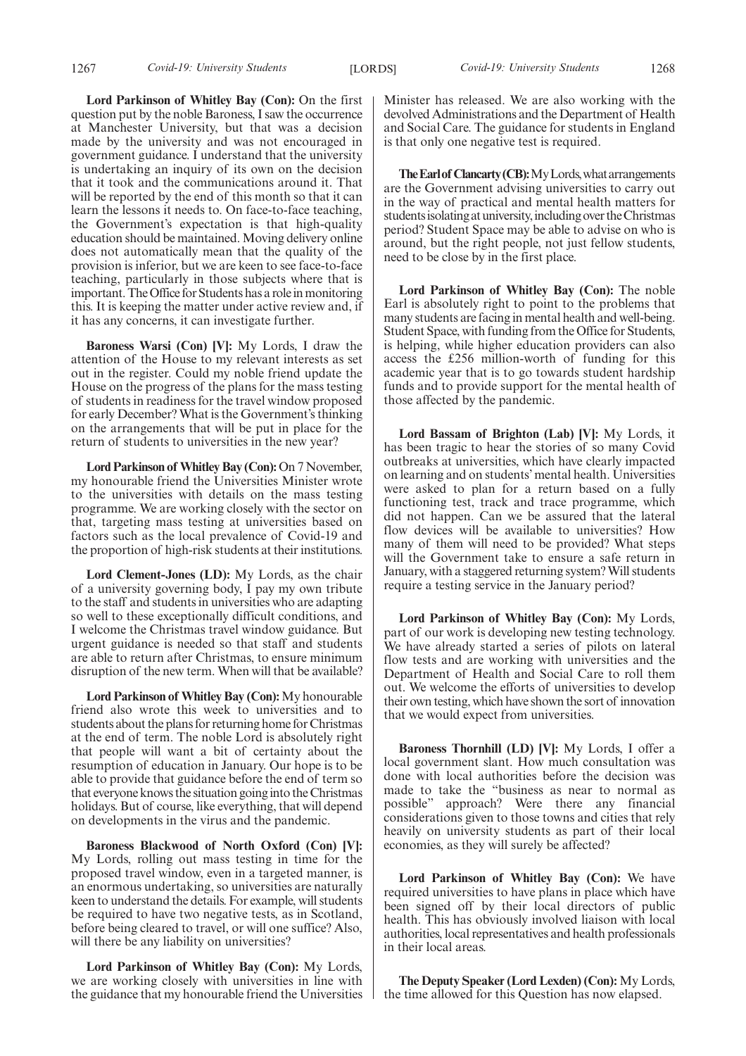**Lord Parkinson of Whitley Bay (Con):** On the first question put by the noble Baroness, I saw the occurrence at Manchester University, but that was a decision made by the university and was not encouraged in government guidance. I understand that the university is undertaking an inquiry of its own on the decision that it took and the communications around it. That will be reported by the end of this month so that it can learn the lessons it needs to. On face-to-face teaching, the Government's expectation is that high-quality education should be maintained. Moving delivery online does not automatically mean that the quality of the provision is inferior, but we are keen to see face-to-face teaching, particularly in those subjects where that is important. The Office for Students has a role in monitoring this. It is keeping the matter under active review and, if it has any concerns, it can investigate further.

**Baroness Warsi (Con) [V]:** My Lords, I draw the attention of the House to my relevant interests as set out in the register. Could my noble friend update the House on the progress of the plans for the mass testing of students in readiness for the travel window proposed for early December? What is the Government's thinking on the arrangements that will be put in place for the return of students to universities in the new year?

**Lord Parkinson of Whitley Bay (Con):** On 7 November, my honourable friend the Universities Minister wrote to the universities with details on the mass testing programme. We are working closely with the sector on that, targeting mass testing at universities based on factors such as the local prevalence of Covid-19 and the proportion of high-risk students at their institutions.

**Lord Clement-Jones (LD):** My Lords, as the chair of a university governing body, I pay my own tribute to the staff and students in universities who are adapting so well to these exceptionally difficult conditions, and I welcome the Christmas travel window guidance. But urgent guidance is needed so that staff and students are able to return after Christmas, to ensure minimum disruption of the new term. When will that be available?

**Lord Parkinson of Whitley Bay (Con):** My honourable friend also wrote this week to universities and to students about the plans for returning home for Christmas at the end of term. The noble Lord is absolutely right that people will want a bit of certainty about the resumption of education in January. Our hope is to be able to provide that guidance before the end of term so that everyone knows the situation going into the Christmas holidays. But of course, like everything, that will depend on developments in the virus and the pandemic.

**Baroness Blackwood of North Oxford (Con) [V]:** My Lords, rolling out mass testing in time for the proposed travel window, even in a targeted manner, is an enormous undertaking, so universities are naturally keen to understand the details. For example, will students be required to have two negative tests, as in Scotland, before being cleared to travel, or will one suffice? Also, will there be any liability on universities?

**Lord Parkinson of Whitley Bay (Con):** My Lords, we are working closely with universities in line with the guidance that my honourable friend the Universities Minister has released. We are also working with the devolved Administrations and the Department of Health and Social Care. The guidance for students in England is that only one negative test is required.

**The Earl of Clancarty (CB):** My Lords, what arrangements are the Government advising universities to carry out in the way of practical and mental health matters for students isolating at university, including over the Christmas period? Student Space may be able to advise on who is around, but the right people, not just fellow students, need to be close by in the first place.

**Lord Parkinson of Whitley Bay (Con):** The noble Earl is absolutely right to point to the problems that many students are facing in mental health and well-being. Student Space, with funding from the Office for Students, is helping, while higher education providers can also access the £256 million-worth of funding for this academic year that is to go towards student hardship funds and to provide support for the mental health of those affected by the pandemic.

**Lord Bassam of Brighton (Lab) [V]:** My Lords, it has been tragic to hear the stories of so many Covid outbreaks at universities, which have clearly impacted on learning and on students' mental health. Universities were asked to plan for a return based on a fully functioning test, track and trace programme, which did not happen. Can we be assured that the lateral flow devices will be available to universities? How many of them will need to be provided? What steps will the Government take to ensure a safe return in January, with a staggered returning system? Will students require a testing service in the January period?

**Lord Parkinson of Whitley Bay (Con):** My Lords, part of our work is developing new testing technology. We have already started a series of pilots on lateral flow tests and are working with universities and the Department of Health and Social Care to roll them out. We welcome the efforts of universities to develop their own testing, which have shown the sort of innovation that we would expect from universities.

**Baroness Thornhill (LD) [V]:** My Lords, I offer a local government slant. How much consultation was done with local authorities before the decision was made to take the "business as near to normal as possible" approach? Were there any financial considerations given to those towns and cities that rely heavily on university students as part of their local economies, as they will surely be affected?

**Lord Parkinson of Whitley Bay (Con):** We have required universities to have plans in place which have been signed off by their local directors of public health. This has obviously involved liaison with local authorities, local representatives and health professionals in their local areas.

**The Deputy Speaker (Lord Lexden) (Con):** My Lords, the time allowed for this Question has now elapsed.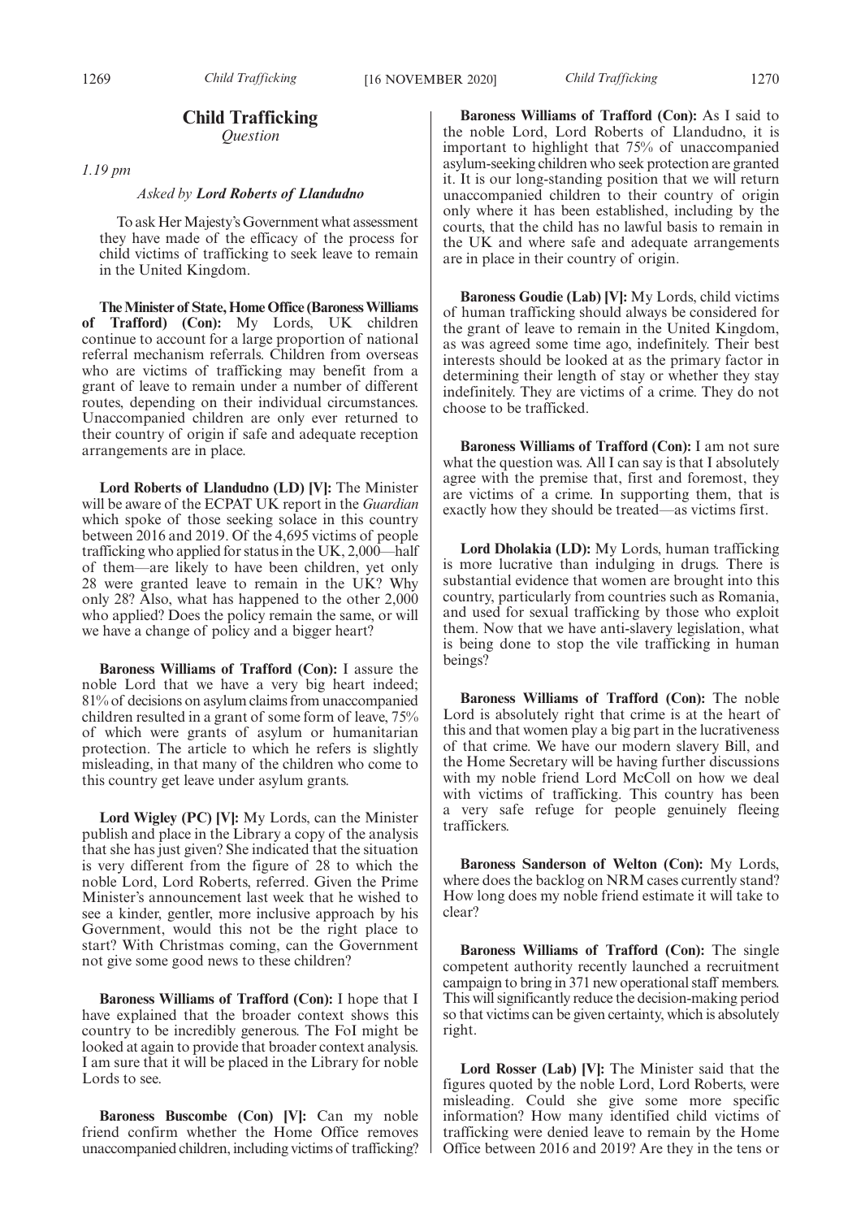## Child Trafficking

*Question*

*1.19 pm*

*Asked by* ***Lord Roberts of Llandudno***

To ask Her Majesty's Government what assessment they have made of the efficacy of the process for child victims of trafficking to seek leave to remain in the United Kingdom.

**The Minister of State, Home Office (Baroness Williams of Trafford) (Con):** My Lords, UK children continue to account for a large proportion of national referral mechanism referrals. Children from overseas who are victims of trafficking may benefit from a grant of leave to remain under a number of different routes, depending on their individual circumstances. Unaccompanied children are only ever returned to their country of origin if safe and adequate reception arrangements are in place.

**Lord Roberts of Llandudno (LD) [V]:** The Minister will be aware of the ECPAT UK report in the *Guardian* which spoke of those seeking solace in this country between 2016 and 2019. Of the 4,695 victims of people trafficking who applied for status in the UK, 2,000—half of them—are likely to have been children, yet only 28 were granted leave to remain in the UK? Why only 28? Also, what has happened to the other 2,000 who applied? Does the policy remain the same, or will we have a change of policy and a bigger heart?

**Baroness Williams of Trafford (Con):** I assure the noble Lord that we have a very big heart indeed; 81% of decisions on asylum claims from unaccompanied children resulted in a grant of some form of leave, 75% of which were grants of asylum or humanitarian protection. The article to which he refers is slightly misleading, in that many of the children who come to this country get leave under asylum grants.

**Lord Wigley (PC) [V]:** My Lords, can the Minister publish and place in the Library a copy of the analysis that she has just given? She indicated that the situation is very different from the figure of 28 to which the noble Lord, Lord Roberts, referred. Given the Prime Minister's announcement last week that he wished to see a kinder, gentler, more inclusive approach by his Government, would this not be the right place to start? With Christmas coming, can the Government not give some good news to these children?

**Baroness Williams of Trafford (Con):** I hope that I have explained that the broader context shows this country to be incredibly generous. The FoI might be looked at again to provide that broader context analysis. I am sure that it will be placed in the Library for noble Lords to see.

**Baroness Buscombe (Con) [V]:** Can my noble friend confirm whether the Home Office removes unaccompanied children, including victims of trafficking?

**Baroness Williams of Trafford (Con):** As I said to the noble Lord, Lord Roberts of Llandudno, it is important to highlight that 75% of unaccompanied asylum-seeking children who seek protection are granted it. It is our long-standing position that we will return unaccompanied children to their country of origin only where it has been established, including by the courts, that the child has no lawful basis to remain in the UK and where safe and adequate arrangements are in place in their country of origin.

**Baroness Goudie (Lab) [V]:** My Lords, child victims of human trafficking should always be considered for the grant of leave to remain in the United Kingdom, as was agreed some time ago, indefinitely. Their best interests should be looked at as the primary factor in determining their length of stay or whether they stay indefinitely. They are victims of a crime. They do not choose to be trafficked.

**Baroness Williams of Trafford (Con):** I am not sure what the question was. All I can say is that I absolutely agree with the premise that, first and foremost, they are victims of a crime. In supporting them, that is exactly how they should be treated—as victims first.

**Lord Dholakia (LD):** My Lords, human trafficking is more lucrative than indulging in drugs. There is substantial evidence that women are brought into this country, particularly from countries such as Romania, and used for sexual trafficking by those who exploit them. Now that we have anti-slavery legislation, what is being done to stop the vile trafficking in human beings?

**Baroness Williams of Trafford (Con):** The noble Lord is absolutely right that crime is at the heart of this and that women play a big part in the lucrativeness of that crime. We have our modern slavery Bill, and the Home Secretary will be having further discussions with my noble friend Lord McColl on how we deal with victims of trafficking. This country has been a very safe refuge for people genuinely fleeing traffickers.

**Baroness Sanderson of Welton (Con):** My Lords, where does the backlog on NRM cases currently stand? How long does my noble friend estimate it will take to clear?

**Baroness Williams of Trafford (Con):** The single competent authority recently launched a recruitment campaign to bring in 371 new operational staff members. This will significantly reduce the decision-making period so that victims can be given certainty, which is absolutely right.

**Lord Rosser (Lab) [V]:** The Minister said that the figures quoted by the noble Lord, Lord Roberts, were misleading. Could she give some more specific information? How many identified child victims of trafficking were denied leave to remain by the Home Office between 2016 and 2019? Are they in the tens or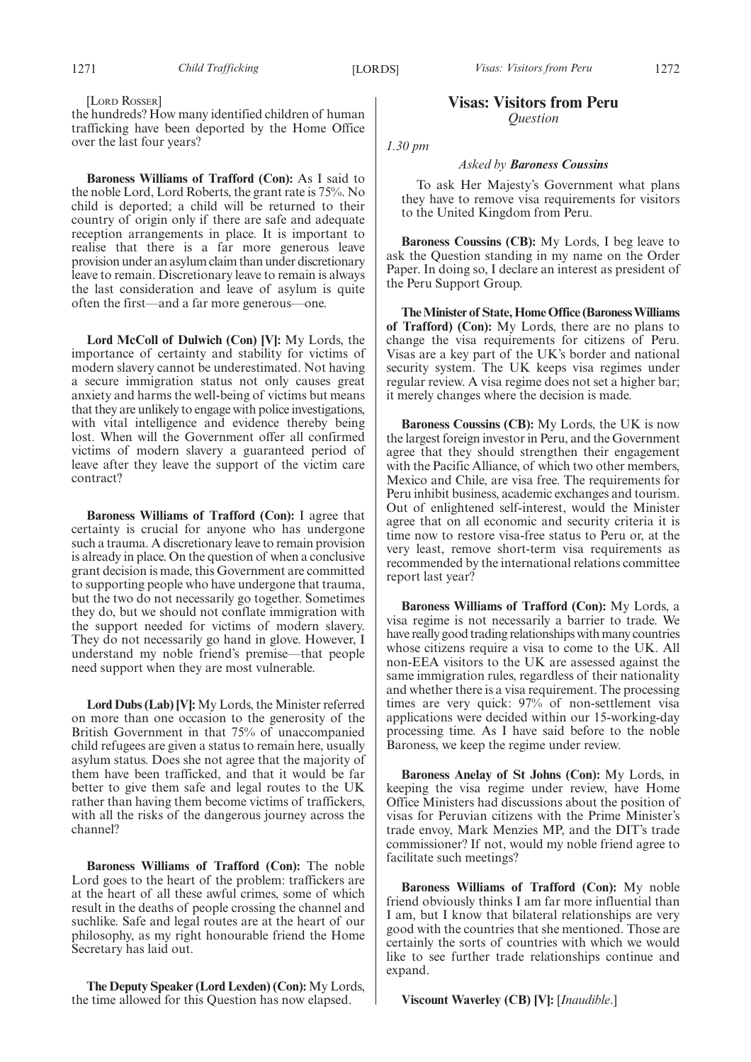[Lord Rosser]

the hundreds? How many identified children of human trafficking have been deported by the Home Office over the last four years?

**Baroness Williams of Trafford (Con):** As I said to the noble Lord, Lord Roberts, the grant rate is 75%. No child is deported; a child will be returned to their country of origin only if there are safe and adequate reception arrangements in place. It is important to realise that there is a far more generous leave provision under an asylum claim than under discretionary leave to remain. Discretionary leave to remain is always the last consideration and leave of asylum is quite often the first—and a far more generous—one.

**Lord McColl of Dulwich (Con) [V]:** My Lords, the importance of certainty and stability for victims of modern slavery cannot be underestimated. Not having a secure immigration status not only causes great anxiety and harms the well-being of victims but means that they are unlikely to engage with police investigations, with vital intelligence and evidence thereby being lost. When will the Government offer all confirmed victims of modern slavery a guaranteed period of leave after they leave the support of the victim care contract?

**Baroness Williams of Trafford (Con):** I agree that certainty is crucial for anyone who has undergone such a trauma. A discretionary leave to remain provision is already in place. On the question of when a conclusive grant decision is made, this Government are committed to supporting people who have undergone that trauma, but the two do not necessarily go together. Sometimes they do, but we should not conflate immigration with the support needed for victims of modern slavery. They do not necessarily go hand in glove. However, I understand my noble friend's premise—that people need support when they are most vulnerable.

**Lord Dubs (Lab) [V]:** My Lords, the Minister referred on more than one occasion to the generosity of the British Government in that 75% of unaccompanied child refugees are given a status to remain here, usually asylum status. Does she not agree that the majority of them have been trafficked, and that it would be far better to give them safe and legal routes to the UK rather than having them become victims of traffickers, with all the risks of the dangerous journey across the channel?

**Baroness Williams of Trafford (Con):** The noble Lord goes to the heart of the problem: traffickers are at the heart of all these awful crimes, some of which result in the deaths of people crossing the channel and suchlike. Safe and legal routes are at the heart of our philosophy, as my right honourable friend the Home Secretary has laid out.

**The Deputy Speaker (Lord Lexden) (Con):** My Lords, the time allowed for this Question has now elapsed.

## Visas: Visitors from Peru

*Question*

*1.30 pm*

*Asked by **Baroness Coussins***

To ask Her Majesty's Government what plans they have to remove visa requirements for visitors to the United Kingdom from Peru.

**Baroness Coussins (CB):** My Lords, I beg leave to ask the Question standing in my name on the Order Paper. In doing so, I declare an interest as president of the Peru Support Group.

**The Minister of State, Home Office (Baroness Williams of Trafford) (Con):** My Lords, there are no plans to change the visa requirements for citizens of Peru. Visas are a key part of the UK's border and national security system. The UK keeps visa regimes under regular review. A visa regime does not set a higher bar; it merely changes where the decision is made.

**Baroness Coussins (CB):** My Lords, the UK is now the largest foreign investor in Peru, and the Government agree that they should strengthen their engagement with the Pacific Alliance, of which two other members, Mexico and Chile, are visa free. The requirements for Peru inhibit business, academic exchanges and tourism. Out of enlightened self-interest, would the Minister agree that on all economic and security criteria it is time now to restore visa-free status to Peru or, at the very least, remove short-term visa requirements as recommended by the international relations committee report last year?

**Baroness Williams of Trafford (Con):** My Lords, a visa regime is not necessarily a barrier to trade. We have really good trading relationships with many countries whose citizens require a visa to come to the UK. All non-EEA visitors to the UK are assessed against the same immigration rules, regardless of their nationality and whether there is a visa requirement. The processing times are very quick: 97% of non-settlement visa applications were decided within our 15-working-day processing time. As I have said before to the noble Baroness, we keep the regime under review.

**Baroness Anelay of St Johns (Con):** My Lords, in keeping the visa regime under review, have Home Office Ministers had discussions about the position of visas for Peruvian citizens with the Prime Minister's trade envoy, Mark Menzies MP, and the DIT's trade commissioner? If not, would my noble friend agree to facilitate such meetings?

**Baroness Williams of Trafford (Con):** My noble friend obviously thinks I am far more influential than I am, but I know that bilateral relationships are very good with the countries that she mentioned. Those are certainly the sorts of countries with which we would like to see further trade relationships continue and expand.

**Viscount Waverley (CB) [V]:** [*Inaudible*.]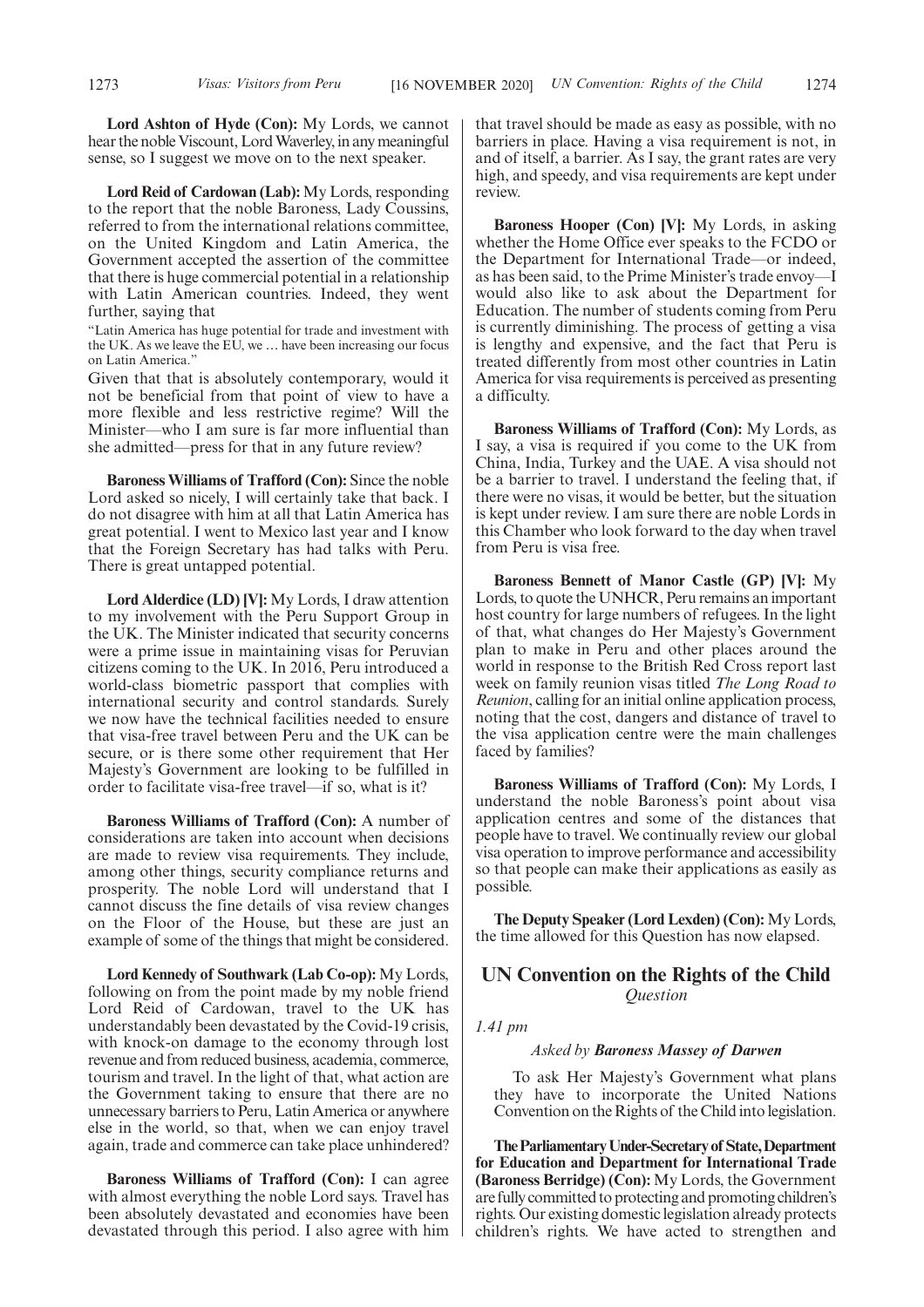**Lord Ashton of Hyde (Con):** My Lords, we cannot hear the noble Viscount, Lord Waverley, in any meaningful sense, so I suggest we move on to the next speaker.

**Lord Reid of Cardowan (Lab):** My Lords, responding to the report that the noble Baroness, Lady Coussins, referred to from the international relations committee, on the United Kingdom and Latin America, the Government accepted the assertion of the committee that there is huge commercial potential in a relationship with Latin American countries. Indeed, they went further, saying that

"Latin America has huge potential for trade and investment with the UK. As we leave the EU, we … have been increasing our focus on Latin America."

Given that that is absolutely contemporary, would it not be beneficial from that point of view to have a more flexible and less restrictive regime? Will the Minister—who I am sure is far more influential than she admitted—press for that in any future review?

**Baroness Williams of Trafford (Con):** Since the noble Lord asked so nicely, I will certainly take that back. I do not disagree with him at all that Latin America has great potential. I went to Mexico last year and I know that the Foreign Secretary has had talks with Peru. There is great untapped potential.

**Lord Alderdice (LD) [V]:** My Lords, I draw attention to my involvement with the Peru Support Group in the UK. The Minister indicated that security concerns were a prime issue in maintaining visas for Peruvian citizens coming to the UK. In 2016, Peru introduced a world-class biometric passport that complies with international security and control standards. Surely we now have the technical facilities needed to ensure that visa-free travel between Peru and the UK can be secure, or is there some other requirement that Her Majesty's Government are looking to be fulfilled in order to facilitate visa-free travel—if so, what is it?

**Baroness Williams of Trafford (Con):** A number of considerations are taken into account when decisions are made to review visa requirements. They include, among other things, security compliance returns and prosperity. The noble Lord will understand that I cannot discuss the fine details of visa review changes on the Floor of the House, but these are just an example of some of the things that might be considered.

**Lord Kennedy of Southwark (Lab Co-op):** My Lords, following on from the point made by my noble friend Lord Reid of Cardowan, travel to the UK has understandably been devastated by the Covid-19 crisis, with knock-on damage to the economy through lost revenue and from reduced business, academia, commerce, tourism and travel. In the light of that, what action are the Government taking to ensure that there are no unnecessary barriers to Peru, Latin America or anywhere else in the world, so that, when we can enjoy travel again, trade and commerce can take place unhindered?

**Baroness Williams of Trafford (Con):** I can agree with almost everything the noble Lord says. Travel has been absolutely devastated and economies have been devastated through this period. I also agree with him that travel should be made as easy as possible, with no barriers in place. Having a visa requirement is not, in and of itself, a barrier. As I say, the grant rates are very high, and speedy, and visa requirements are kept under review.

**Baroness Hooper (Con) [V]:** My Lords, in asking whether the Home Office ever speaks to the FCDO or the Department for International Trade—or indeed, as has been said, to the Prime Minister's trade envoy—I would also like to ask about the Department for Education. The number of students coming from Peru is currently diminishing. The process of getting a visa is lengthy and expensive, and the fact that Peru is treated differently from most other countries in Latin America for visa requirements is perceived as presenting a difficulty.

**Baroness Williams of Trafford (Con):** My Lords, as I say, a visa is required if you come to the UK from China, India, Turkey and the UAE. A visa should not be a barrier to travel. I understand the feeling that, if there were no visas, it would be better, but the situation is kept under review. I am sure there are noble Lords in this Chamber who look forward to the day when travel from Peru is visa free.

**Baroness Bennett of Manor Castle (GP) [V]:** My Lords, to quote the UNHCR, Peru remains an important host country for large numbers of refugees. In the light of that, what changes do Her Majesty's Government plan to make in Peru and other places around the world in response to the British Red Cross report last week on family reunion visas titled *The Long Road to Reunion*, calling for an initial online application process, noting that the cost, dangers and distance of travel to the visa application centre were the main challenges faced by families?

**Baroness Williams of Trafford (Con):** My Lords, I understand the noble Baroness's point about visa application centres and some of the distances that people have to travel. We continually review our global visa operation to improve performance and accessibility so that people can make their applications as easily as possible.

**The Deputy Speaker (Lord Lexden) (Con):** My Lords, the time allowed for this Question has now elapsed.

## UN Convention on the Rights of the Child

*Question*

*1.41 pm*

*Asked by **Baroness Massey of Darwen***

To ask Her Majesty's Government what plans they have to incorporate the United Nations Convention on the Rights of the Child into legislation.

**The Parliamentary Under-Secretary of State, Department for Education and Department for International Trade (Baroness Berridge) (Con):** My Lords, the Government are fully committed to protecting and promoting children's rights. Our existing domestic legislation already protects children's rights. We have acted to strengthen and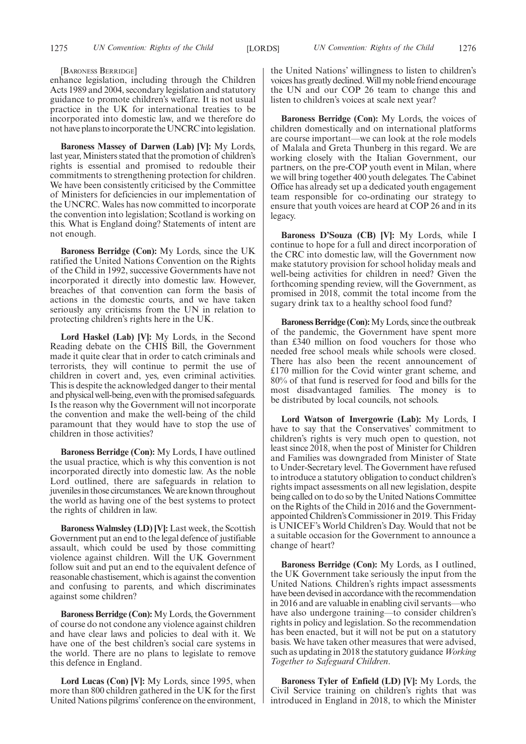[BARONESS BERRIDGE]

enhance legislation, including through the Children Acts 1989 and 2004, secondary legislation and statutory guidance to promote children's welfare. It is not usual practice in the UK for international treaties to be incorporated into domestic law, and we therefore do not have plans to incorporate the UNCRC into legislation.

**Baroness Massey of Darwen (Lab) [V]:** My Lords, last year, Ministers stated that the promotion of children's rights is essential and promised to redouble their commitments to strengthening protection for children. We have been consistently criticised by the Committee of Ministers for deficiencies in our implementation of the UNCRC. Wales has now committed to incorporate the convention into legislation; Scotland is working on this. What is England doing? Statements of intent are not enough.

**Baroness Berridge (Con):** My Lords, since the UK ratified the United Nations Convention on the Rights of the Child in 1992, successive Governments have not incorporated it directly into domestic law. However, breaches of that convention can form the basis of actions in the domestic courts, and we have taken seriously any criticisms from the UN in relation to protecting children's rights here in the UK.

**Lord Haskel (Lab) [V]:** My Lords, in the Second Reading debate on the CHIS Bill, the Government made it quite clear that in order to catch criminals and terrorists, they will continue to permit the use of children in covert and, yes, even criminal activities. This is despite the acknowledged danger to their mental and physical well-being, even with the promised safeguards. Is the reason why the Government will not incorporate the convention and make the well-being of the child paramount that they would have to stop the use of children in those activities?

**Baroness Berridge (Con):** My Lords, I have outlined the usual practice, which is why this convention is not incorporated directly into domestic law. As the noble Lord outlined, there are safeguards in relation to juveniles in those circumstances. We are known throughout the world as having one of the best systems to protect the rights of children in law.

**Baroness Walmsley (LD) [V]:** Last week, the Scottish Government put an end to the legal defence of justifiable assault, which could be used by those committing violence against children. Will the UK Government follow suit and put an end to the equivalent defence of reasonable chastisement, which is against the convention and confusing to parents, and which discriminates against some children?

**Baroness Berridge (Con):** My Lords, the Government of course do not condone any violence against children and have clear laws and policies to deal with it. We have one of the best children's social care systems in the world. There are no plans to legislate to remove this defence in England.

**Lord Lucas (Con) [V]:** My Lords, since 1995, when more than 800 children gathered in the UK for the first United Nations pilgrims' conference on the environment, the United Nations' willingness to listen to children's voices has greatly declined. Will my noble friend encourage the UN and our COP 26 team to change this and listen to children's voices at scale next year?

**Baroness Berridge (Con):** My Lords, the voices of children domestically and on international platforms are course important—we can look at the role models of Malala and Greta Thunberg in this regard. We are working closely with the Italian Government, our partners, on the pre-COP youth event in Milan, where we will bring together 400 youth delegates. The Cabinet Office has already set up a dedicated youth engagement team responsible for co-ordinating our strategy to ensure that youth voices are heard at COP 26 and in its legacy.

**Baroness D'Souza (CB) [V]:** My Lords, while I continue to hope for a full and direct incorporation of the CRC into domestic law, will the Government now make statutory provision for school holiday meals and well-being activities for children in need? Given the forthcoming spending review, will the Government, as promised in 2018, commit the total income from the sugary drink tax to a healthy school food fund?

**Baroness Berridge (Con):** My Lords, since the outbreak of the pandemic, the Government have spent more than £340 million on food vouchers for those who needed free school meals while schools were closed. There has also been the recent announcement of £170 million for the Covid winter grant scheme, and 80% of that fund is reserved for food and bills for the most disadvantaged families. The money is to be distributed by local councils, not schools.

**Lord Watson of Invergowrie (Lab):** My Lords, I have to say that the Conservatives' commitment to children's rights is very much open to question, not least since 2018, when the post of Minister for Children and Families was downgraded from Minister of State to Under-Secretary level. The Government have refused to introduce a statutory obligation to conduct children's rights impact assessments on all new legislation, despite being called on to do so by the United Nations Committee on the Rights of the Child in 2016 and the Government-appointed Children's Commissioner in 2019. This Friday is UNICEF's World Children's Day. Would that not be a suitable occasion for the Government to announce a change of heart?

**Baroness Berridge (Con):** My Lords, as I outlined, the UK Government take seriously the input from the United Nations. Children's rights impact assessments have been devised in accordance with the recommendation in 2016 and are valuable in enabling civil servants—who have also undergone training—to consider children's rights in policy and legislation. So the recommendation has been enacted, but it will not be put on a statutory basis. We have taken other measures that were advised, such as updating in 2018 the statutory guidance *Working Together to Safeguard Children*.

**Baroness Tyler of Enfield (LD) [V]:** My Lords, the Civil Service training on children's rights that was introduced in England in 2018, to which the Minister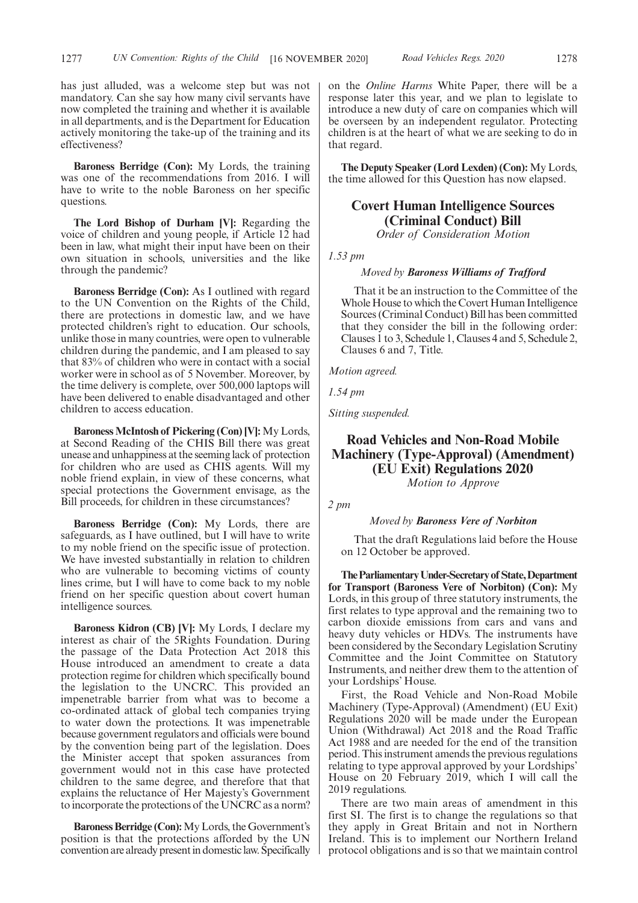has just alluded, was a welcome step but was not mandatory. Can she say how many civil servants have now completed the training and whether it is available in all departments, and is the Department for Education actively monitoring the take-up of the training and its effectiveness?

**Baroness Berridge (Con):** My Lords, the training was one of the recommendations from 2016. I will have to write to the noble Baroness on her specific questions.

**The Lord Bishop of Durham [V]:** Regarding the voice of children and young people, if Article 12 had been in law, what might their input have been on their own situation in schools, universities and the like through the pandemic?

**Baroness Berridge (Con):** As I outlined with regard to the UN Convention on the Rights of the Child, there are protections in domestic law, and we have protected children's right to education. Our schools, unlike those in many countries, were open to vulnerable children during the pandemic, and I am pleased to say that 83% of children who were in contact with a social worker were in school as of 5 November. Moreover, by the time delivery is complete, over 500,000 laptops will have been delivered to enable disadvantaged and other children to access education.

**Baroness McIntosh of Pickering (Con) [V]:** My Lords, at Second Reading of the CHIS Bill there was great unease and unhappiness at the seeming lack of protection for children who are used as CHIS agents. Will my noble friend explain, in view of these concerns, what special protections the Government envisage, as the Bill proceeds, for children in these circumstances?

**Baroness Berridge (Con):** My Lords, there are safeguards, as I have outlined, but I will have to write to my noble friend on the specific issue of protection. We have invested substantially in relation to children who are vulnerable to becoming victims of county lines crime, but I will have to come back to my noble friend on her specific question about covert human intelligence sources.

**Baroness Kidron (CB) [V]:** My Lords, I declare my interest as chair of the 5Rights Foundation. During the passage of the Data Protection Act 2018 this House introduced an amendment to create a data protection regime for children which specifically bound the legislation to the UNCRC. This provided an impenetrable barrier from what was to become a co-ordinated attack of global tech companies trying to water down the protections. It was impenetrable because government regulators and officials were bound by the convention being part of the legislation. Does the Minister accept that spoken assurances from government would not in this case have protected children to the same degree, and therefore that that explains the reluctance of Her Majesty's Government to incorporate the protections of the UNCRC as a norm?

**Baroness Berridge (Con):** My Lords, the Government's position is that the protections afforded by the UN convention are already present in domestic law. Specifically on the *Online Harms* White Paper, there will be a response later this year, and we plan to legislate to introduce a new duty of care on companies which will be overseen by an independent regulator. Protecting children is at the heart of what we are seeking to do in that regard.

**The Deputy Speaker (Lord Lexden) (Con):** My Lords, the time allowed for this Question has now elapsed.

## Covert Human Intelligence Sources (Criminal Conduct) Bill

*Order of Consideration Motion*

*1.53 pm*

*Moved by* ***Baroness Williams of Trafford***

That it be an instruction to the Committee of the Whole House to which the Covert Human Intelligence Sources (Criminal Conduct) Bill has been committed that they consider the bill in the following order: Clauses 1 to 3, Schedule 1, Clauses 4 and 5, Schedule 2, Clauses 6 and 7, Title.

*Motion agreed.*

*1.54 pm*

*Sitting suspended.*

## Road Vehicles and Non-Road Mobile Machinery (Type-Approval) (Amendment) (EU Exit) Regulations 2020

*Motion to Approve*

*2 pm*

*Moved by* ***Baroness Vere of Norbiton***

That the draft Regulations laid before the House on 12 October be approved.

**The Parliamentary Under-Secretary of State, Department for Transport (Baroness Vere of Norbiton) (Con):** My Lords, in this group of three statutory instruments, the first relates to type approval and the remaining two to carbon dioxide emissions from cars and vans and heavy duty vehicles or HDVs. The instruments have been considered by the Secondary Legislation Scrutiny Committee and the Joint Committee on Statutory Instruments, and neither drew them to the attention of your Lordships' House.

First, the Road Vehicle and Non-Road Mobile Machinery (Type-Approval) (Amendment) (EU Exit) Regulations 2020 will be made under the European Union (Withdrawal) Act 2018 and the Road Traffic Act 1988 and are needed for the end of the transition period. This instrument amends the previous regulations relating to type approval approved by your Lordships' House on 20 February 2019, which I will call the 2019 regulations.

There are two main areas of amendment in this first SI. The first is to change the regulations so that they apply in Great Britain and not in Northern Ireland. This is to implement our Northern Ireland protocol obligations and is so that we maintain control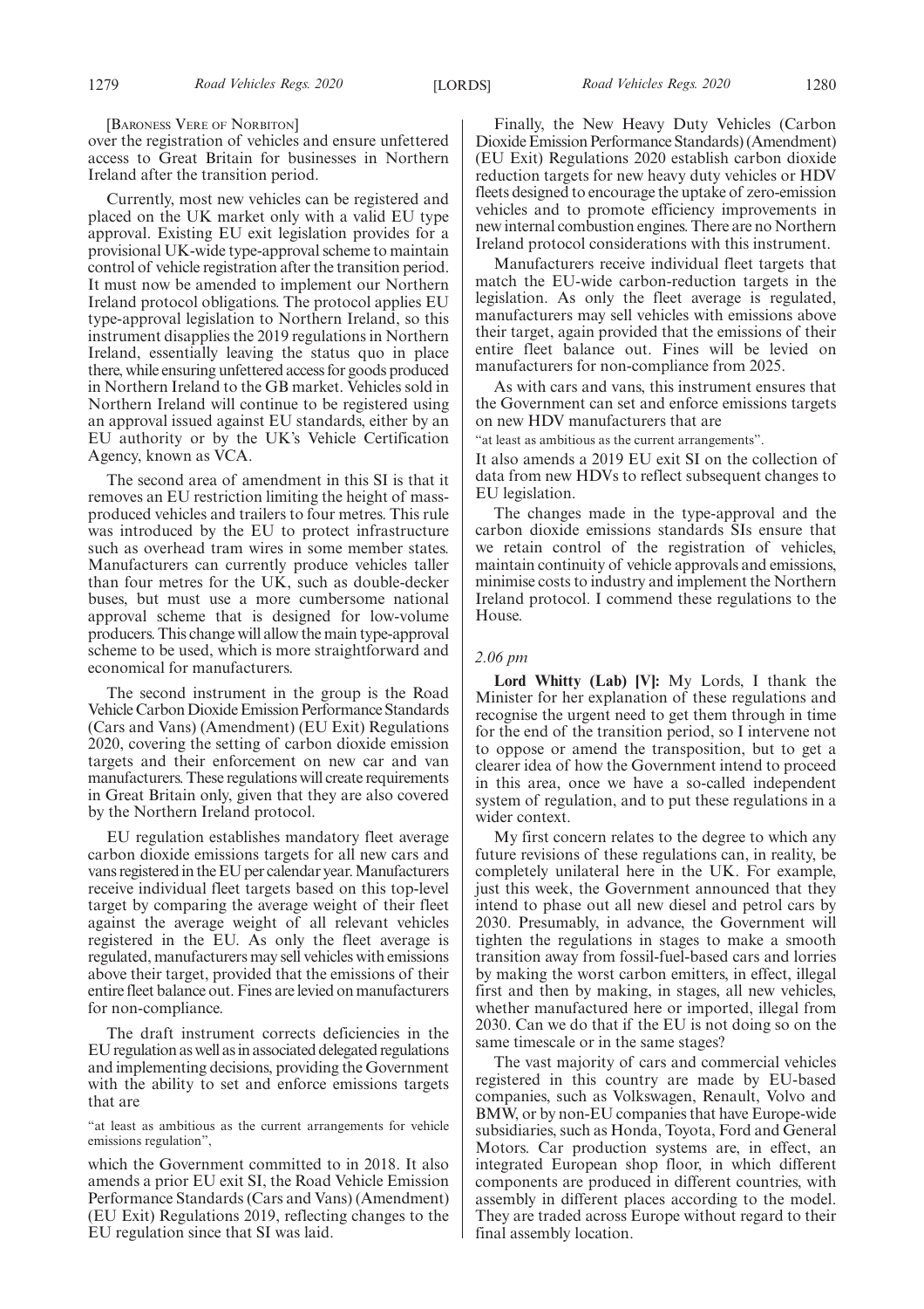[BARONESS VERE OF NORBITON]

over the registration of vehicles and ensure unfettered access to Great Britain for businesses in Northern Ireland after the transition period.

Currently, most new vehicles can be registered and placed on the UK market only with a valid EU type approval. Existing EU exit legislation provides for a provisional UK-wide type-approval scheme to maintain control of vehicle registration after the transition period. It must now be amended to implement our Northern Ireland protocol obligations. The protocol applies EU type-approval legislation to Northern Ireland, so this instrument disapplies the 2019 regulations in Northern Ireland, essentially leaving the status quo in place there, while ensuring unfettered access for goods produced in Northern Ireland to the GB market. Vehicles sold in Northern Ireland will continue to be registered using an approval issued against EU standards, either by an EU authority or by the UK's Vehicle Certification Agency, known as VCA.

The second area of amendment in this SI is that it removes an EU restriction limiting the height of mass-produced vehicles and trailers to four metres. This rule was introduced by the EU to protect infrastructure such as overhead tram wires in some member states. Manufacturers can currently produce vehicles taller than four metres for the UK, such as double-decker buses, but must use a more cumbersome national approval scheme that is designed for low-volume producers. This change will allow the main type-approval scheme to be used, which is more straightforward and economical for manufacturers.

The second instrument in the group is the Road Vehicle Carbon Dioxide Emission Performance Standards (Cars and Vans) (Amendment) (EU Exit) Regulations 2020, covering the setting of carbon dioxide emission targets and their enforcement on new car and van manufacturers. These regulations will create requirements in Great Britain only, given that they are also covered by the Northern Ireland protocol.

EU regulation establishes mandatory fleet average carbon dioxide emissions targets for all new cars and vans registered in the EU per calendar year. Manufacturers receive individual fleet targets based on this top-level target by comparing the average weight of their fleet against the average weight of all relevant vehicles registered in the EU. As only the fleet average is regulated, manufacturers may sell vehicles with emissions above their target, provided that the emissions of their entire fleet balance out. Fines are levied on manufacturers for non-compliance.

The draft instrument corrects deficiencies in the EU regulation as well as in associated delegated regulations and implementing decisions, providing the Government with the ability to set and enforce emissions targets that are

"at least as ambitious as the current arrangements for vehicle emissions regulation",

which the Government committed to in 2018. It also amends a prior EU exit SI, the Road Vehicle Emission Performance Standards (Cars and Vans) (Amendment) (EU Exit) Regulations 2019, reflecting changes to the EU regulation since that SI was laid.

Finally, the New Heavy Duty Vehicles (Carbon Dioxide Emission Performance Standards) (Amendment) (EU Exit) Regulations 2020 establish carbon dioxide reduction targets for new heavy duty vehicles or HDV fleets designed to encourage the uptake of zero-emission vehicles and to promote efficiency improvements in new internal combustion engines. There are no Northern Ireland protocol considerations with this instrument.

Manufacturers receive individual fleet targets that match the EU-wide carbon-reduction targets in the legislation. As only the fleet average is regulated, manufacturers may sell vehicles with emissions above their target, again provided that the emissions of their entire fleet balance out. Fines will be levied on manufacturers for non-compliance from 2025.

As with cars and vans, this instrument ensures that the Government can set and enforce emissions targets on new HDV manufacturers that are

"at least as ambitious as the current arrangements".

It also amends a 2019 EU exit SI on the collection of data from new HDVs to reflect subsequent changes to EU legislation.

The changes made in the type-approval and the carbon dioxide emissions standards SIs ensure that we retain control of the registration of vehicles, maintain continuity of vehicle approvals and emissions, minimise costs to industry and implement the Northern Ireland protocol. I commend these regulations to the House.

*2.06 pm*

**Lord Whitty (Lab) [V]:** My Lords, I thank the Minister for her explanation of these regulations and recognise the urgent need to get them through in time for the end of the transition period, so I intervene not to oppose or amend the transposition, but to get a clearer idea of how the Government intend to proceed in this area, once we have a so-called independent system of regulation, and to put these regulations in a wider context.

My first concern relates to the degree to which any future revisions of these regulations can, in reality, be completely unilateral here in the UK. For example, just this week, the Government announced that they intend to phase out all new diesel and petrol cars by 2030. Presumably, in advance, the Government will tighten the regulations in stages to make a smooth transition away from fossil-fuel-based cars and lorries by making the worst carbon emitters, in effect, illegal first and then by making, in stages, all new vehicles, whether manufactured here or imported, illegal from 2030. Can we do that if the EU is not doing so on the same timescale or in the same stages?

The vast majority of cars and commercial vehicles registered in this country are made by EU-based companies, such as Volkswagen, Renault, Volvo and BMW, or by non-EU companies that have Europe-wide subsidiaries, such as Honda, Toyota, Ford and General Motors. Car production systems are, in effect, an integrated European shop floor, in which different components are produced in different countries, with assembly in different places according to the model. They are traded across Europe without regard to their final assembly location.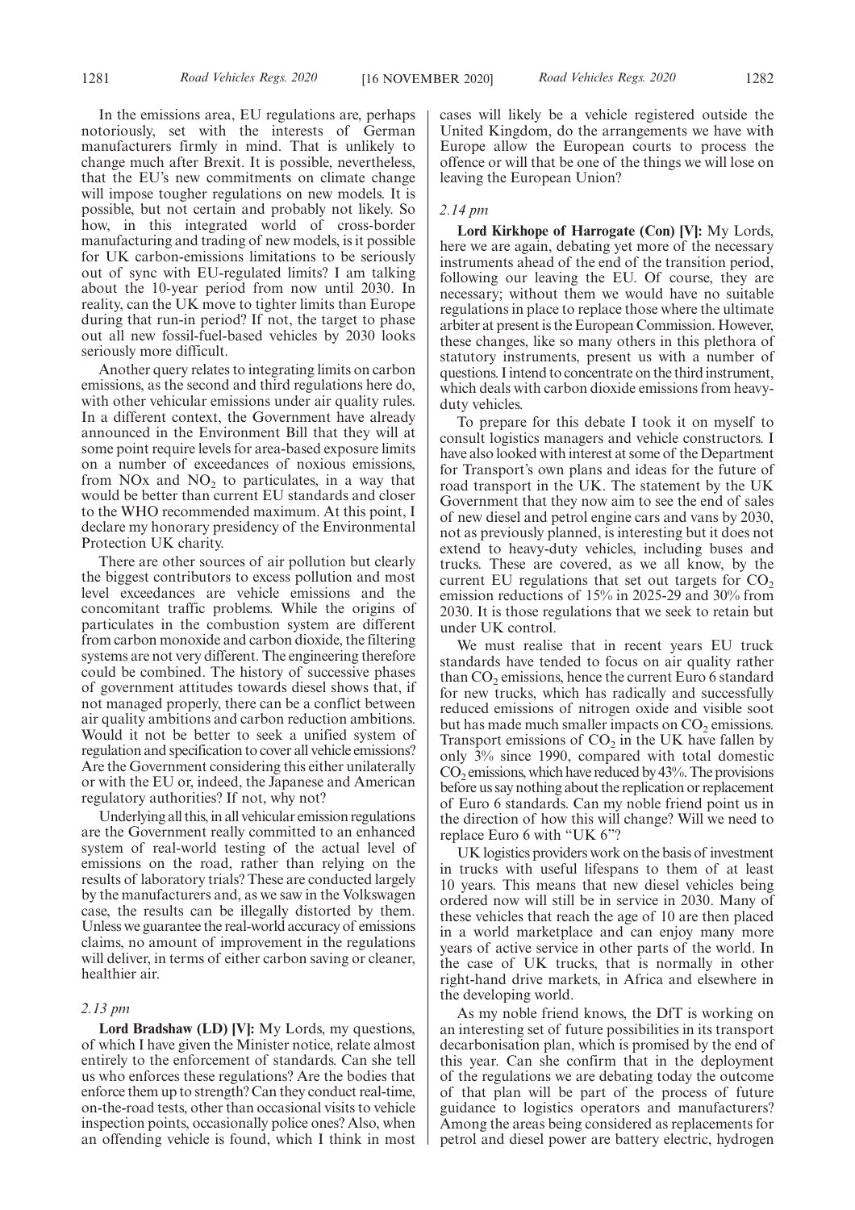In the emissions area, EU regulations are, perhaps notoriously, set with the interests of German manufacturers firmly in mind. That is unlikely to change much after Brexit. It is possible, nevertheless, that the EU's new commitments on climate change will impose tougher regulations on new models. It is possible, but not certain and probably not likely. So how, in this integrated world of cross-border manufacturing and trading of new models, is it possible for UK carbon-emissions limitations to be seriously out of sync with EU-regulated limits? I am talking about the 10-year period from now until 2030. In reality, can the UK move to tighter limits than Europe during that run-in period? If not, the target to phase out all new fossil-fuel-based vehicles by 2030 looks seriously more difficult.

Another query relates to integrating limits on carbon emissions, as the second and third regulations here do, with other vehicular emissions under air quality rules. In a different context, the Government have already announced in the Environment Bill that they will at some point require levels for area-based exposure limits on a number of exceedances of noxious emissions, from NOx and $NO_2$ to particulates, in a way that would be better than current EU standards and closer to the WHO recommended maximum. At this point, I declare my honorary presidency of the Environmental Protection UK charity.

There are other sources of air pollution but clearly the biggest contributors to excess pollution and most level exceedances are vehicle emissions and the concomitant traffic problems. While the origins of particulates in the combustion system are different from carbon monoxide and carbon dioxide, the filtering systems are not very different. The engineering therefore could be combined. The history of successive phases of government attitudes towards diesel shows that, if not managed properly, there can be a conflict between air quality ambitions and carbon reduction ambitions. Would it not be better to seek a unified system of regulation and specification to cover all vehicle emissions? Are the Government considering this either unilaterally or with the EU or, indeed, the Japanese and American regulatory authorities? If not, why not?

Underlying all this, in all vehicular emission regulations are the Government really committed to an enhanced system of real-world testing of the actual level of emissions on the road, rather than relying on the results of laboratory trials? These are conducted largely by the manufacturers and, as we saw in the Volkswagen case, the results can be illegally distorted by them. Unless we guarantee the real-world accuracy of emissions claims, no amount of improvement in the regulations will deliver, in terms of either carbon saving or cleaner, healthier air.

*2.13 pm*

**Lord Bradshaw (LD) [V]:** My Lords, my questions, of which I have given the Minister notice, relate almost entirely to the enforcement of standards. Can she tell us who enforces these regulations? Are the bodies that enforce them up to strength? Can they conduct real-time, on-the-road tests, other than occasional visits to vehicle inspection points, occasionally police ones? Also, when an offending vehicle is found, which I think in most cases will likely be a vehicle registered outside the United Kingdom, do the arrangements we have with Europe allow the European courts to process the offence or will that be one of the things we will lose on leaving the European Union?

*2.14 pm*

**Lord Kirkhope of Harrogate (Con) [V]:** My Lords, here we are again, debating yet more of the necessary instruments ahead of the end of the transition period, following our leaving the EU. Of course, they are necessary; without them we would have no suitable regulations in place to replace those where the ultimate arbiter at present is the European Commission. However, these changes, like so many others in this plethora of statutory instruments, present us with a number of questions. I intend to concentrate on the third instrument, which deals with carbon dioxide emissions from heavy-duty vehicles.

To prepare for this debate I took it on myself to consult logistics managers and vehicle constructors. I have also looked with interest at some of the Department for Transport's own plans and ideas for the future of road transport in the UK. The statement by the UK Government that they now aim to see the end of sales of new diesel and petrol engine cars and vans by 2030, not as previously planned, is interesting but it does not extend to heavy-duty vehicles, including buses and trucks. These are covered, as we all know, by the current EU regulations that set out targets for $CO_2$ emission reductions of 15% in 2025-29 and 30% from 2030. It is those regulations that we seek to retain but under UK control.

We must realise that in recent years EU truck standards have tended to focus on air quality rather than $CO_2$ emissions, hence the current Euro 6 standard for new trucks, which has radically and successfully reduced emissions of nitrogen oxide and visible soot but has made much smaller impacts on $CO_2$ emissions. Transport emissions of $CO_2$ in the UK have fallen by only 3% since 1990, compared with total domestic $CO_2$ emissions, which have reduced by 43%. The provisions before us say nothing about the replication or replacement of Euro 6 standards. Can my noble friend point us in the direction of how this will change? Will we need to replace Euro 6 with "UK 6"?

UK logistics providers work on the basis of investment in trucks with useful lifespans to them of at least 10 years. This means that new diesel vehicles being ordered now will still be in service in 2030. Many of these vehicles that reach the age of 10 are then placed in a world marketplace and can enjoy many more years of active service in other parts of the world. In the case of UK trucks, that is normally in other right-hand drive markets, in Africa and elsewhere in the developing world.

As my noble friend knows, the DfT is working on an interesting set of future possibilities in its transport decarbonisation plan, which is promised by the end of this year. Can she confirm that in the deployment of the regulations we are debating today the outcome of that plan will be part of the process of future guidance to logistics operators and manufacturers? Among the areas being considered as replacements for petrol and diesel power are battery electric, hydrogen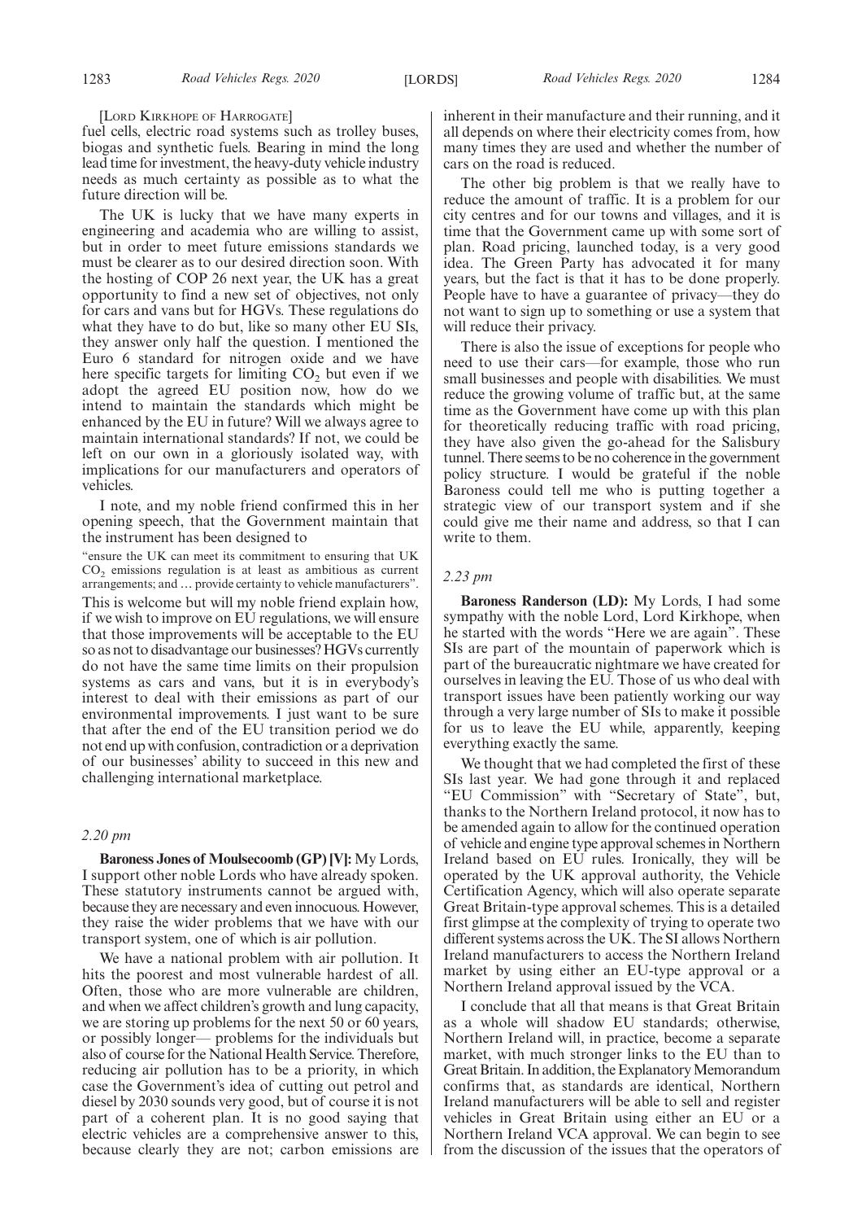[LORD KIRKHOPE OF HARROGATE]

fuel cells, electric road systems such as trolley buses, biogas and synthetic fuels. Bearing in mind the long lead time for investment, the heavy-duty vehicle industry needs as much certainty as possible as to what the future direction will be.

The UK is lucky that we have many experts in engineering and academia who are willing to assist, but in order to meet future emissions standards we must be clearer as to our desired direction soon. With the hosting of COP 26 next year, the UK has a great opportunity to find a new set of objectives, not only for cars and vans but for HGVs. These regulations do what they have to do but, like so many other EU SIs, they answer only half the question. I mentioned the Euro 6 standard for nitrogen oxide and we have here specific targets for limiting $CO_2$ but even if we adopt the agreed EU position now, how do we intend to maintain the standards which might be enhanced by the EU in future? Will we always agree to maintain international standards? If not, we could be left on our own in a gloriously isolated way, with implications for our manufacturers and operators of vehicles.

I note, and my noble friend confirmed this in her opening speech, that the Government maintain that the instrument has been designed to

"ensure the UK can meet its commitment to ensuring that UK $CO_2$ emissions regulation is at least as ambitious as current arrangements; and … provide certainty to vehicle manufacturers".

This is welcome but will my noble friend explain how, if we wish to improve on EU regulations, we will ensure that those improvements will be acceptable to the EU so as not to disadvantage our businesses? HGVs currently do not have the same time limits on their propulsion systems as cars and vans, but it is in everybody's interest to deal with their emissions as part of our environmental improvements. I just want to be sure that after the end of the EU transition period we do not end up with confusion, contradiction or a deprivation of our businesses' ability to succeed in this new and challenging international marketplace.

*2.20 pm*

**Baroness Jones of Moulsecoomb (GP) [V]:** My Lords, I support other noble Lords who have already spoken. These statutory instruments cannot be argued with, because they are necessary and even innocuous. However, they raise the wider problems that we have with our transport system, one of which is air pollution.

We have a national problem with air pollution. It hits the poorest and most vulnerable hardest of all. Often, those who are more vulnerable are children, and when we affect children's growth and lung capacity, we are storing up problems for the next 50 or 60 years, or possibly longer— problems for the individuals but also of course for the National Health Service. Therefore, reducing air pollution has to be a priority, in which case the Government's idea of cutting out petrol and diesel by 2030 sounds very good, but of course it is not part of a coherent plan. It is no good saying that electric vehicles are a comprehensive answer to this, because clearly they are not; carbon emissions are inherent in their manufacture and their running, and it all depends on where their electricity comes from, how many times they are used and whether the number of cars on the road is reduced.

The other big problem is that we really have to reduce the amount of traffic. It is a problem for our city centres and for our towns and villages, and it is time that the Government came up with some sort of plan. Road pricing, launched today, is a very good idea. The Green Party has advocated it for many years, but the fact is that it has to be done properly. People have to have a guarantee of privacy—they do not want to sign up to something or use a system that will reduce their privacy.

There is also the issue of exceptions for people who need to use their cars—for example, those who run small businesses and people with disabilities. We must reduce the growing volume of traffic but, at the same time as the Government have come up with this plan for theoretically reducing traffic with road pricing, they have also given the go-ahead for the Salisbury tunnel. There seems to be no coherence in the government policy structure. I would be grateful if the noble Baroness could tell me who is putting together a strategic view of our transport system and if she could give me their name and address, so that I can write to them.

*2.23 pm*

**Baroness Randerson (LD):** My Lords, I had some sympathy with the noble Lord, Lord Kirkhope, when he started with the words "Here we are again". These SIs are part of the mountain of paperwork which is part of the bureaucratic nightmare we have created for ourselves in leaving the EU. Those of us who deal with transport issues have been patiently working our way through a very large number of SIs to make it possible for us to leave the EU while, apparently, keeping everything exactly the same.

We thought that we had completed the first of these SIs last year. We had gone through it and replaced "EU Commission" with "Secretary of State", but, thanks to the Northern Ireland protocol, it now has to be amended again to allow for the continued operation of vehicle and engine type approval schemes in Northern Ireland based on EU rules. Ironically, they will be operated by the UK approval authority, the Vehicle Certification Agency, which will also operate separate Great Britain-type approval schemes. This is a detailed first glimpse at the complexity of trying to operate two different systems across the UK. The SI allows Northern Ireland manufacturers to access the Northern Ireland market by using either an EU-type approval or a Northern Ireland approval issued by the VCA.

I conclude that all that means is that Great Britain as a whole will shadow EU standards; otherwise, Northern Ireland will, in practice, become a separate market, with much stronger links to the EU than to Great Britain. In addition, the Explanatory Memorandum confirms that, as standards are identical, Northern Ireland manufacturers will be able to sell and register vehicles in Great Britain using either an EU or a Northern Ireland VCA approval. We can begin to see from the discussion of the issues that the operators of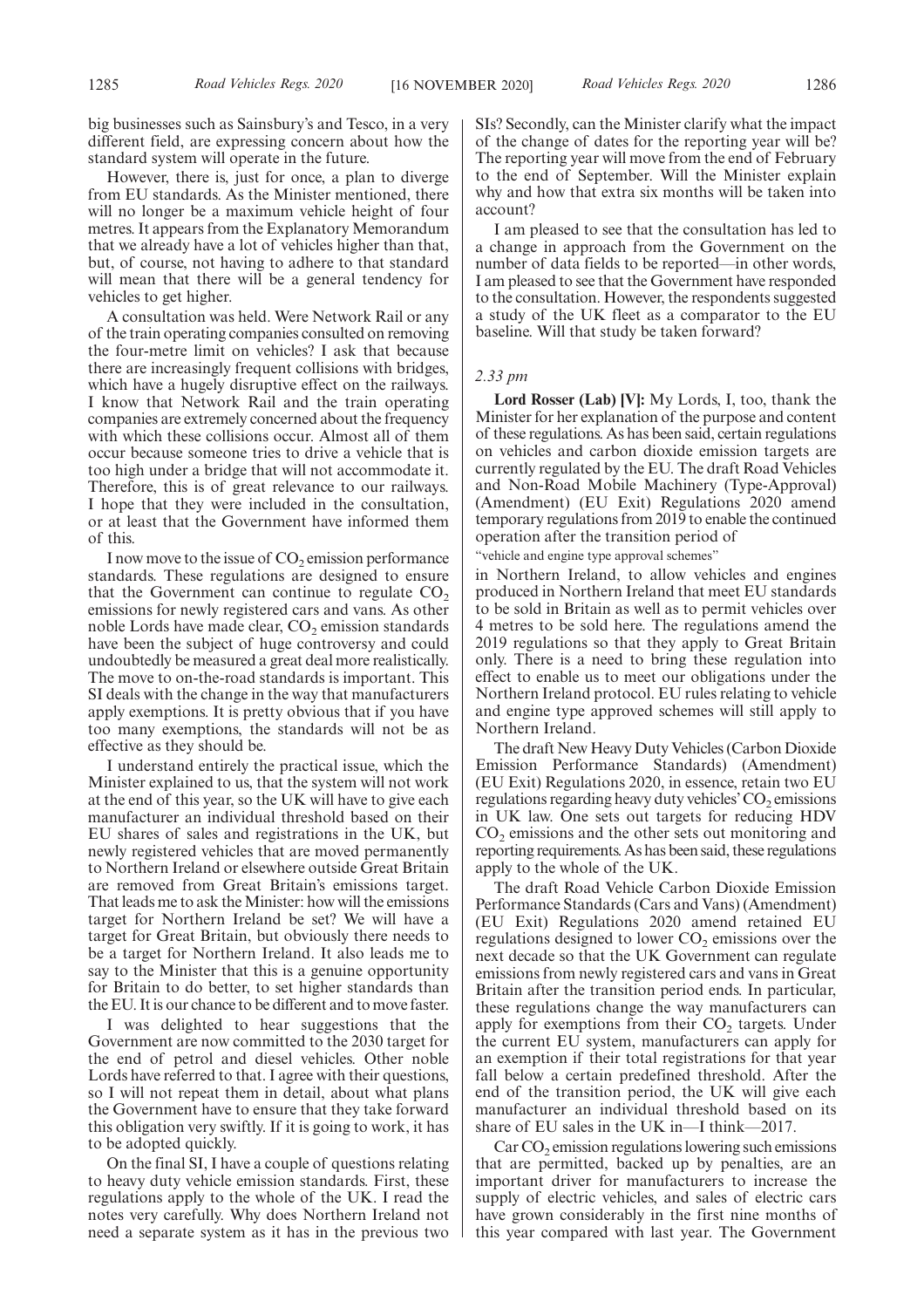big businesses such as Sainsbury's and Tesco, in a very different field, are expressing concern about how the standard system will operate in the future.

However, there is, just for once, a plan to diverge from EU standards. As the Minister mentioned, there will no longer be a maximum vehicle height of four metres. It appears from the Explanatory Memorandum that we already have a lot of vehicles higher than that, but, of course, not having to adhere to that standard will mean that there will be a general tendency for vehicles to get higher.

A consultation was held. Were Network Rail or any of the train operating companies consulted on removing the four-metre limit on vehicles? I ask that because there are increasingly frequent collisions with bridges, which have a hugely disruptive effect on the railways. I know that Network Rail and the train operating companies are extremely concerned about the frequency with which these collisions occur. Almost all of them occur because someone tries to drive a vehicle that is too high under a bridge that will not accommodate it. Therefore, this is of great relevance to our railways. I hope that they were included in the consultation, or at least that the Government have informed them of this.

I now move to the issue of $CO_2$ emission performance standards. These regulations are designed to ensure that the Government can continue to regulate $CO_2$ emissions for newly registered cars and vans. As other noble Lords have made clear, $CO_2$ emission standards have been the subject of huge controversy and could undoubtedly be measured a great deal more realistically. The move to on-the-road standards is important. This SI deals with the change in the way that manufacturers apply exemptions. It is pretty obvious that if you have too many exemptions, the standards will not be as effective as they should be.

I understand entirely the practical issue, which the Minister explained to us, that the system will not work at the end of this year, so the UK will have to give each manufacturer an individual threshold based on their EU shares of sales and registrations in the UK, but newly registered vehicles that are moved permanently to Northern Ireland or elsewhere outside Great Britain are removed from Great Britain's emissions target. That leads me to ask the Minister: how will the emissions target for Northern Ireland be set? We will have a target for Great Britain, but obviously there needs to be a target for Northern Ireland. It also leads me to say to the Minister that this is a genuine opportunity for Britain to do better, to set higher standards than the EU. It is our chance to be different and to move faster.

I was delighted to hear suggestions that the Government are now committed to the 2030 target for the end of petrol and diesel vehicles. Other noble Lords have referred to that. I agree with their questions, so I will not repeat them in detail, about what plans the Government have to ensure that they take forward this obligation very swiftly. If it is going to work, it has to be adopted quickly.

On the final SI, I have a couple of questions relating to heavy duty vehicle emission standards. First, these regulations apply to the whole of the UK. I read the notes very carefully. Why does Northern Ireland not need a separate system as it has in the previous two SIs? Secondly, can the Minister clarify what the impact of the change of dates for the reporting year will be? The reporting year will move from the end of February to the end of September. Will the Minister explain why and how that extra six months will be taken into account?

I am pleased to see that the consultation has led to a change in approach from the Government on the number of data fields to be reported—in other words, I am pleased to see that the Government have responded to the consultation. However, the respondents suggested a study of the UK fleet as a comparator to the EU baseline. Will that study be taken forward?

*2.33 pm*

**Lord Rosser (Lab) [V]:** My Lords, I, too, thank the Minister for her explanation of the purpose and content of these regulations. As has been said, certain regulations on vehicles and carbon dioxide emission targets are currently regulated by the EU. The draft Road Vehicles and Non-Road Mobile Machinery (Type-Approval) (Amendment) (EU Exit) Regulations 2020 amend temporary regulations from 2019 to enable the continued operation after the transition period of

"vehicle and engine type approval schemes"

in Northern Ireland, to allow vehicles and engines produced in Northern Ireland that meet EU standards to be sold in Britain as well as to permit vehicles over 4 metres to be sold here. The regulations amend the 2019 regulations so that they apply to Great Britain only. There is a need to bring these regulation into effect to enable us to meet our obligations under the Northern Ireland protocol. EU rules relating to vehicle and engine type approved schemes will still apply to Northern Ireland.

The draft New Heavy Duty Vehicles (Carbon Dioxide Emission Performance Standards) (Amendment) (EU Exit) Regulations 2020, in essence, retain two EU regulations regarding heavy duty vehicles' $CO_2$ emissions in UK law. One sets out targets for reducing HDV $CO_2$ emissions and the other sets out monitoring and reporting requirements. As has been said, these regulations apply to the whole of the UK.

The draft Road Vehicle Carbon Dioxide Emission Performance Standards (Cars and Vans) (Amendment) (EU Exit) Regulations 2020 amend retained EU regulations designed to lower $CO_2$ emissions over the next decade so that the UK Government can regulate emissions from newly registered cars and vans in Great Britain after the transition period ends. In particular, these regulations change the way manufacturers can apply for exemptions from their $CO_2$ targets. Under the current EU system, manufacturers can apply for an exemption if their total registrations for that year fall below a certain predefined threshold. After the end of the transition period, the UK will give each manufacturer an individual threshold based on its share of EU sales in the UK in—I think—2017.

Car $CO_2$ emission regulations lowering such emissions that are permitted, backed up by penalties, are an important driver for manufacturers to increase the supply of electric vehicles, and sales of electric cars have grown considerably in the first nine months of this year compared with last year. The Government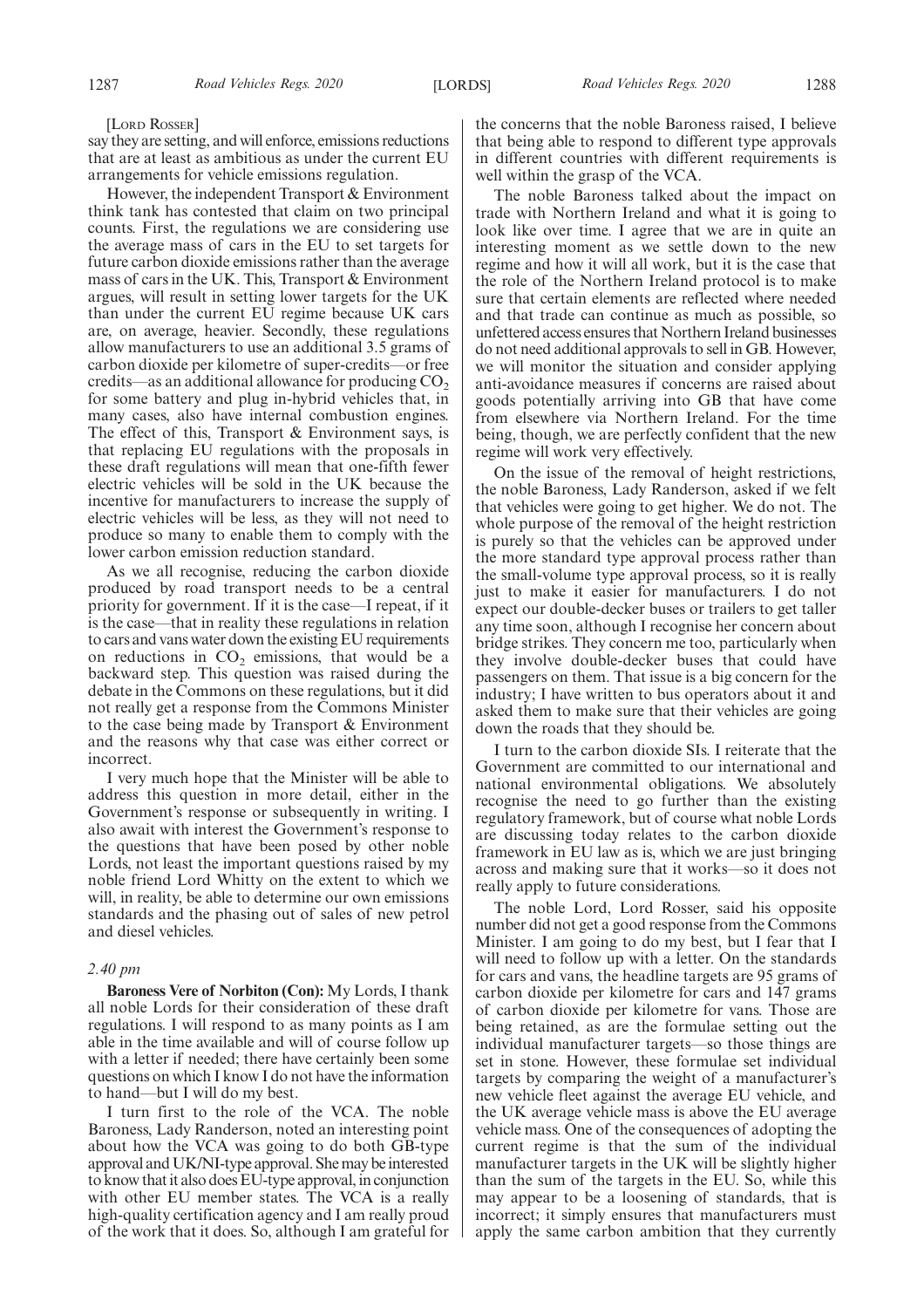[Lord Rosser]

say they are setting, and will enforce, emissions reductions that are at least as ambitious as under the current EU arrangements for vehicle emissions regulation.

However, the independent Transport & Environment think tank has contested that claim on two principal counts. First, the regulations we are considering use the average mass of cars in the EU to set targets for future carbon dioxide emissions rather than the average mass of cars in the UK. This, Transport & Environment argues, will result in setting lower targets for the UK than under the current EU regime because UK cars are, on average, heavier. Secondly, these regulations allow manufacturers to use an additional 3.5 grams of carbon dioxide per kilometre of super-credits—or free credits—as an additional allowance for producing $CO_2$ for some battery and plug in-hybrid vehicles that, in many cases, also have internal combustion engines. The effect of this, Transport & Environment says, is that replacing EU regulations with the proposals in these draft regulations will mean that one-fifth fewer electric vehicles will be sold in the UK because the incentive for manufacturers to increase the supply of electric vehicles will be less, as they will not need to produce so many to enable them to comply with the lower carbon emission reduction standard.

As we all recognise, reducing the carbon dioxide produced by road transport needs to be a central priority for government. If it is the case—I repeat, if it is the case—that in reality these regulations in relation to cars and vans water down the existing EU requirements on reductions in $CO_2$ emissions, that would be a backward step. This question was raised during the debate in the Commons on these regulations, but it did not really get a response from the Commons Minister to the case being made by Transport & Environment and the reasons why that case was either correct or incorrect.

I very much hope that the Minister will be able to address this question in more detail, either in the Government's response or subsequently in writing. I also await with interest the Government's response to the questions that have been posed by other noble Lords, not least the important questions raised by my noble friend Lord Whitty on the extent to which we will, in reality, be able to determine our own emissions standards and the phasing out of sales of new petrol and diesel vehicles.

*2.40 pm*

**Baroness Vere of Norbiton (Con):** My Lords, I thank all noble Lords for their consideration of these draft regulations. I will respond to as many points as I am able in the time available and will of course follow up with a letter if needed; there have certainly been some questions on which I know I do not have the information to hand—but I will do my best.

I turn first to the role of the VCA. The noble Baroness, Lady Randerson, noted an interesting point about how the VCA was going to do both GB-type approval and UK/NI-type approval. She may be interested to know that it also does EU-type approval, in conjunction with other EU member states. The VCA is a really high-quality certification agency and I am really proud of the work that it does. So, although I am grateful for the concerns that the noble Baroness raised, I believe that being able to respond to different type approvals in different countries with different requirements is well within the grasp of the VCA.

The noble Baroness talked about the impact on trade with Northern Ireland and what it is going to look like over time. I agree that we are in quite an interesting moment as we settle down to the new regime and how it will all work, but it is the case that the role of the Northern Ireland protocol is to make sure that certain elements are reflected where needed and that trade can continue as much as possible, so unfettered access ensures that Northern Ireland businesses do not need additional approvals to sell in GB. However, we will monitor the situation and consider applying anti-avoidance measures if concerns are raised about goods potentially arriving into GB that have come from elsewhere via Northern Ireland. For the time being, though, we are perfectly confident that the new regime will work very effectively.

On the issue of the removal of height restrictions, the noble Baroness, Lady Randerson, asked if we felt that vehicles were going to get higher. We do not. The whole purpose of the removal of the height restriction is purely so that the vehicles can be approved under the more standard type approval process rather than the small-volume type approval process, so it is really just to make it easier for manufacturers. I do not expect our double-decker buses or trailers to get taller any time soon, although I recognise her concern about bridge strikes. They concern me too, particularly when they involve double-decker buses that could have passengers on them. That issue is a big concern for the industry; I have written to bus operators about it and asked them to make sure that their vehicles are going down the roads that they should be.

I turn to the carbon dioxide SIs. I reiterate that the Government are committed to our international and national environmental obligations. We absolutely recognise the need to go further than the existing regulatory framework, but of course what noble Lords are discussing today relates to the carbon dioxide framework in EU law as is, which we are just bringing across and making sure that it works—so it does not really apply to future considerations.

The noble Lord, Lord Rosser, said his opposite number did not get a good response from the Commons Minister. I am going to do my best, but I fear that I will need to follow up with a letter. On the standards for cars and vans, the headline targets are 95 grams of carbon dioxide per kilometre for cars and 147 grams of carbon dioxide per kilometre for vans. Those are being retained, as are the formulae setting out the individual manufacturer targets—so those things are set in stone. However, these formulae set individual targets by comparing the weight of a manufacturer's new vehicle fleet against the average EU vehicle, and the UK average vehicle mass is above the EU average vehicle mass. One of the consequences of adopting the current regime is that the sum of the individual manufacturer targets in the UK will be slightly higher than the sum of the targets in the EU. So, while this may appear to be a loosening of standards, that is incorrect; it simply ensures that manufacturers must apply the same carbon ambition that they currently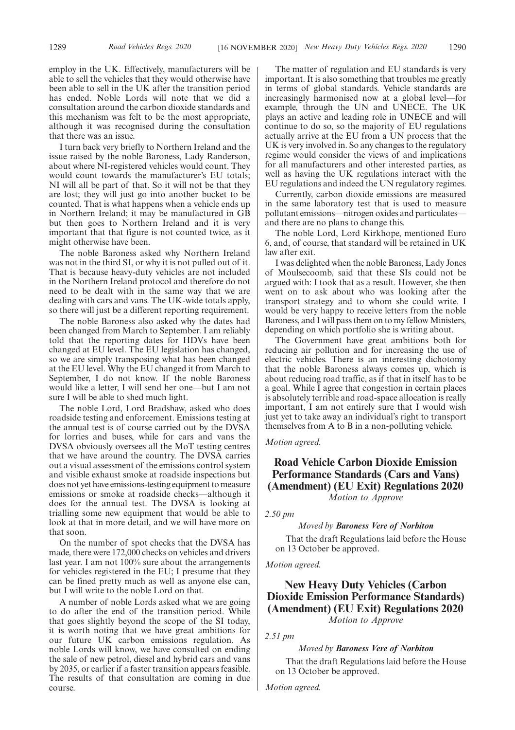employ in the UK. Effectively, manufacturers will be able to sell the vehicles that they would otherwise have been able to sell in the UK after the transition period has ended. Noble Lords will note that we did a consultation around the carbon dioxide standards and this mechanism was felt to be the most appropriate, although it was recognised during the consultation that there was an issue.

I turn back very briefly to Northern Ireland and the issue raised by the noble Baroness, Lady Randerson, about where NI-registered vehicles would count. They would count towards the manufacturer's EU totals; NI will all be part of that. So it will not be that they are lost; they will just go into another bucket to be counted. That is what happens when a vehicle ends up in Northern Ireland; it may be manufactured in GB but then goes to Northern Ireland and it is very important that that figure is not counted twice, as it might otherwise have been.

The noble Baroness asked why Northern Ireland was not in the third SI, or why it is not pulled out of it. That is because heavy-duty vehicles are not included in the Northern Ireland protocol and therefore do not need to be dealt with in the same way that we are dealing with cars and vans. The UK-wide totals apply, so there will just be a different reporting requirement.

The noble Baroness also asked why the dates had been changed from March to September. I am reliably told that the reporting dates for HDVs have been changed at EU level. The EU legislation has changed, so we are simply transposing what has been changed at the EU level. Why the EU changed it from March to September, I do not know. If the noble Baroness would like a letter, I will send her one—but I am not sure I will be able to shed much light.

The noble Lord, Lord Bradshaw, asked who does roadside testing and enforcement. Emissions testing at the annual test is of course carried out by the DVSA for lorries and buses, while for cars and vans the DVSA obviously oversees all the MoT testing centres that we have around the country. The DVSA carries out a visual assessment of the emissions control system and visible exhaust smoke at roadside inspections but does not yet have emissions-testing equipment to measure emissions or smoke at roadside checks—although it does for the annual test. The DVSA is looking at trialling some new equipment that would be able to look at that in more detail, and we will have more on that soon.

On the number of spot checks that the DVSA has made, there were 172,000 checks on vehicles and drivers last year. I am not 100% sure about the arrangements for vehicles registered in the EU; I presume that they can be fined pretty much as well as anyone else can, but I will write to the noble Lord on that.

A number of noble Lords asked what we are going to do after the end of the transition period. While that goes slightly beyond the scope of the SI today, it is worth noting that we have great ambitions for our future UK carbon emissions regulation. As noble Lords will know, we have consulted on ending the sale of new petrol, diesel and hybrid cars and vans by 2035, or earlier if a faster transition appears feasible. The results of that consultation are coming in due course.

The matter of regulation and EU standards is very important. It is also something that troubles me greatly in terms of global standards. Vehicle standards are increasingly harmonised now at a global level—for example, through the UN and UNECE. The UK plays an active and leading role in UNECE and will continue to do so, so the majority of EU regulations actually arrive at the EU from a UN process that the UK is very involved in. So any changes to the regulatory regime would consider the views of and implications for all manufacturers and other interested parties, as well as having the UK regulations interact with the EU regulations and indeed the UN regulatory regimes.

Currently, carbon dioxide emissions are measured in the same laboratory test that is used to measure pollutant emissions—nitrogen oxides and particulates—and there are no plans to change this.

The noble Lord, Lord Kirkhope, mentioned Euro 6, and, of course, that standard will be retained in UK law after exit.

I was delighted when the noble Baroness, Lady Jones of Moulsecoomb, said that these SIs could not be argued with: I took that as a result. However, she then went on to ask about who was looking after the transport strategy and to whom she could write. I would be very happy to receive letters from the noble Baroness, and I will pass them on to my fellow Ministers, depending on which portfolio she is writing about.

The Government have great ambitions both for reducing air pollution and for increasing the use of electric vehicles. There is an interesting dichotomy that the noble Baroness always comes up, which is about reducing road traffic, as if that in itself has to be a goal. While I agree that congestion in certain places is absolutely terrible and road-space allocation is really important, I am not entirely sure that I would wish just yet to take away an individual's right to transport themselves from A to B in a non-polluting vehicle.

*Motion agreed.*

## Road Vehicle Carbon Dioxide Emission Performance Standards (Cars and Vans) (Amendment) (EU Exit) Regulations 2020

*Motion to Approve*

*2.50 pm*

*Moved by* ***Baroness Vere of Norbiton***

That the draft Regulations laid before the House on 13 October be approved.

*Motion agreed.*

## New Heavy Duty Vehicles (Carbon Dioxide Emission Performance Standards) (Amendment) (EU Exit) Regulations 2020

*Motion to Approve*

*2.51 pm*

*Moved by* ***Baroness Vere of Norbiton***

That the draft Regulations laid before the House on 13 October be approved.

*Motion agreed.*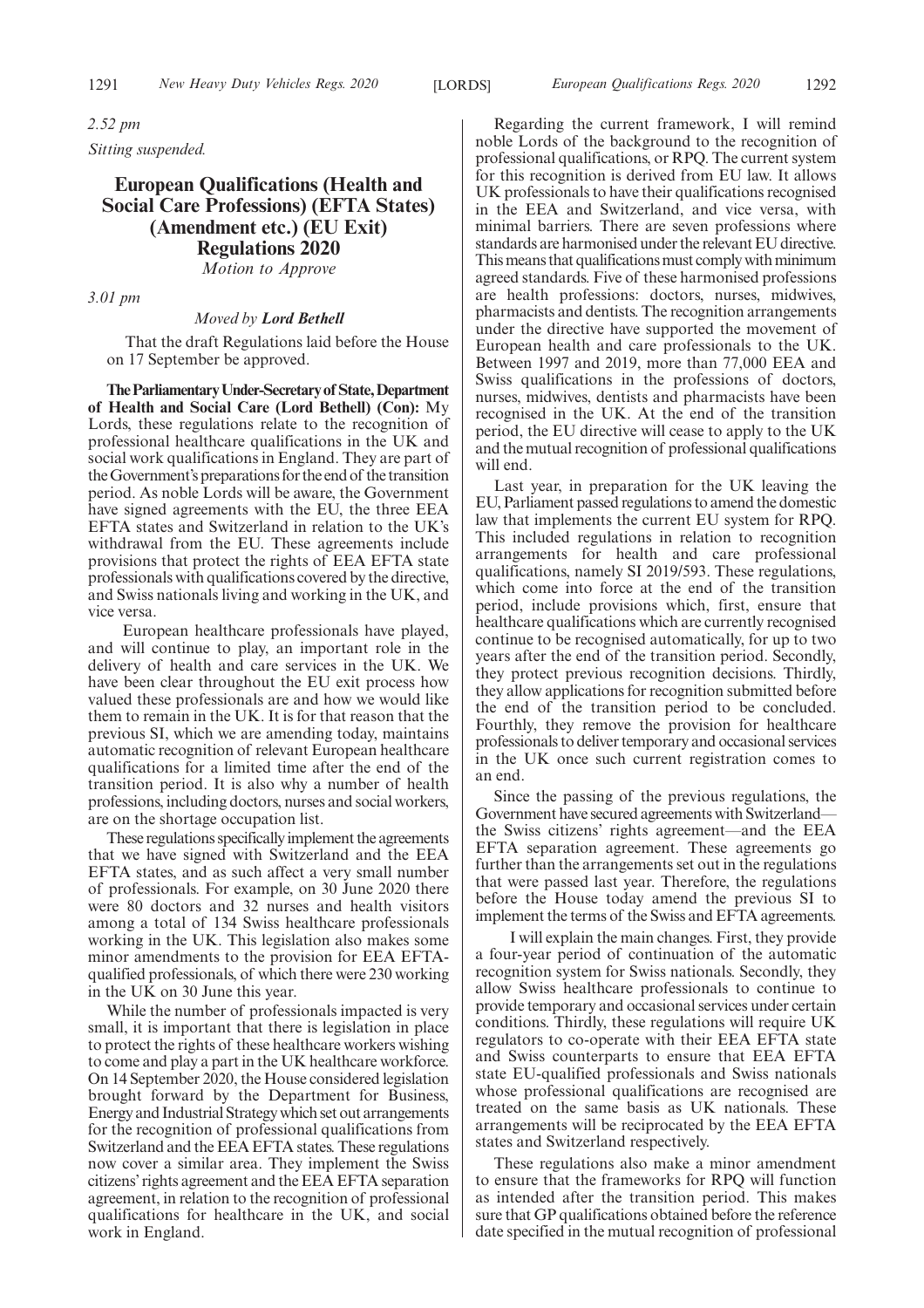*2.52 pm*

*Sitting suspended.*

## European Qualifications (Health and Social Care Professions) (EFTA States) (Amendment etc.) (EU Exit) Regulations 2020

*Motion to Approve*

*3.01 pm*

*Moved by **Lord Bethell***

That the draft Regulations laid before the House on 17 September be approved.

**The Parliamentary Under-Secretary of State, Department of Health and Social Care (Lord Bethell) (Con):** My Lords, these regulations relate to the recognition of professional healthcare qualifications in the UK and social work qualifications in England. They are part of the Government's preparations for the end of the transition period. As noble Lords will be aware, the Government have signed agreements with the EU, the three EEA EFTA states and Switzerland in relation to the UK's withdrawal from the EU. These agreements include provisions that protect the rights of EEA EFTA state professionals with qualifications covered by the directive, and Swiss nationals living and working in the UK, and vice versa.

European healthcare professionals have played, and will continue to play, an important role in the delivery of health and care services in the UK. We have been clear throughout the EU exit process how valued these professionals are and how we would like them to remain in the UK. It is for that reason that the previous SI, which we are amending today, maintains automatic recognition of relevant European healthcare qualifications for a limited time after the end of the transition period. It is also why a number of health professions, including doctors, nurses and social workers, are on the shortage occupation list.

These regulations specifically implement the agreements that we have signed with Switzerland and the EEA EFTA states, and as such affect a very small number of professionals. For example, on 30 June 2020 there were 80 doctors and 32 nurses and health visitors among a total of 134 Swiss healthcare professionals working in the UK. This legislation also makes some minor amendments to the provision for EEA EFTA-qualified professionals, of which there were 230 working in the UK on 30 June this year.

While the number of professionals impacted is very small, it is important that there is legislation in place to protect the rights of these healthcare workers wishing to come and play a part in the UK healthcare workforce. On 14 September 2020, the House considered legislation brought forward by the Department for Business, Energy and Industrial Strategy which set out arrangements for the recognition of professional qualifications from Switzerland and the EEA EFTA states. These regulations now cover a similar area. They implement the Swiss citizens' rights agreement and the EEA EFTA separation agreement, in relation to the recognition of professional qualifications for healthcare in the UK, and social work in England.

Regarding the current framework, I will remind noble Lords of the background to the recognition of professional qualifications, or RPQ. The current system for this recognition is derived from EU law. It allows UK professionals to have their qualifications recognised in the EEA and Switzerland, and vice versa, with minimal barriers. There are seven professions where standards are harmonised under the relevant EU directive. This means that qualifications must comply with minimum agreed standards. Five of these harmonised professions are health professions: doctors, nurses, midwives, pharmacists and dentists. The recognition arrangements under the directive have supported the movement of European health and care professionals to the UK. Between 1997 and 2019, more than 77,000 EEA and Swiss qualifications in the professions of doctors, nurses, midwives, dentists and pharmacists have been recognised in the UK. At the end of the transition period, the EU directive will cease to apply to the UK and the mutual recognition of professional qualifications will end.

Last year, in preparation for the UK leaving the EU, Parliament passed regulations to amend the domestic law that implements the current EU system for RPQ. This included regulations in relation to recognition arrangements for health and care professional qualifications, namely SI 2019/593. These regulations, which come into force at the end of the transition period, include provisions which, first, ensure that healthcare qualifications which are currently recognised continue to be recognised automatically, for up to two years after the end of the transition period. Secondly, they protect previous recognition decisions. Thirdly, they allow applications for recognition submitted before the end of the transition period to be concluded. Fourthly, they remove the provision for healthcare professionals to deliver temporary and occasional services in the UK once such current registration comes to an end.

Since the passing of the previous regulations, the Government have secured agreements with Switzerland—the Swiss citizens' rights agreement—and the EEA EFTA separation agreement. These agreements go further than the arrangements set out in the regulations that were passed last year. Therefore, the regulations before the House today amend the previous SI to implement the terms of the Swiss and EFTA agreements.

I will explain the main changes. First, they provide a four-year period of continuation of the automatic recognition system for Swiss nationals. Secondly, they allow Swiss healthcare professionals to continue to provide temporary and occasional services under certain conditions. Thirdly, these regulations will require UK regulators to co-operate with their EEA EFTA state and Swiss counterparts to ensure that EEA EFTA state EU-qualified professionals and Swiss nationals whose professional qualifications are recognised are treated on the same basis as UK nationals. These arrangements will be reciprocated by the EEA EFTA states and Switzerland respectively.

These regulations also make a minor amendment to ensure that the frameworks for RPQ will function as intended after the transition period. This makes sure that GP qualifications obtained before the reference date specified in the mutual recognition of professional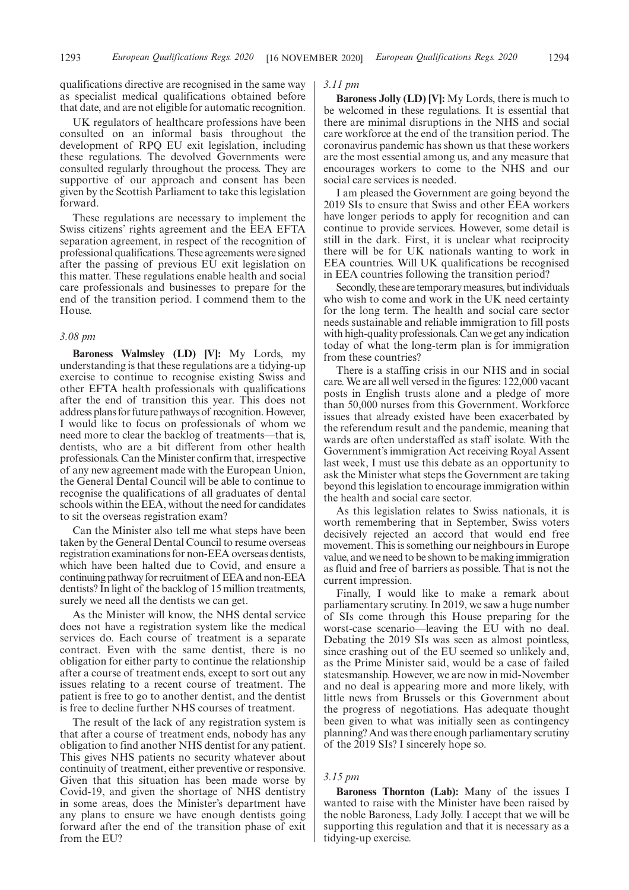qualifications directive are recognised in the same way as specialist medical qualifications obtained before that date, and are not eligible for automatic recognition.

UK regulators of healthcare professions have been consulted on an informal basis throughout the development of RPQ EU exit legislation, including these regulations. The devolved Governments were consulted regularly throughout the process. They are supportive of our approach and consent has been given by the Scottish Parliament to take this legislation forward.

These regulations are necessary to implement the Swiss citizens' rights agreement and the EEA EFTA separation agreement, in respect of the recognition of professional qualifications. These agreements were signed after the passing of previous EU exit legislation on this matter. These regulations enable health and social care professionals and businesses to prepare for the end of the transition period. I commend them to the House.

*3.08 pm*

**Baroness Walmsley (LD) [V]:** My Lords, my understanding is that these regulations are a tidying-up exercise to continue to recognise existing Swiss and other EFTA health professionals with qualifications after the end of transition this year. This does not address plans for future pathways of recognition. However, I would like to focus on professionals of whom we need more to clear the backlog of treatments—that is, dentists, who are a bit different from other health professionals. Can the Minister confirm that, irrespective of any new agreement made with the European Union, the General Dental Council will be able to continue to recognise the qualifications of all graduates of dental schools within the EEA, without the need for candidates to sit the overseas registration exam?

Can the Minister also tell me what steps have been taken by the General Dental Council to resume overseas registration examinations for non-EEA overseas dentists, which have been halted due to Covid, and ensure a continuing pathway for recruitment of EEA and non-EEA dentists? In light of the backlog of 15 million treatments, surely we need all the dentists we can get.

As the Minister will know, the NHS dental service does not have a registration system like the medical services do. Each course of treatment is a separate contract. Even with the same dentist, there is no obligation for either party to continue the relationship after a course of treatment ends, except to sort out any issues relating to a recent course of treatment. The patient is free to go to another dentist, and the dentist is free to decline further NHS courses of treatment.

The result of the lack of any registration system is that after a course of treatment ends, nobody has any obligation to find another NHS dentist for any patient. This gives NHS patients no security whatever about continuity of treatment, either preventive or responsive. Given that this situation has been made worse by Covid-19, and given the shortage of NHS dentistry in some areas, does the Minister's department have any plans to ensure we have enough dentists going forward after the end of the transition phase of exit from the EU?

*3.11 pm*

**Baroness Jolly (LD) [V]:** My Lords, there is much to be welcomed in these regulations. It is essential that there are minimal disruptions in the NHS and social care workforce at the end of the transition period. The coronavirus pandemic has shown us that these workers are the most essential among us, and any measure that encourages workers to come to the NHS and our social care services is needed.

I am pleased the Government are going beyond the 2019 SIs to ensure that Swiss and other EEA workers have longer periods to apply for recognition and can continue to provide services. However, some detail is still in the dark. First, it is unclear what reciprocity there will be for UK nationals wanting to work in EEA countries. Will UK qualifications be recognised in EEA countries following the transition period?

Secondly, these are temporary measures, but individuals who wish to come and work in the UK need certainty for the long term. The health and social care sector needs sustainable and reliable immigration to fill posts with high-quality professionals. Can we get any indication today of what the long-term plan is for immigration from these countries?

There is a staffing crisis in our NHS and in social care. We are all well versed in the figures: 122,000 vacant posts in English trusts alone and a pledge of more than 50,000 nurses from this Government. Workforce issues that already existed have been exacerbated by the referendum result and the pandemic, meaning that wards are often understaffed as staff isolate. With the Government's immigration Act receiving Royal Assent last week, I must use this debate as an opportunity to ask the Minister what steps the Government are taking beyond this legislation to encourage immigration within the health and social care sector.

As this legislation relates to Swiss nationals, it is worth remembering that in September, Swiss voters decisively rejected an accord that would end free movement. This is something our neighbours in Europe value, and we need to be shown to be making immigration as fluid and free of barriers as possible. That is not the current impression.

Finally, I would like to make a remark about parliamentary scrutiny. In 2019, we saw a huge number of SIs come through this House preparing for the worst-case scenario—leaving the EU with no deal. Debating the 2019 SIs was seen as almost pointless, since crashing out of the EU seemed so unlikely and, as the Prime Minister said, would be a case of failed statesmanship. However, we are now in mid-November and no deal is appearing more and more likely, with little news from Brussels or this Government about the progress of negotiations. Has adequate thought been given to what was initially seen as contingency planning? And was there enough parliamentary scrutiny of the 2019 SIs? I sincerely hope so.

*3.15 pm*

**Baroness Thornton (Lab):** Many of the issues I wanted to raise with the Minister have been raised by the noble Baroness, Lady Jolly. I accept that we will be supporting this regulation and that it is necessary as a tidying-up exercise.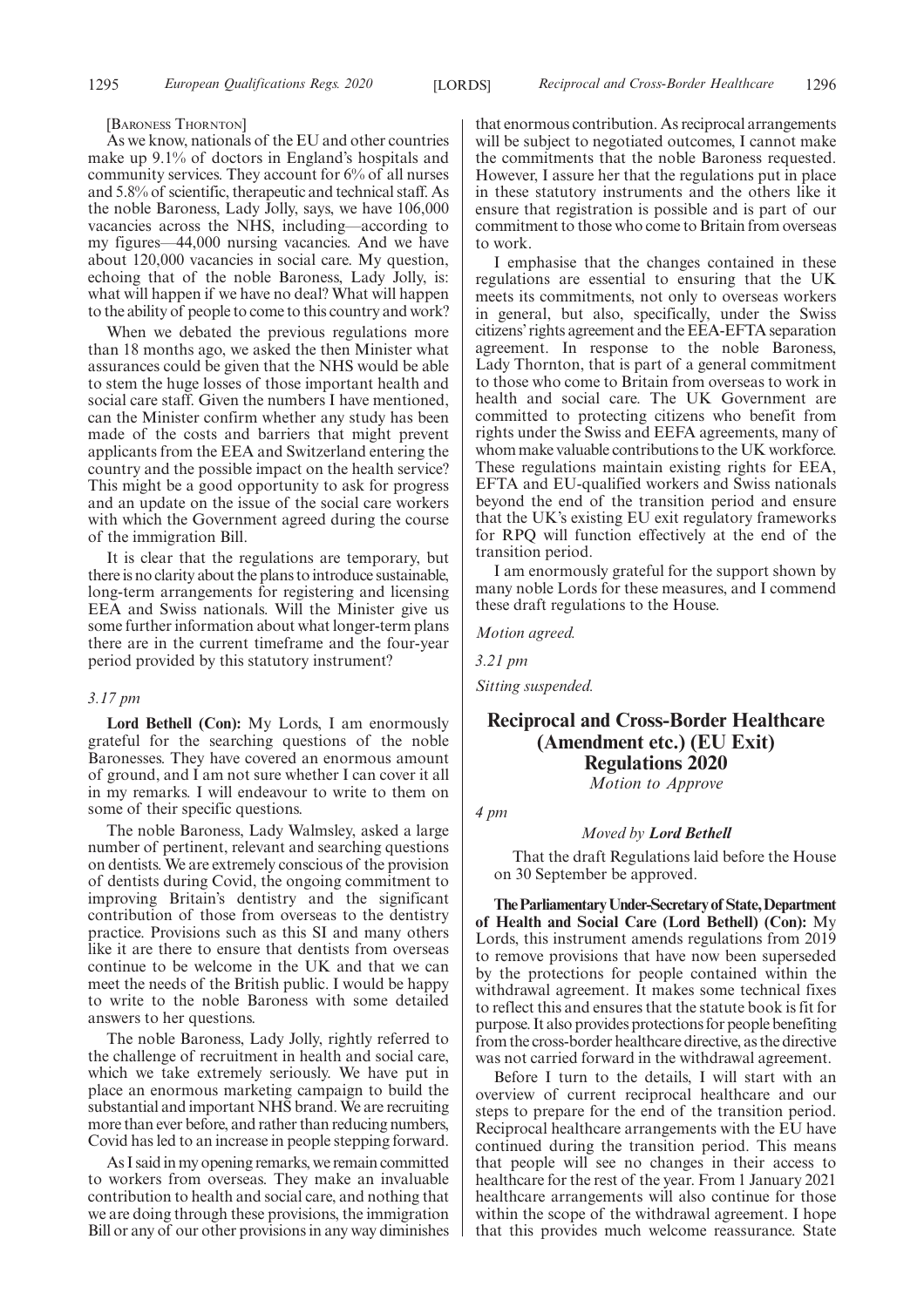[BARONESS THORNTON]

As we know, nationals of the EU and other countries make up 9.1% of doctors in England's hospitals and community services. They account for 6% of all nurses and 5.8% of scientific, therapeutic and technical staff. As the noble Baroness, Lady Jolly, says, we have 106,000 vacancies across the NHS, including—according to my figures—44,000 nursing vacancies. And we have about 120,000 vacancies in social care. My question, echoing that of the noble Baroness, Lady Jolly, is: what will happen if we have no deal? What will happen to the ability of people to come to this country and work?

When we debated the previous regulations more than 18 months ago, we asked the then Minister what assurances could be given that the NHS would be able to stem the huge losses of those important health and social care staff. Given the numbers I have mentioned, can the Minister confirm whether any study has been made of the costs and barriers that might prevent applicants from the EEA and Switzerland entering the country and the possible impact on the health service? This might be a good opportunity to ask for progress and an update on the issue of the social care workers with which the Government agreed during the course of the immigration Bill.

It is clear that the regulations are temporary, but there is no clarity about the plans to introduce sustainable, long-term arrangements for registering and licensing EEA and Swiss nationals. Will the Minister give us some further information about what longer-term plans there are in the current timeframe and the four-year period provided by this statutory instrument?

*3.17 pm*

**Lord Bethell (Con):** My Lords, I am enormously grateful for the searching questions of the noble Baronesses. They have covered an enormous amount of ground, and I am not sure whether I can cover it all in my remarks. I will endeavour to write to them on some of their specific questions.

The noble Baroness, Lady Walmsley, asked a large number of pertinent, relevant and searching questions on dentists. We are extremely conscious of the provision of dentists during Covid, the ongoing commitment to improving Britain's dentistry and the significant contribution of those from overseas to the dentistry practice. Provisions such as this SI and many others like it are there to ensure that dentists from overseas continue to be welcome in the UK and that we can meet the needs of the British public. I would be happy to write to the noble Baroness with some detailed answers to her questions.

The noble Baroness, Lady Jolly, rightly referred to the challenge of recruitment in health and social care, which we take extremely seriously. We have put in place an enormous marketing campaign to build the substantial and important NHS brand. We are recruiting more than ever before, and rather than reducing numbers, Covid has led to an increase in people stepping forward.

As I said in my opening remarks, we remain committed to workers from overseas. They make an invaluable contribution to health and social care, and nothing that we are doing through these provisions, the immigration Bill or any of our other provisions in any way diminishes that enormous contribution. As reciprocal arrangements will be subject to negotiated outcomes, I cannot make the commitments that the noble Baroness requested. However, I assure her that the regulations put in place in these statutory instruments and the others like it ensure that registration is possible and is part of our commitment to those who come to Britain from overseas to work.

I emphasise that the changes contained in these regulations are essential to ensuring that the UK meets its commitments, not only to overseas workers in general, but also, specifically, under the Swiss citizens' rights agreement and the EEA-EFTA separation agreement. In response to the noble Baroness, Lady Thornton, that is part of a general commitment to those who come to Britain from overseas to work in health and social care. The UK Government are committed to protecting citizens who benefit from rights under the Swiss and EEFA agreements, many of whom make valuable contributions to the UK workforce. These regulations maintain existing rights for EEA, EFTA and EU-qualified workers and Swiss nationals beyond the end of the transition period and ensure that the UK's existing EU exit regulatory frameworks for RPQ will function effectively at the end of the transition period.

I am enormously grateful for the support shown by many noble Lords for these measures, and I commend these draft regulations to the House.

*Motion agreed.*

*3.21 pm*

*Sitting suspended.*

## Reciprocal and Cross-Border Healthcare (Amendment etc.) (EU Exit) Regulations 2020

*Motion to Approve*

*4 pm*

*Moved by* ***Lord Bethell***

That the draft Regulations laid before the House on 30 September be approved.

**The Parliamentary Under-Secretary of State, Department of Health and Social Care (Lord Bethell) (Con):** My Lords, this instrument amends regulations from 2019 to remove provisions that have now been superseded by the protections for people contained within the withdrawal agreement. It makes some technical fixes to reflect this and ensures that the statute book is fit for purpose. It also provides protections for people benefiting from the cross-border healthcare directive, as the directive was not carried forward in the withdrawal agreement.

Before I turn to the details, I will start with an overview of current reciprocal healthcare and our steps to prepare for the end of the transition period. Reciprocal healthcare arrangements with the EU have continued during the transition period. This means that people will see no changes in their access to healthcare for the rest of the year. From 1 January 2021 healthcare arrangements will also continue for those within the scope of the withdrawal agreement. I hope that this provides much welcome reassurance. State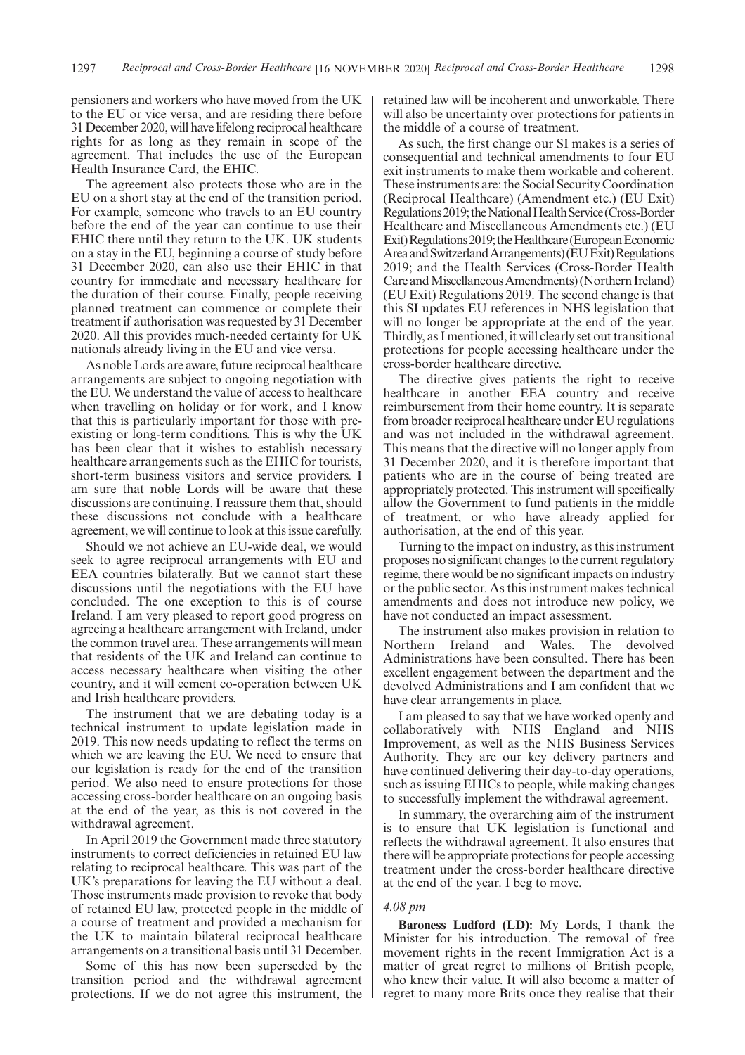pensioners and workers who have moved from the UK to the EU or vice versa, and are residing there before 31 December 2020, will have lifelong reciprocal healthcare rights for as long as they remain in scope of the agreement. That includes the use of the European Health Insurance Card, the EHIC.

The agreement also protects those who are in the EU on a short stay at the end of the transition period. For example, someone who travels to an EU country before the end of the year can continue to use their EHIC there until they return to the UK. UK students on a stay in the EU, beginning a course of study before 31 December 2020, can also use their EHIC in that country for immediate and necessary healthcare for the duration of their course. Finally, people receiving planned treatment can commence or complete their treatment if authorisation was requested by 31 December 2020. All this provides much-needed certainty for UK nationals already living in the EU and vice versa.

As noble Lords are aware, future reciprocal healthcare arrangements are subject to ongoing negotiation with the EU. We understand the value of access to healthcare when travelling on holiday or for work, and I know that this is particularly important for those with pre-existing or long-term conditions. This is why the UK has been clear that it wishes to establish necessary healthcare arrangements such as the EHIC for tourists, short-term business visitors and service providers. I am sure that noble Lords will be aware that these discussions are continuing. I reassure them that, should these discussions not conclude with a healthcare agreement, we will continue to look at this issue carefully.

Should we not achieve an EU-wide deal, we would seek to agree reciprocal arrangements with EU and EEA countries bilaterally. But we cannot start these discussions until the negotiations with the EU have concluded. The one exception to this is of course Ireland. I am very pleased to report good progress on agreeing a healthcare arrangement with Ireland, under the common travel area. These arrangements will mean that residents of the UK and Ireland can continue to access necessary healthcare when visiting the other country, and it will cement co-operation between UK and Irish healthcare providers.

The instrument that we are debating today is a technical instrument to update legislation made in 2019. This now needs updating to reflect the terms on which we are leaving the EU. We need to ensure that our legislation is ready for the end of the transition period. We also need to ensure protections for those accessing cross-border healthcare on an ongoing basis at the end of the year, as this is not covered in the withdrawal agreement.

In April 2019 the Government made three statutory instruments to correct deficiencies in retained EU law relating to reciprocal healthcare. This was part of the UK's preparations for leaving the EU without a deal. Those instruments made provision to revoke that body of retained EU law, protected people in the middle of a course of treatment and provided a mechanism for the UK to maintain bilateral reciprocal healthcare arrangements on a transitional basis until 31 December.

Some of this has now been superseded by the transition period and the withdrawal agreement protections. If we do not agree this instrument, the retained law will be incoherent and unworkable. There will also be uncertainty over protections for patients in the middle of a course of treatment.

As such, the first change our SI makes is a series of consequential and technical amendments to four EU exit instruments to make them workable and coherent. These instruments are: the Social Security Coordination (Reciprocal Healthcare) (Amendment etc.) (EU Exit) Regulations 2019; the National Health Service (Cross-Border Healthcare and Miscellaneous Amendments etc.) (EU Exit) Regulations 2019; the Healthcare (European Economic Area and Switzerland Arrangements) (EU Exit) Regulations 2019; and the Health Services (Cross-Border Health Care and Miscellaneous Amendments) (Northern Ireland) (EU Exit) Regulations 2019. The second change is that this SI updates EU references in NHS legislation that will no longer be appropriate at the end of the year. Thirdly, as I mentioned, it will clearly set out transitional protections for people accessing healthcare under the cross-border healthcare directive.

The directive gives patients the right to receive healthcare in another EEA country and receive reimbursement from their home country. It is separate from broader reciprocal healthcare under EU regulations and was not included in the withdrawal agreement. This means that the directive will no longer apply from 31 December 2020, and it is therefore important that patients who are in the course of being treated are appropriately protected. This instrument will specifically allow the Government to fund patients in the middle of treatment, or who have already applied for authorisation, at the end of this year.

Turning to the impact on industry, as this instrument proposes no significant changes to the current regulatory regime, there would be no significant impacts on industry or the public sector. As this instrument makes technical amendments and does not introduce new policy, we have not conducted an impact assessment.

The instrument also makes provision in relation to Northern Ireland and Wales. The devolved Administrations have been consulted. There has been excellent engagement between the department and the devolved Administrations and I am confident that we have clear arrangements in place.

I am pleased to say that we have worked openly and collaboratively with NHS England and NHS Improvement, as well as the NHS Business Services Authority. They are our key delivery partners and have continued delivering their day-to-day operations, such as issuing EHICs to people, while making changes to successfully implement the withdrawal agreement.

In summary, the overarching aim of the instrument is to ensure that UK legislation is functional and reflects the withdrawal agreement. It also ensures that there will be appropriate protections for people accessing treatment under the cross-border healthcare directive at the end of the year. I beg to move.

*4.08 pm*

**Baroness Ludford (LD):** My Lords, I thank the Minister for his introduction. The removal of free movement rights in the recent Immigration Act is a matter of great regret to millions of British people, who knew their value. It will also become a matter of regret to many more Brits once they realise that their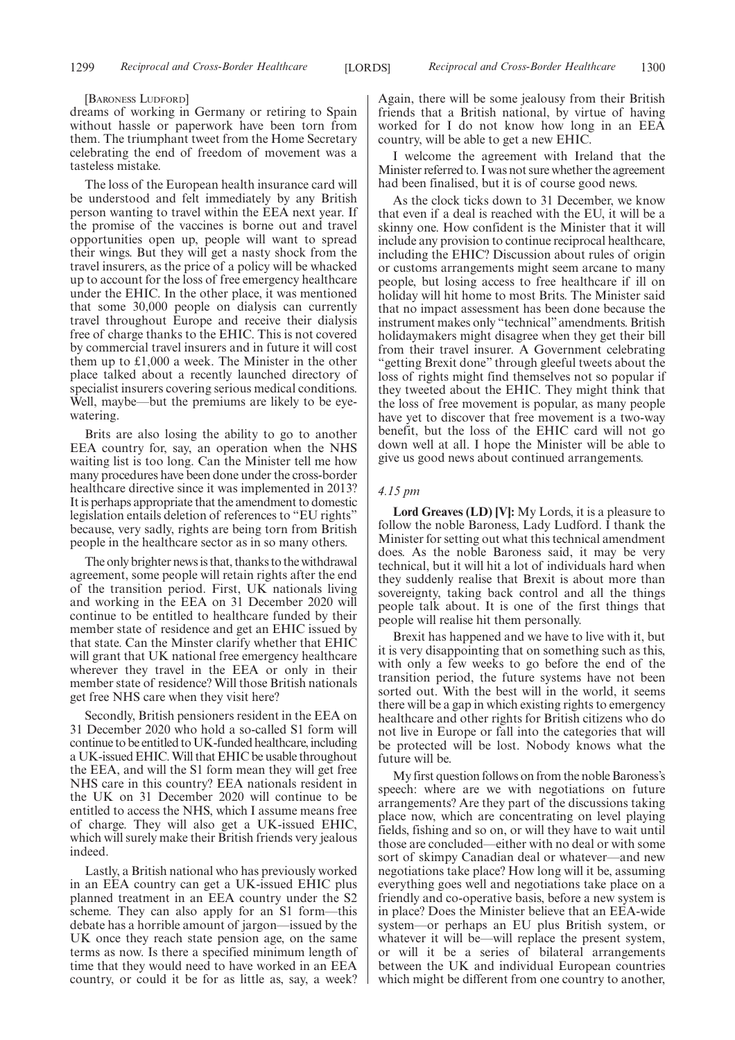[BARONESS LUDFORD]

dreams of working in Germany or retiring to Spain without hassle or paperwork have been torn from them. The triumphant tweet from the Home Secretary celebrating the end of freedom of movement was a tasteless mistake.

The loss of the European health insurance card will be understood and felt immediately by any British person wanting to travel within the EEA next year. If the promise of the vaccines is borne out and travel opportunities open up, people will want to spread their wings. But they will get a nasty shock from the travel insurers, as the price of a policy will be whacked up to account for the loss of free emergency healthcare under the EHIC. In the other place, it was mentioned that some 30,000 people on dialysis can currently travel throughout Europe and receive their dialysis free of charge thanks to the EHIC. This is not covered by commercial travel insurers and in future it will cost them up to £1,000 a week. The Minister in the other place talked about a recently launched directory of specialist insurers covering serious medical conditions. Well, maybe—but the premiums are likely to be eye-watering.

Brits are also losing the ability to go to another EEA country for, say, an operation when the NHS waiting list is too long. Can the Minister tell me how many procedures have been done under the cross-border healthcare directive since it was implemented in 2013? It is perhaps appropriate that the amendment to domestic legislation entails deletion of references to "EU rights" because, very sadly, rights are being torn from British people in the healthcare sector as in so many others.

The only brighter news is that, thanks to the withdrawal agreement, some people will retain rights after the end of the transition period. First, UK nationals living and working in the EEA on 31 December 2020 will continue to be entitled to healthcare funded by their member state of residence and get an EHIC issued by that state. Can the Minster clarify whether that EHIC will grant that UK national free emergency healthcare wherever they travel in the EEA or only in their member state of residence? Will those British nationals get free NHS care when they visit here?

Secondly, British pensioners resident in the EEA on 31 December 2020 who hold a so-called S1 form will continue to be entitled to UK-funded healthcare, including a UK-issued EHIC. Will that EHIC be usable throughout the EEA, and will the S1 form mean they will get free NHS care in this country? EEA nationals resident in the UK on 31 December 2020 will continue to be entitled to access the NHS, which I assume means free of charge. They will also get a UK-issued EHIC, which will surely make their British friends very jealous indeed.

Lastly, a British national who has previously worked in an EEA country can get a UK-issued EHIC plus planned treatment in an EEA country under the S2 scheme. They can also apply for an S1 form—this debate has a horrible amount of jargon—issued by the UK once they reach state pension age, on the same terms as now. Is there a specified minimum length of time that they would need to have worked in an EEA country, or could it be for as little as, say, a week? Again, there will be some jealousy from their British friends that a British national, by virtue of having worked for I do not know how long in an EEA country, will be able to get a new EHIC.

I welcome the agreement with Ireland that the Minister referred to. I was not sure whether the agreement had been finalised, but it is of course good news.

As the clock ticks down to 31 December, we know that even if a deal is reached with the EU, it will be a skinny one. How confident is the Minister that it will include any provision to continue reciprocal healthcare, including the EHIC? Discussion about rules of origin or customs arrangements might seem arcane to many people, but losing access to free healthcare if ill on holiday will hit home to most Brits. The Minister said that no impact assessment has been done because the instrument makes only "technical" amendments. British holidaymakers might disagree when they get their bill from their travel insurer. A Government celebrating "getting Brexit done" through gleeful tweets about the loss of rights might find themselves not so popular if they tweeted about the EHIC. They might think that the loss of free movement is popular, as many people have yet to discover that free movement is a two-way benefit, but the loss of the EHIC card will not go down well at all. I hope the Minister will be able to give us good news about continued arrangements.

*4.15 pm*

**Lord Greaves (LD) [V]:** My Lords, it is a pleasure to follow the noble Baroness, Lady Ludford. I thank the Minister for setting out what this technical amendment does. As the noble Baroness said, it may be very technical, but it will hit a lot of individuals hard when they suddenly realise that Brexit is about more than sovereignty, taking back control and all the things people talk about. It is one of the first things that people will realise hit them personally.

Brexit has happened and we have to live with it, but it is very disappointing that on something such as this, with only a few weeks to go before the end of the transition period, the future systems have not been sorted out. With the best will in the world, it seems there will be a gap in which existing rights to emergency healthcare and other rights for British citizens who do not live in Europe or fall into the categories that will be protected will be lost. Nobody knows what the future will be.

My first question follows on from the noble Baroness's speech: where are we with negotiations on future arrangements? Are they part of the discussions taking place now, which are concentrating on level playing fields, fishing and so on, or will they have to wait until those are concluded—either with no deal or with some sort of skimpy Canadian deal or whatever—and new negotiations take place? How long will it be, assuming everything goes well and negotiations take place on a friendly and co-operative basis, before a new system is in place? Does the Minister believe that an EEA-wide system—or perhaps an EU plus British system, or whatever it will be—will replace the present system, or will it be a series of bilateral arrangements between the UK and individual European countries which might be different from one country to another,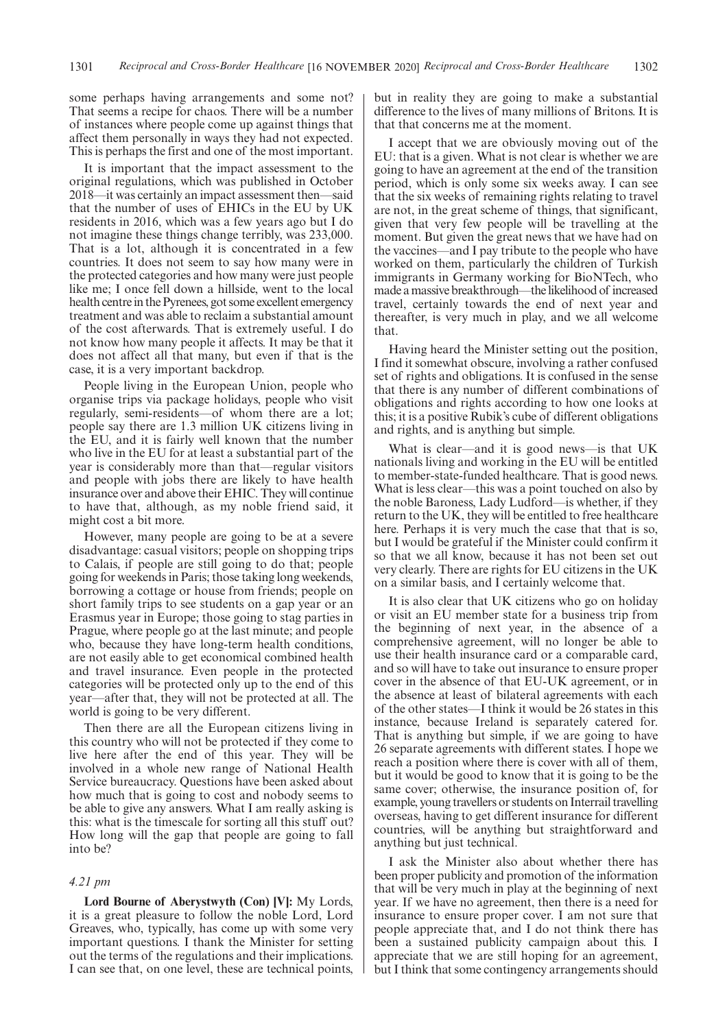some perhaps having arrangements and some not? That seems a recipe for chaos. There will be a number of instances where people come up against things that affect them personally in ways they had not expected. This is perhaps the first and one of the most important.

It is important that the impact assessment to the original regulations, which was published in October 2018—it was certainly an impact assessment then—said that the number of uses of EHICs in the EU by UK residents in 2016, which was a few years ago but I do not imagine these things change terribly, was 233,000. That is a lot, although it is concentrated in a few countries. It does not seem to say how many were in the protected categories and how many were just people like me; I once fell down a hillside, went to the local health centre in the Pyrenees, got some excellent emergency treatment and was able to reclaim a substantial amount of the cost afterwards. That is extremely useful. I do not know how many people it affects. It may be that it does not affect all that many, but even if that is the case, it is a very important backdrop.

People living in the European Union, people who organise trips via package holidays, people who visit regularly, semi-residents—of whom there are a lot; people say there are 1.3 million UK citizens living in the EU, and it is fairly well known that the number who live in the EU for at least a substantial part of the year is considerably more than that—regular visitors and people with jobs there are likely to have health insurance over and above their EHIC. They will continue to have that, although, as my noble friend said, it might cost a bit more.

However, many people are going to be at a severe disadvantage: casual visitors; people on shopping trips to Calais, if people are still going to do that; people going for weekends in Paris; those taking long weekends, borrowing a cottage or house from friends; people on short family trips to see students on a gap year or an Erasmus year in Europe; those going to stag parties in Prague, where people go at the last minute; and people who, because they have long-term health conditions, are not easily able to get economical combined health and travel insurance. Even people in the protected categories will be protected only up to the end of this year—after that, they will not be protected at all. The world is going to be very different.

Then there are all the European citizens living in this country who will not be protected if they come to live here after the end of this year. They will be involved in a whole new range of National Health Service bureaucracy. Questions have been asked about how much that is going to cost and nobody seems to be able to give any answers. What I am really asking is this: what is the timescale for sorting all this stuff out? How long will the gap that people are going to fall into be?

*4.21 pm*

**Lord Bourne of Aberystwyth (Con) [V]:** My Lords, it is a great pleasure to follow the noble Lord, Lord Greaves, who, typically, has come up with some very important questions. I thank the Minister for setting out the terms of the regulations and their implications. I can see that, on one level, these are technical points, but in reality they are going to make a substantial difference to the lives of many millions of Britons. It is that that concerns me at the moment.

I accept that we are obviously moving out of the EU: that is a given. What is not clear is whether we are going to have an agreement at the end of the transition period, which is only some six weeks away. I can see that the six weeks of remaining rights relating to travel are not, in the great scheme of things, that significant, given that very few people will be travelling at the moment. But given the great news that we have had on the vaccines—and I pay tribute to the people who have worked on them, particularly the children of Turkish immigrants in Germany working for BioNTech, who made a massive breakthrough—the likelihood of increased travel, certainly towards the end of next year and thereafter, is very much in play, and we all welcome that.

Having heard the Minister setting out the position, I find it somewhat obscure, involving a rather confused set of rights and obligations. It is confused in the sense that there is any number of different combinations of obligations and rights according to how one looks at this; it is a positive Rubik's cube of different obligations and rights, and is anything but simple.

What is clear—and it is good news—is that UK nationals living and working in the EU will be entitled to member-state-funded healthcare. That is good news. What is less clear—this was a point touched on also by the noble Baroness, Lady Ludford—is whether, if they return to the UK, they will be entitled to free healthcare here. Perhaps it is very much the case that that is so, but I would be grateful if the Minister could confirm it so that we all know, because it has not been set out very clearly. There are rights for EU citizens in the UK on a similar basis, and I certainly welcome that.

It is also clear that UK citizens who go on holiday or visit an EU member state for a business trip from the beginning of next year, in the absence of a comprehensive agreement, will no longer be able to use their health insurance card or a comparable card, and so will have to take out insurance to ensure proper cover in the absence of that EU-UK agreement, or in the absence at least of bilateral agreements with each of the other states—I think it would be 26 states in this instance, because Ireland is separately catered for. That is anything but simple, if we are going to have 26 separate agreements with different states. I hope we reach a position where there is cover with all of them, but it would be good to know that it is going to be the same cover; otherwise, the insurance position of, for example, young travellers or students on Interrail travelling overseas, having to get different insurance for different countries, will be anything but straightforward and anything but just technical.

I ask the Minister also about whether there has been proper publicity and promotion of the information that will be very much in play at the beginning of next year. If we have no agreement, then there is a need for insurance to ensure proper cover. I am not sure that people appreciate that, and I do not think there has been a sustained publicity campaign about this. I appreciate that we are still hoping for an agreement, but I think that some contingency arrangements should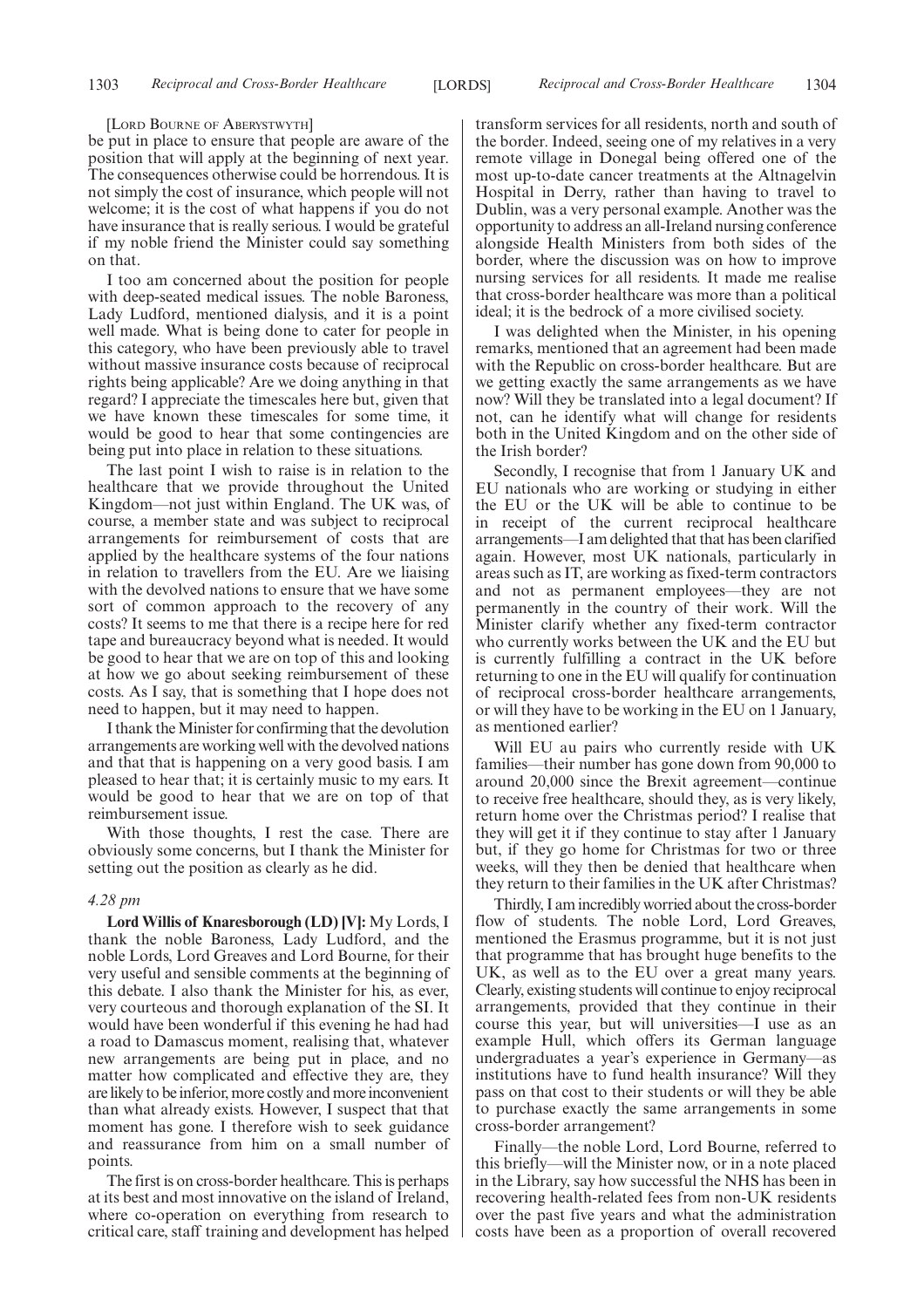[LORD BOURNE OF ABERYSTWYTH]

be put in place to ensure that people are aware of the position that will apply at the beginning of next year. The consequences otherwise could be horrendous. It is not simply the cost of insurance, which people will not welcome; it is the cost of what happens if you do not have insurance that is really serious. I would be grateful if my noble friend the Minister could say something on that.

I too am concerned about the position for people with deep-seated medical issues. The noble Baroness, Lady Ludford, mentioned dialysis, and it is a point well made. What is being done to cater for people in this category, who have been previously able to travel without massive insurance costs because of reciprocal rights being applicable? Are we doing anything in that regard? I appreciate the timescales here but, given that we have known these timescales for some time, it would be good to hear that some contingencies are being put into place in relation to these situations.

The last point I wish to raise is in relation to the healthcare that we provide throughout the United Kingdom—not just within England. The UK was, of course, a member state and was subject to reciprocal arrangements for reimbursement of costs that are applied by the healthcare systems of the four nations in relation to travellers from the EU. Are we liaising with the devolved nations to ensure that we have some sort of common approach to the recovery of any costs? It seems to me that there is a recipe here for red tape and bureaucracy beyond what is needed. It would be good to hear that we are on top of this and looking at how we go about seeking reimbursement of these costs. As I say, that is something that I hope does not need to happen, but it may need to happen.

I thank the Minister for confirming that the devolution arrangements are working well with the devolved nations and that that is happening on a very good basis. I am pleased to hear that; it is certainly music to my ears. It would be good to hear that we are on top of that reimbursement issue.

With those thoughts, I rest the case. There are obviously some concerns, but I thank the Minister for setting out the position as clearly as he did.

*4.28 pm*

**Lord Willis of Knaresborough (LD) [V]:** My Lords, I thank the noble Baroness, Lady Ludford, and the noble Lords, Lord Greaves and Lord Bourne, for their very useful and sensible comments at the beginning of this debate. I also thank the Minister for his, as ever, very courteous and thorough explanation of the SI. It would have been wonderful if this evening he had had a road to Damascus moment, realising that, whatever new arrangements are being put in place, and no matter how complicated and effective they are, they are likely to be inferior, more costly and more inconvenient than what already exists. However, I suspect that that moment has gone. I therefore wish to seek guidance and reassurance from him on a small number of points.

The first is on cross-border healthcare. This is perhaps at its best and most innovative on the island of Ireland, where co-operation on everything from research to critical care, staff training and development has helped transform services for all residents, north and south of the border. Indeed, seeing one of my relatives in a very remote village in Donegal being offered one of the most up-to-date cancer treatments at the Altnagelvin Hospital in Derry, rather than having to travel to Dublin, was a very personal example. Another was the opportunity to address an all-Ireland nursing conference alongside Health Ministers from both sides of the border, where the discussion was on how to improve nursing services for all residents. It made me realise that cross-border healthcare was more than a political ideal; it is the bedrock of a more civilised society.

I was delighted when the Minister, in his opening remarks, mentioned that an agreement had been made with the Republic on cross-border healthcare. But are we getting exactly the same arrangements as we have now? Will they be translated into a legal document? If not, can he identify what will change for residents both in the United Kingdom and on the other side of the Irish border?

Secondly, I recognise that from 1 January UK and EU nationals who are working or studying in either the EU or the UK will be able to continue to be in receipt of the current reciprocal healthcare arrangements—I am delighted that that has been clarified again. However, most UK nationals, particularly in areas such as IT, are working as fixed-term contractors and not as permanent employees—they are not permanently in the country of their work. Will the Minister clarify whether any fixed-term contractor who currently works between the UK and the EU but is currently fulfilling a contract in the UK before returning to one in the EU will qualify for continuation of reciprocal cross-border healthcare arrangements, or will they have to be working in the EU on 1 January, as mentioned earlier?

Will EU au pairs who currently reside with UK families—their number has gone down from 90,000 to around 20,000 since the Brexit agreement—continue to receive free healthcare, should they, as is very likely, return home over the Christmas period? I realise that they will get it if they continue to stay after 1 January but, if they go home for Christmas for two or three weeks, will they then be denied that healthcare when they return to their families in the UK after Christmas?

Thirdly, I am incredibly worried about the cross-border flow of students. The noble Lord, Lord Greaves, mentioned the Erasmus programme, but it is not just that programme that has brought huge benefits to the UK, as well as to the EU over a great many years. Clearly, existing students will continue to enjoy reciprocal arrangements, provided that they continue in their course this year, but will universities—I use as an example Hull, which offers its German language undergraduates a year's experience in Germany—as institutions have to fund health insurance? Will they pass on that cost to their students or will they be able to purchase exactly the same arrangements in some cross-border arrangement?

Finally—the noble Lord, Lord Bourne, referred to this briefly—will the Minister now, or in a note placed in the Library, say how successful the NHS has been in recovering health-related fees from non-UK residents over the past five years and what the administration costs have been as a proportion of overall recovered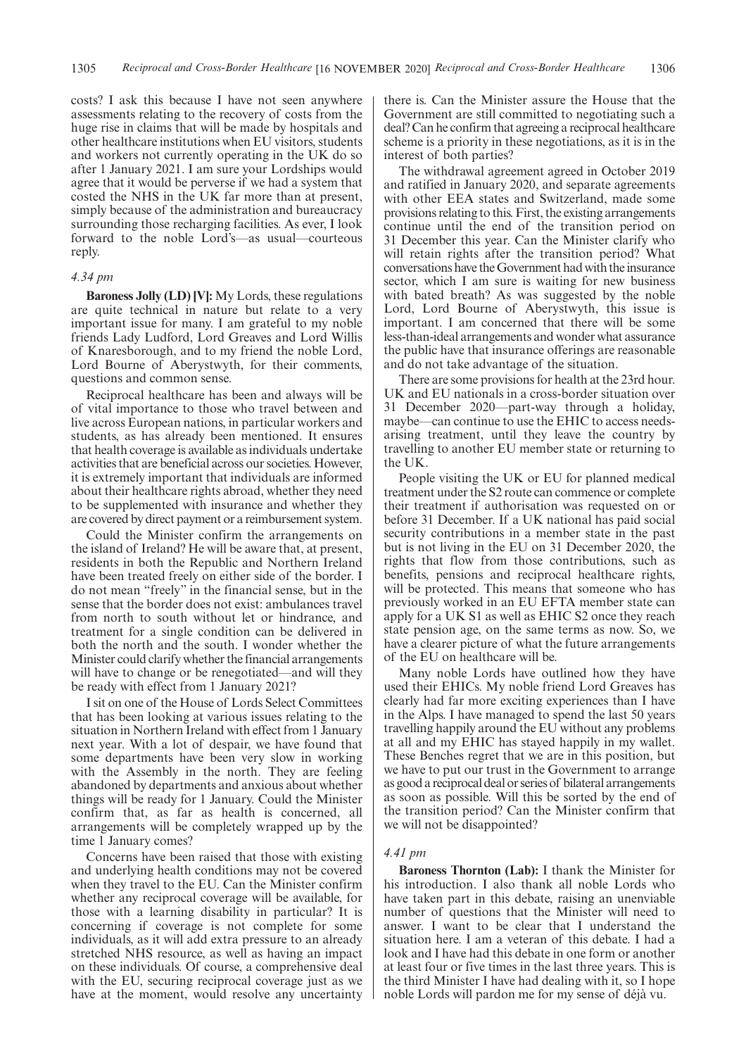costs? I ask this because I have not seen anywhere assessments relating to the recovery of costs from the huge rise in claims that will be made by hospitals and other healthcare institutions when EU visitors, students and workers not currently operating in the UK do so after 1 January 2021. I am sure your Lordships would agree that it would be perverse if we had a system that costed the NHS in the UK far more than at present, simply because of the administration and bureaucracy surrounding those recharging facilities. As ever, I look forward to the noble Lord's—as usual—courteous reply.

*4.34 pm*

**Baroness Jolly (LD) [V]:** My Lords, these regulations are quite technical in nature but relate to a very important issue for many. I am grateful to my noble friends Lady Ludford, Lord Greaves and Lord Willis of Knaresborough, and to my friend the noble Lord, Lord Bourne of Aberystwyth, for their comments, questions and common sense.

Reciprocal healthcare has been and always will be of vital importance to those who travel between and live across European nations, in particular workers and students, as has already been mentioned. It ensures that health coverage is available as individuals undertake activities that are beneficial across our societies. However, it is extremely important that individuals are informed about their healthcare rights abroad, whether they need to be supplemented with insurance and whether they are covered by direct payment or a reimbursement system.

Could the Minister confirm the arrangements on the island of Ireland? He will be aware that, at present, residents in both the Republic and Northern Ireland have been treated freely on either side of the border. I do not mean "freely" in the financial sense, but in the sense that the border does not exist: ambulances travel from north to south without let or hindrance, and treatment for a single condition can be delivered in both the north and the south. I wonder whether the Minister could clarify whether the financial arrangements will have to change or be renegotiated—and will they be ready with effect from 1 January 2021?

I sit on one of the House of Lords Select Committees that has been looking at various issues relating to the situation in Northern Ireland with effect from 1 January next year. With a lot of despair, we have found that some departments have been very slow in working with the Assembly in the north. They are feeling abandoned by departments and anxious about whether things will be ready for 1 January. Could the Minister confirm that, as far as health is concerned, all arrangements will be completely wrapped up by the time 1 January comes?

Concerns have been raised that those with existing and underlying health conditions may not be covered when they travel to the EU. Can the Minister confirm whether any reciprocal coverage will be available, for those with a learning disability in particular? It is concerning if coverage is not complete for some individuals, as it will add extra pressure to an already stretched NHS resource, as well as having an impact on these individuals. Of course, a comprehensive deal with the EU, securing reciprocal coverage just as we have at the moment, would resolve any uncertainty there is. Can the Minister assure the House that the Government are still committed to negotiating such a deal? Can he confirm that agreeing a reciprocal healthcare scheme is a priority in these negotiations, as it is in the interest of both parties?

The withdrawal agreement agreed in October 2019 and ratified in January 2020, and separate agreements with other EEA states and Switzerland, made some provisions relating to this. First, the existing arrangements continue until the end of the transition period on 31 December this year. Can the Minister clarify who will retain rights after the transition period? What conversations have the Government had with the insurance sector, which I am sure is waiting for new business with bated breath? As was suggested by the noble Lord, Lord Bourne of Aberystwyth, this issue is important. I am concerned that there will be some less-than-ideal arrangements and wonder what assurance the public have that insurance offerings are reasonable and do not take advantage of the situation.

There are some provisions for health at the 23rd hour. UK and EU nationals in a cross-border situation over 31 December 2020—part-way through a holiday, maybe—can continue to use the EHIC to access needs-arising treatment, until they leave the country by travelling to another EU member state or returning to the UK.

People visiting the UK or EU for planned medical treatment under the S2 route can commence or complete their treatment if authorisation was requested on or before 31 December. If a UK national has paid social security contributions in a member state in the past but is not living in the EU on 31 December 2020, the rights that flow from those contributions, such as benefits, pensions and reciprocal healthcare rights, will be protected. This means that someone who has previously worked in an EU EFTA member state can apply for a UK S1 as well as EHIC S2 once they reach state pension age, on the same terms as now. So, we have a clearer picture of what the future arrangements of the EU on healthcare will be.

Many noble Lords have outlined how they have used their EHICs. My noble friend Lord Greaves has clearly had far more exciting experiences than I have in the Alps. I have managed to spend the last 50 years travelling happily around the EU without any problems at all and my EHIC has stayed happily in my wallet. These Benches regret that we are in this position, but we have to put our trust in the Government to arrange as good a reciprocal deal or series of bilateral arrangements as soon as possible. Will this be sorted by the end of the transition period? Can the Minister confirm that we will not be disappointed?

*4.41 pm*

**Baroness Thornton (Lab):** I thank the Minister for his introduction. I also thank all noble Lords who have taken part in this debate, raising an unenviable number of questions that the Minister will need to answer. I want to be clear that I understand the situation here. I am a veteran of this debate. I had a look and I have had this debate in one form or another at least four or five times in the last three years. This is the third Minister I have had dealing with it, so I hope noble Lords will pardon me for my sense of déjà vu.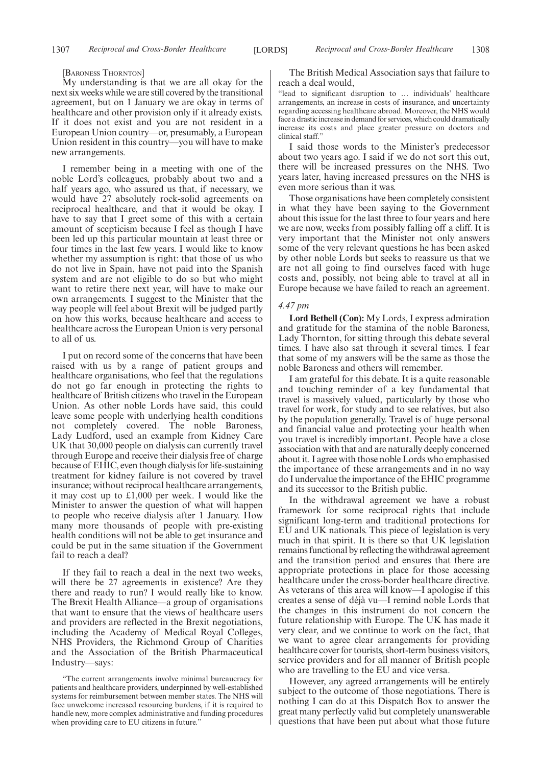[BARONESS THORNTON]

My understanding is that we are all okay for the next six weeks while we are still covered by the transitional agreement, but on 1 January we are okay in terms of healthcare and other provision only if it already exists. If it does not exist and you are not resident in a European Union country—or, presumably, a European Union resident in this country—you will have to make new arrangements.

I remember being in a meeting with one of the noble Lord's colleagues, probably about two and a half years ago, who assured us that, if necessary, we would have 27 absolutely rock-solid agreements on reciprocal healthcare, and that it would be okay. I have to say that I greet some of this with a certain amount of scepticism because I feel as though I have been led up this particular mountain at least three or four times in the last few years. I would like to know whether my assumption is right: that those of us who do not live in Spain, have not paid into the Spanish system and are not eligible to do so but who might want to retire there next year, will have to make our own arrangements. I suggest to the Minister that the way people will feel about Brexit will be judged partly on how this works, because healthcare and access to healthcare across the European Union is very personal to all of us.

I put on record some of the concerns that have been raised with us by a range of patient groups and healthcare organisations, who feel that the regulations do not go far enough in protecting the rights to healthcare of British citizens who travel in the European Union. As other noble Lords have said, this could leave some people with underlying health conditions not completely covered. The noble Baroness, Lady Ludford, used an example from Kidney Care UK that 30,000 people on dialysis can currently travel through Europe and receive their dialysis free of charge because of EHIC, even though dialysis for life-sustaining treatment for kidney failure is not covered by travel insurance; without reciprocal healthcare arrangements, it may cost up to £1,000 per week. I would like the Minister to answer the question of what will happen to people who receive dialysis after 1 January. How many more thousands of people with pre-existing health conditions will not be able to get insurance and could be put in the same situation if the Government fail to reach a deal?

If they fail to reach a deal in the next two weeks, will there be 27 agreements in existence? Are they there and ready to run? I would really like to know. The Brexit Health Alliance—a group of organisations that want to ensure that the views of healthcare users and providers are reflected in the Brexit negotiations, including the Academy of Medical Royal Colleges, NHS Providers, the Richmond Group of Charities and the Association of the British Pharmaceutical Industry—says:

"The current arrangements involve minimal bureaucracy for patients and healthcare providers, underpinned by well-established systems for reimbursement between member states. The NHS will face unwelcome increased resourcing burdens, if it is required to handle new, more complex administrative and funding procedures when providing care to EU citizens in future."

The British Medical Association says that failure to reach a deal would,

"lead to significant disruption to … individuals' healthcare arrangements, an increase in costs of insurance, and uncertainty regarding accessing healthcare abroad. Moreover, the NHS would face a drastic increase in demand for services, which could dramatically increase its costs and place greater pressure on doctors and clinical staff."

I said those words to the Minister's predecessor about two years ago. I said if we do not sort this out, there will be increased pressures on the NHS. Two years later, having increased pressures on the NHS is even more serious than it was.

Those organisations have been completely consistent in what they have been saying to the Government about this issue for the last three to four years and here we are now, weeks from possibly falling off a cliff. It is very important that the Minister not only answers some of the very relevant questions he has been asked by other noble Lords but seeks to reassure us that we are not all going to find ourselves faced with huge costs and, possibly, not being able to travel at all in Europe because we have failed to reach an agreement.

*4.47 pm*

**Lord Bethell (Con):** My Lords, I express admiration and gratitude for the stamina of the noble Baroness, Lady Thornton, for sitting through this debate several times. I have also sat through it several times. I fear that some of my answers will be the same as those the noble Baroness and others will remember.

I am grateful for this debate. It is a quite reasonable and touching reminder of a key fundamental that travel is massively valued, particularly by those who travel for work, for study and to see relatives, but also by the population generally. Travel is of huge personal and financial value and protecting your health when you travel is incredibly important. People have a close association with that and are naturally deeply concerned about it. I agree with those noble Lords who emphasised the importance of these arrangements and in no way do I undervalue the importance of the EHIC programme and its successor to the British public.

In the withdrawal agreement we have a robust framework for some reciprocal rights that include significant long-term and traditional protections for EU and UK nationals. This piece of legislation is very much in that spirit. It is there so that UK legislation remains functional by reflecting the withdrawal agreement and the transition period and ensures that there are appropriate protections in place for those accessing healthcare under the cross-border healthcare directive. As veterans of this area will know—I apologise if this creates a sense of déjà vu—I remind noble Lords that the changes in this instrument do not concern the future relationship with Europe. The UK has made it very clear, and we continue to work on the fact, that we want to agree clear arrangements for providing healthcare cover for tourists, short-term business visitors, service providers and for all manner of British people who are travelling to the EU and vice versa.

However, any agreed arrangements will be entirely subject to the outcome of those negotiations. There is nothing I can do at this Dispatch Box to answer the great many perfectly valid but completely unanswerable questions that have been put about what those future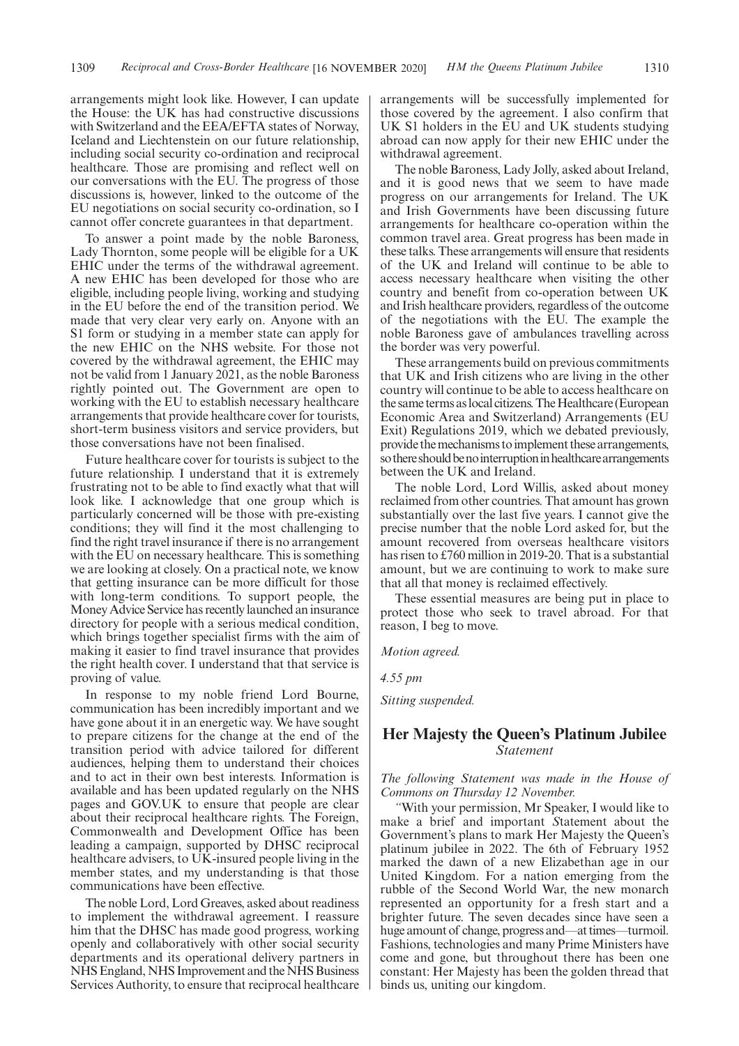arrangements might look like. However, I can update the House: the UK has had constructive discussions with Switzerland and the EEA/EFTA states of Norway, Iceland and Liechtenstein on our future relationship, including social security co-ordination and reciprocal healthcare. Those are promising and reflect well on our conversations with the EU. The progress of those discussions is, however, linked to the outcome of the EU negotiations on social security co-ordination, so I cannot offer concrete guarantees in that department.

To answer a point made by the noble Baroness, Lady Thornton, some people will be eligible for a UK EHIC under the terms of the withdrawal agreement. A new EHIC has been developed for those who are eligible, including people living, working and studying in the EU before the end of the transition period. We made that very clear very early on. Anyone with an S1 form or studying in a member state can apply for the new EHIC on the NHS website. For those not covered by the withdrawal agreement, the EHIC may not be valid from 1 January 2021, as the noble Baroness rightly pointed out. The Government are open to working with the EU to establish necessary healthcare arrangements that provide healthcare cover for tourists, short-term business visitors and service providers, but those conversations have not been finalised.

Future healthcare cover for tourists is subject to the future relationship. I understand that it is extremely frustrating not to be able to find exactly what that will look like. I acknowledge that one group which is particularly concerned will be those with pre-existing conditions; they will find it the most challenging to find the right travel insurance if there is no arrangement with the EU on necessary healthcare. This is something we are looking at closely. On a practical note, we know that getting insurance can be more difficult for those with long-term conditions. To support people, the Money Advice Service has recently launched an insurance directory for people with a serious medical condition, which brings together specialist firms with the aim of making it easier to find travel insurance that provides the right health cover. I understand that that service is proving of value.

In response to my noble friend Lord Bourne, communication has been incredibly important and we have gone about it in an energetic way. We have sought to prepare citizens for the change at the end of the transition period with advice tailored for different audiences, helping them to understand their choices and to act in their own best interests. Information is available and has been updated regularly on the NHS pages and GOV.UK to ensure that people are clear about their reciprocal healthcare rights. The Foreign, Commonwealth and Development Office has been leading a campaign, supported by DHSC reciprocal healthcare advisers, to UK-insured people living in the member states, and my understanding is that those communications have been effective.

The noble Lord, Lord Greaves, asked about readiness to implement the withdrawal agreement. I reassure him that the DHSC has made good progress, working openly and collaboratively with other social security departments and its operational delivery partners in NHS England, NHS Improvement and the NHS Business Services Authority, to ensure that reciprocal healthcare arrangements will be successfully implemented for those covered by the agreement. I also confirm that UK S1 holders in the EU and UK students studying abroad can now apply for their new EHIC under the withdrawal agreement.

The noble Baroness, Lady Jolly, asked about Ireland, and it is good news that we seem to have made progress on our arrangements for Ireland. The UK and Irish Governments have been discussing future arrangements for healthcare co-operation within the common travel area. Great progress has been made in these talks. These arrangements will ensure that residents of the UK and Ireland will continue to be able to access necessary healthcare when visiting the other country and benefit from co-operation between UK and Irish healthcare providers, regardless of the outcome of the negotiations with the EU. The example the noble Baroness gave of ambulances travelling across the border was very powerful.

These arrangements build on previous commitments that UK and Irish citizens who are living in the other country will continue to be able to access healthcare on the same terms as local citizens. The Healthcare (European Economic Area and Switzerland) Arrangements (EU Exit) Regulations 2019, which we debated previously, provide the mechanisms to implement these arrangements, so there should be no interruption in healthcare arrangements between the UK and Ireland.

The noble Lord, Lord Willis, asked about money reclaimed from other countries. That amount has grown substantially over the last five years. I cannot give the precise number that the noble Lord asked for, but the amount recovered from overseas healthcare visitors has risen to £760 million in 2019-20. That is a substantial amount, but we are continuing to work to make sure that all that money is reclaimed effectively.

These essential measures are being put in place to protect those who seek to travel abroad. For that reason, I beg to move.

*Motion agreed.*

*4.55 pm*

*Sitting suspended.*

## Her Majesty the Queen's Platinum Jubilee
*Statement*

*The following Statement was made in the House of Commons on Thursday 12 November.*

"With your permission, Mr Speaker, I would like to make a brief and important Statement about the Government's plans to mark Her Majesty the Queen's platinum jubilee in 2022. The 6th of February 1952 marked the dawn of a new Elizabethan age in our United Kingdom. For a nation emerging from the rubble of the Second World War, the new monarch represented an opportunity for a fresh start and a brighter future. The seven decades since have seen a huge amount of change, progress and—at times—turmoil. Fashions, technologies and many Prime Ministers have come and gone, but throughout there has been one constant: Her Majesty has been the golden thread that binds us, uniting our kingdom.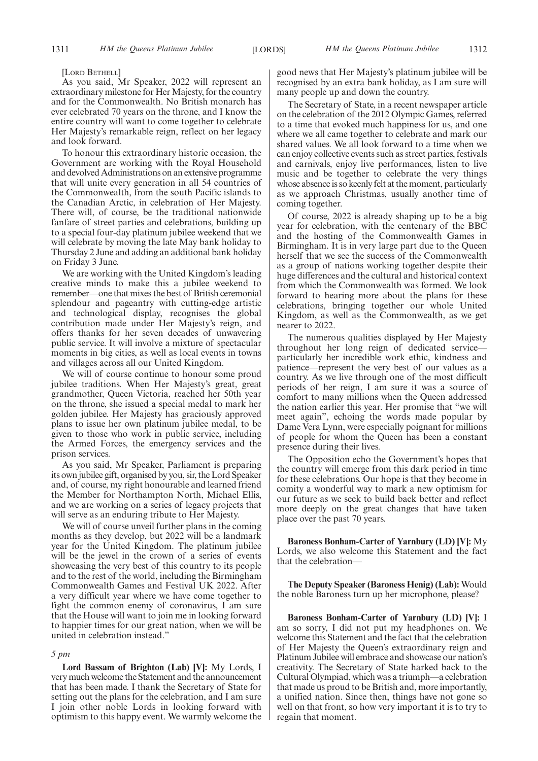[LORD BETHELL]

As you said, Mr Speaker, 2022 will represent an extraordinary milestone for Her Majesty, for the country and for the Commonwealth. No British monarch has ever celebrated 70 years on the throne, and I know the entire country will want to come together to celebrate Her Majesty's remarkable reign, reflect on her legacy and look forward.

To honour this extraordinary historic occasion, the Government are working with the Royal Household and devolved Administrations on an extensive programme that will unite every generation in all 54 countries of the Commonwealth, from the south Pacific islands to the Canadian Arctic, in celebration of Her Majesty. There will, of course, be the traditional nationwide fanfare of street parties and celebrations, building up to a special four-day platinum jubilee weekend that we will celebrate by moving the late May bank holiday to Thursday 2 June and adding an additional bank holiday on Friday 3 June.

We are working with the United Kingdom's leading creative minds to make this a jubilee weekend to remember—one that mixes the best of British ceremonial splendour and pageantry with cutting-edge artistic and technological display, recognises the global contribution made under Her Majesty's reign, and offers thanks for her seven decades of unwavering public service. It will involve a mixture of spectacular moments in big cities, as well as local events in towns and villages across all our United Kingdom.

We will of course continue to honour some proud jubilee traditions. When Her Majesty's great, great grandmother, Queen Victoria, reached her 50th year on the throne, she issued a special medal to mark her golden jubilee. Her Majesty has graciously approved plans to issue her own platinum jubilee medal, to be given to those who work in public service, including the Armed Forces, the emergency services and the prison services.

As you said, Mr Speaker, Parliament is preparing its own jubilee gift, organised by you, sir, the Lord Speaker and, of course, my right honourable and learned friend the Member for Northampton North, Michael Ellis, and we are working on a series of legacy projects that will serve as an enduring tribute to Her Majesty.

We will of course unveil further plans in the coming months as they develop, but 2022 will be a landmark year for the United Kingdom. The platinum jubilee will be the jewel in the crown of a series of events showcasing the very best of this country to its people and to the rest of the world, including the Birmingham Commonwealth Games and Festival UK 2022. After a very difficult year where we have come together to fight the common enemy of coronavirus, I am sure that the House will want to join me in looking forward to happier times for our great nation, when we will be united in celebration instead."

*5 pm*

**Lord Bassam of Brighton (Lab) [V]:** My Lords, I very much welcome the Statement and the announcement that has been made. I thank the Secretary of State for setting out the plans for the celebration, and I am sure I join other noble Lords in looking forward with optimism to this happy event. We warmly welcome the good news that Her Majesty's platinum jubilee will be recognised by an extra bank holiday, as I am sure will many people up and down the country.

The Secretary of State, in a recent newspaper article on the celebration of the 2012 Olympic Games, referred to a time that evoked much happiness for us, and one where we all came together to celebrate and mark our shared values. We all look forward to a time when we can enjoy collective events such as street parties, festivals and carnivals, enjoy live performances, listen to live music and be together to celebrate the very things whose absence is so keenly felt at the moment, particularly as we approach Christmas, usually another time of coming together.

Of course, 2022 is already shaping up to be a big year for celebration, with the centenary of the BBC and the hosting of the Commonwealth Games in Birmingham. It is in very large part due to the Queen herself that we see the success of the Commonwealth as a group of nations working together despite their huge differences and the cultural and historical context from which the Commonwealth was formed. We look forward to hearing more about the plans for these celebrations, bringing together our whole United Kingdom, as well as the Commonwealth, as we get nearer to 2022.

The numerous qualities displayed by Her Majesty throughout her long reign of dedicated service—particularly her incredible work ethic, kindness and patience—represent the very best of our values as a country. As we live through one of the most difficult periods of her reign, I am sure it was a source of comfort to many millions when the Queen addressed the nation earlier this year. Her promise that "we will meet again", echoing the words made popular by Dame Vera Lynn, were especially poignant for millions of people for whom the Queen has been a constant presence during their lives.

The Opposition echo the Government's hopes that the country will emerge from this dark period in time for these celebrations. Our hope is that they become in comity a wonderful way to mark a new optimism for our future as we seek to build back better and reflect more deeply on the great changes that have taken place over the past 70 years.

**Baroness Bonham-Carter of Yarnbury (LD) [V]:** My Lords, we also welcome this Statement and the fact that the celebration—

**The Deputy Speaker (Baroness Henig) (Lab):** Would the noble Baroness turn up her microphone, please?

**Baroness Bonham-Carter of Yarnbury (LD) [V]:** I am so sorry, I did not put my headphones on. We welcome this Statement and the fact that the celebration of Her Majesty the Queen's extraordinary reign and Platinum Jubilee will embrace and showcase our nation's creativity. The Secretary of State harked back to the Cultural Olympiad, which was a triumph—a celebration that made us proud to be British and, more importantly, a unified nation. Since then, things have not gone so well on that front, so how very important it is to try to regain that moment.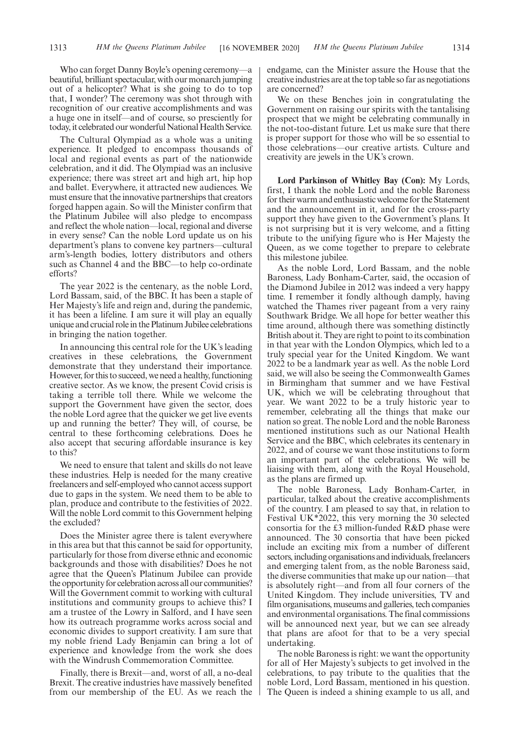Who can forget Danny Boyle's opening ceremony—a beautiful, brilliant spectacular, with our monarch jumping out of a helicopter? What is she going to do to top that, I wonder? The ceremony was shot through with recognition of our creative accomplishments and was a huge one in itself—and of course, so presciently for today, it celebrated our wonderful National Health Service.

The Cultural Olympiad as a whole was a uniting experience. It pledged to encompass thousands of local and regional events as part of the nationwide celebration, and it did. The Olympiad was an inclusive experience; there was street art and high art, hip hop and ballet. Everywhere, it attracted new audiences. We must ensure that the innovative partnerships that creators forged happen again. So will the Minister confirm that the Platinum Jubilee will also pledge to encompass and reflect the whole nation—local, regional and diverse in every sense? Can the noble Lord update us on his department's plans to convene key partners—cultural arm's-length bodies, lottery distributors and others such as Channel 4 and the BBC—to help co-ordinate efforts?

The year 2022 is the centenary, as the noble Lord, Lord Bassam, said, of the BBC. It has been a staple of Her Majesty's life and reign and, during the pandemic, it has been a lifeline. I am sure it will play an equally unique and crucial role in the Platinum Jubilee celebrations in bringing the nation together.

In announcing this central role for the UK's leading creatives in these celebrations, the Government demonstrate that they understand their importance. However, for this to succeed, we need a healthy, functioning creative sector. As we know, the present Covid crisis is taking a terrible toll there. While we welcome the support the Government have given the sector, does the noble Lord agree that the quicker we get live events up and running the better? They will, of course, be central to these forthcoming celebrations. Does he also accept that securing affordable insurance is key to this?

We need to ensure that talent and skills do not leave these industries. Help is needed for the many creative freelancers and self-employed who cannot access support due to gaps in the system. We need them to be able to plan, produce and contribute to the festivities of 2022. Will the noble Lord commit to this Government helping the excluded?

Does the Minister agree there is talent everywhere in this area but that this cannot be said for opportunity, particularly for those from diverse ethnic and economic backgrounds and those with disabilities? Does he not agree that the Queen's Platinum Jubilee can provide the opportunity for celebration across all our communities? Will the Government commit to working with cultural institutions and community groups to achieve this? I am a trustee of the Lowry in Salford, and I have seen how its outreach programme works across social and economic divides to support creativity. I am sure that my noble friend Lady Benjamin can bring a lot of experience and knowledge from the work she does with the Windrush Commemoration Committee.

Finally, there is Brexit—and, worst of all, a no-deal Brexit. The creative industries have massively benefited from our membership of the EU. As we reach the endgame, can the Minister assure the House that the creative industries are at the top table so far as negotiations are concerned?

We on these Benches join in congratulating the Government on raising our spirits with the tantalising prospect that we might be celebrating communally in the not-too-distant future. Let us make sure that there is proper support for those who will be so essential to those celebrations—our creative artists. Culture and creativity are jewels in the UK's crown.

**Lord Parkinson of Whitley Bay (Con):** My Lords, first, I thank the noble Lord and the noble Baroness for their warm and enthusiastic welcome for the Statement and the announcement in it, and for the cross-party support they have given to the Government's plans. It is not surprising but it is very welcome, and a fitting tribute to the unifying figure who is Her Majesty the Queen, as we come together to prepare to celebrate this milestone jubilee.

As the noble Lord, Lord Bassam, and the noble Baroness, Lady Bonham-Carter, said, the occasion of the Diamond Jubilee in 2012 was indeed a very happy time. I remember it fondly although damply, having watched the Thames river pageant from a very rainy Southwark Bridge. We all hope for better weather this time around, although there was something distinctly British about it. They are right to point to its combination in that year with the London Olympics, which led to a truly special year for the United Kingdom. We want 2022 to be a landmark year as well. As the noble Lord said, we will also be seeing the Commonwealth Games in Birmingham that summer and we have Festival UK, which we will be celebrating throughout that year. We want 2022 to be a truly historic year to remember, celebrating all the things that make our nation so great. The noble Lord and the noble Baroness mentioned institutions such as our National Health Service and the BBC, which celebrates its centenary in 2022, and of course we want those institutions to form an important part of the celebrations. We will be liaising with them, along with the Royal Household, as the plans are firmed up.

The noble Baroness, Lady Bonham-Carter, in particular, talked about the creative accomplishments of the country. I am pleased to say that, in relation to Festival UK*2022, this very morning the 30 selected consortia for the £3 million-funded R&D phase were announced. The 30 consortia that have been picked include an exciting mix from a number of different sectors, including organisations and individuals, freelancers and emerging talent from, as the noble Baroness said, the diverse communities that make up our nation—that is absolutely right—and from all four corners of the United Kingdom. They include universities, TV and film organisations, museums and galleries, tech companies and environmental organisations. The final commissions will be announced next year, but we can see already that plans are afoot for that to be a very special undertaking.

The noble Baroness is right: we want the opportunity for all of Her Majesty's subjects to get involved in the celebrations, to pay tribute to the qualities that the noble Lord, Lord Bassam, mentioned in his question. The Queen is indeed a shining example to us all, and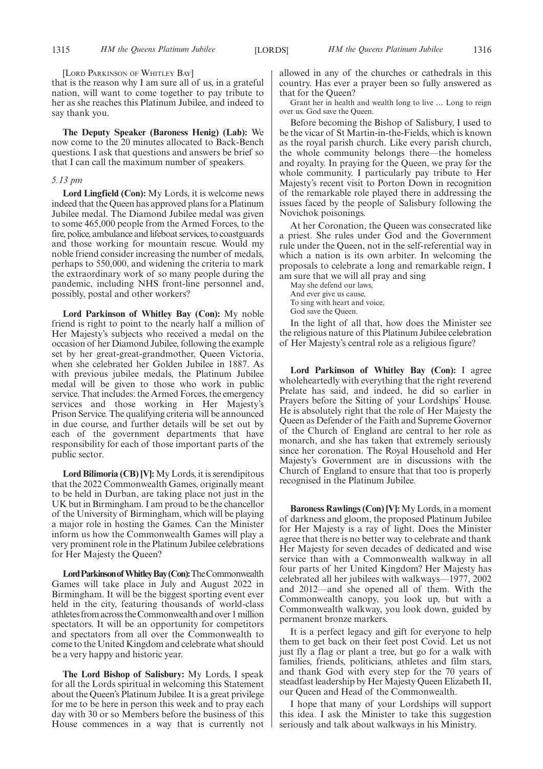[Lord Parkinson of Whitley Bay]

that is the reason why I am sure all of us, in a grateful nation, will want to come together to pay tribute to her as she reaches this Platinum Jubilee, and indeed to say thank you.

**The Deputy Speaker (Baroness Henig) (Lab):** We now come to the 20 minutes allocated to Back-Bench questions. I ask that questions and answers be brief so that I can call the maximum number of speakers.

*5.13 pm*

**Lord Lingfield (Con):** My Lords, it is welcome news indeed that the Queen has approved plans for a Platinum Jubilee medal. The Diamond Jubilee medal was given to some 465,000 people from the Armed Forces, to the fire, police, ambulance and lifeboat services, to coastguards and those working for mountain rescue. Would my noble friend consider increasing the number of medals, perhaps to 550,000, and widening the criteria to mark the extraordinary work of so many people during the pandemic, including NHS front-line personnel and, possibly, postal and other workers?

**Lord Parkinson of Whitley Bay (Con):** My noble friend is right to point to the nearly half a million of Her Majesty's subjects who received a medal on the occasion of her Diamond Jubilee, following the example set by her great-great-grandmother, Queen Victoria, when she celebrated her Golden Jubilee in 1887. As with previous jubilee medals, the Platinum Jubilee medal will be given to those who work in public service. That includes: the Armed Forces, the emergency services and those working in Her Majesty's Prison Service. The qualifying criteria will be announced in due course, and further details will be set out by each of the government departments that have responsibility for each of those important parts of the public sector.

**Lord Bilimoria (CB) [V]:** My Lords, it is serendipitous that the 2022 Commonwealth Games, originally meant to be held in Durban, are taking place not just in the UK but in Birmingham. I am proud to be the chancellor of the University of Birmingham, which will be playing a major role in hosting the Games. Can the Minister inform us how the Commonwealth Games will play a very prominent role in the Platinum Jubilee celebrations for Her Majesty the Queen?

**Lord Parkinson of Whitley Bay (Con):** The Commonwealth Games will take place in July and August 2022 in Birmingham. It will be the biggest sporting event ever held in the city, featuring thousands of world-class athletes from across the Commonwealth and over 1 million spectators. It will be an opportunity for competitors and spectators from all over the Commonwealth to come to the United Kingdom and celebrate what should be a very happy and historic year.

**The Lord Bishop of Salisbury:** My Lords, I speak for all the Lords spiritual in welcoming this Statement about the Queen's Platinum Jubilee. It is a great privilege for me to be here in person this week and to pray each day with 30 or so Members before the business of this House commences in a way that is currently not allowed in any of the churches or cathedrals in this country. Has ever a prayer been so fully answered as that for the Queen?

> Grant her in health and wealth long to live … Long to reign over us. God save the Queen.

Before becoming the Bishop of Salisbury, I used to be the vicar of St Martin-in-the-Fields, which is known as the royal parish church. Like every parish church, the whole community belongs there—the homeless and royalty. In praying for the Queen, we pray for the whole community. I particularly pay tribute to Her Majesty's recent visit to Porton Down in recognition of the remarkable role played there in addressing the issues faced by the people of Salisbury following the Novichok poisonings.

At her Coronation, the Queen was consecrated like a priest. She rules under God and the Government rule under the Queen, not in the self-referential way in which a nation is its own arbiter. In welcoming the proposals to celebrate a long and remarkable reign, I am sure that we will all pray and sing

> May she defend our laws,
> And ever give us cause,
> To sing with heart and voice,
> God save the Queen.

In the light of all that, how does the Minister see the religious nature of this Platinum Jubilee celebration of Her Majesty's central role as a religious figure?

**Lord Parkinson of Whitley Bay (Con):** I agree wholeheartedly with everything that the right reverend Prelate has said, and indeed, he did so earlier in Prayers before the Sitting of your Lordships' House. He is absolutely right that the role of Her Majesty the Queen as Defender of the Faith and Supreme Governor of the Church of England are central to her role as monarch, and she has taken that extremely seriously since her coronation. The Royal Household and Her Majesty's Government are in discussions with the Church of England to ensure that that too is properly recognised in the Platinum Jubilee.

**Baroness Rawlings (Con) [V]:** My Lords, in a moment of darkness and gloom, the proposed Platinum Jubilee for Her Majesty is a ray of light. Does the Minister agree that there is no better way to celebrate and thank Her Majesty for seven decades of dedicated and wise service than with a Commonwealth walkway in all four parts of her United Kingdom? Her Majesty has celebrated all her jubilees with walkways—1977, 2002 and 2012—and she opened all of them. With the Commonwealth canopy, you look up, but with a Commonwealth walkway, you look down, guided by permanent bronze markers.

It is a perfect legacy and gift for everyone to help them to get back on their feet post Covid. Let us not just fly a flag or plant a tree, but go for a walk with families, friends, politicians, athletes and film stars, and thank God with every step for the 70 years of steadfast leadership by Her Majesty Queen Elizabeth II, our Queen and Head of the Commonwealth.

I hope that many of your Lordships will support this idea. I ask the Minister to take this suggestion seriously and talk about walkways in his Ministry.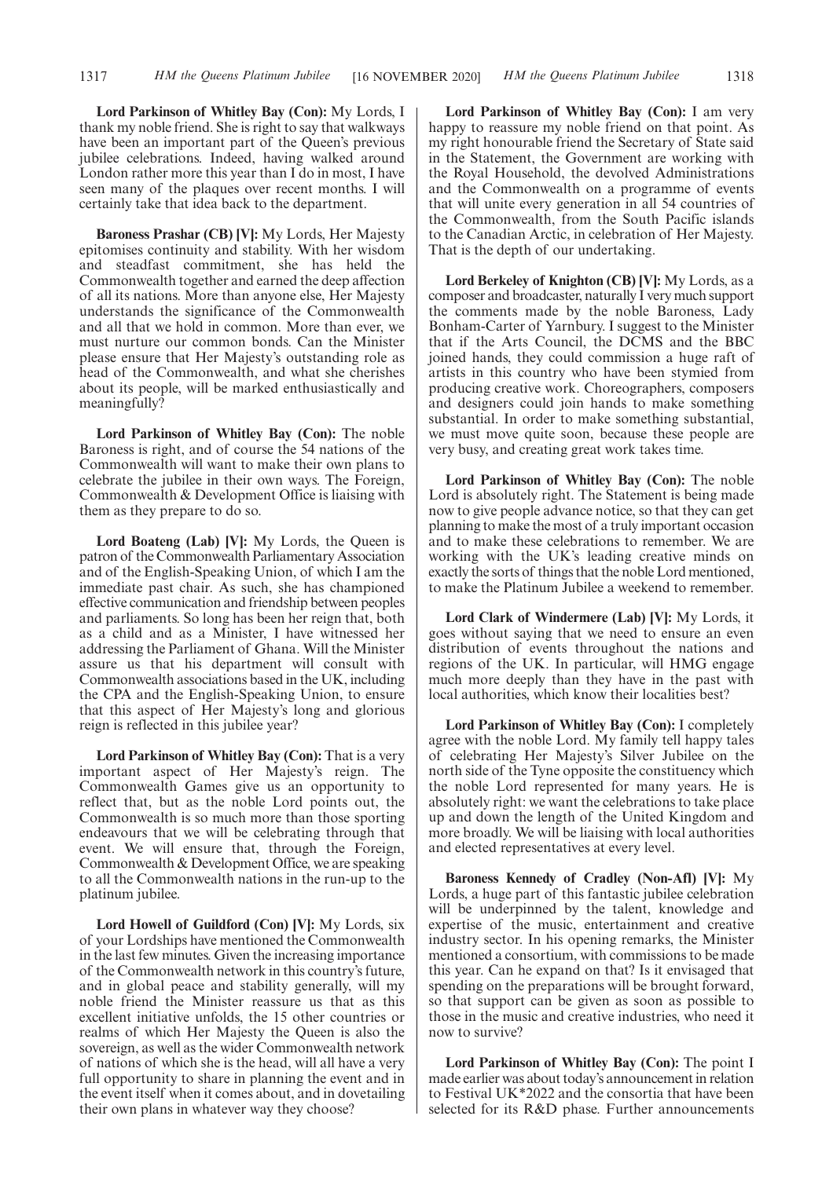**Lord Parkinson of Whitley Bay (Con):** My Lords, I thank my noble friend. She is right to say that walkways have been an important part of the Queen's previous jubilee celebrations. Indeed, having walked around London rather more this year than I do in most, I have seen many of the plaques over recent months. I will certainly take that idea back to the department.

**Baroness Prashar (CB) [V]:** My Lords, Her Majesty epitomises continuity and stability. With her wisdom and steadfast commitment, she has held the Commonwealth together and earned the deep affection of all its nations. More than anyone else, Her Majesty understands the significance of the Commonwealth and all that we hold in common. More than ever, we must nurture our common bonds. Can the Minister please ensure that Her Majesty's outstanding role as head of the Commonwealth, and what she cherishes about its people, will be marked enthusiastically and meaningfully?

**Lord Parkinson of Whitley Bay (Con):** The noble Baroness is right, and of course the 54 nations of the Commonwealth will want to make their own plans to celebrate the jubilee in their own ways. The Foreign, Commonwealth & Development Office is liaising with them as they prepare to do so.

**Lord Boateng (Lab) [V]:** My Lords, the Queen is patron of the Commonwealth Parliamentary Association and of the English-Speaking Union, of which I am the immediate past chair. As such, she has championed effective communication and friendship between peoples and parliaments. So long has been her reign that, both as a child and as a Minister, I have witnessed her addressing the Parliament of Ghana. Will the Minister assure us that his department will consult with Commonwealth associations based in the UK, including the CPA and the English-Speaking Union, to ensure that this aspect of Her Majesty's long and glorious reign is reflected in this jubilee year?

**Lord Parkinson of Whitley Bay (Con):** That is a very important aspect of Her Majesty's reign. The Commonwealth Games give us an opportunity to reflect that, but as the noble Lord points out, the Commonwealth is so much more than those sporting endeavours that we will be celebrating through that event. We will ensure that, through the Foreign, Commonwealth & Development Office, we are speaking to all the Commonwealth nations in the run-up to the platinum jubilee.

**Lord Howell of Guildford (Con) [V]:** My Lords, six of your Lordships have mentioned the Commonwealth in the last few minutes. Given the increasing importance of the Commonwealth network in this country's future, and in global peace and stability generally, will my noble friend the Minister reassure us that as this excellent initiative unfolds, the 15 other countries or realms of which Her Majesty the Queen is also the sovereign, as well as the wider Commonwealth network of nations of which she is the head, will all have a very full opportunity to share in planning the event and in the event itself when it comes about, and in dovetailing their own plans in whatever way they choose?

**Lord Parkinson of Whitley Bay (Con):** I am very happy to reassure my noble friend on that point. As my right honourable friend the Secretary of State said in the Statement, the Government are working with the Royal Household, the devolved Administrations and the Commonwealth on a programme of events that will unite every generation in all 54 countries of the Commonwealth, from the South Pacific islands to the Canadian Arctic, in celebration of Her Majesty. That is the depth of our undertaking.

**Lord Berkeley of Knighton (CB) [V]:** My Lords, as a composer and broadcaster, naturally I very much support the comments made by the noble Baroness, Lady Bonham-Carter of Yarnbury. I suggest to the Minister that if the Arts Council, the DCMS and the BBC joined hands, they could commission a huge raft of artists in this country who have been stymied from producing creative work. Choreographers, composers and designers could join hands to make something substantial. In order to make something substantial, we must move quite soon, because these people are very busy, and creating great work takes time.

**Lord Parkinson of Whitley Bay (Con):** The noble Lord is absolutely right. The Statement is being made now to give people advance notice, so that they can get planning to make the most of a truly important occasion and to make these celebrations to remember. We are working with the UK's leading creative minds on exactly the sorts of things that the noble Lord mentioned, to make the Platinum Jubilee a weekend to remember.

**Lord Clark of Windermere (Lab) [V]:** My Lords, it goes without saying that we need to ensure an even distribution of events throughout the nations and regions of the UK. In particular, will HMG engage much more deeply than they have in the past with local authorities, which know their localities best?

**Lord Parkinson of Whitley Bay (Con):** I completely agree with the noble Lord. My family tell happy tales of celebrating Her Majesty's Silver Jubilee on the north side of the Tyne opposite the constituency which the noble Lord represented for many years. He is absolutely right: we want the celebrations to take place up and down the length of the United Kingdom and more broadly. We will be liaising with local authorities and elected representatives at every level.

**Baroness Kennedy of Cradley (Non-Afl) [V]:** My Lords, a huge part of this fantastic jubilee celebration will be underpinned by the talent, knowledge and expertise of the music, entertainment and creative industry sector. In his opening remarks, the Minister mentioned a consortium, with commissions to be made this year. Can he expand on that? Is it envisaged that spending on the preparations will be brought forward, so that support can be given as soon as possible to those in the music and creative industries, who need it now to survive?

**Lord Parkinson of Whitley Bay (Con):** The point I made earlier was about today's announcement in relation to Festival UK*2022 and the consortia that have been selected for its R&D phase. Further announcements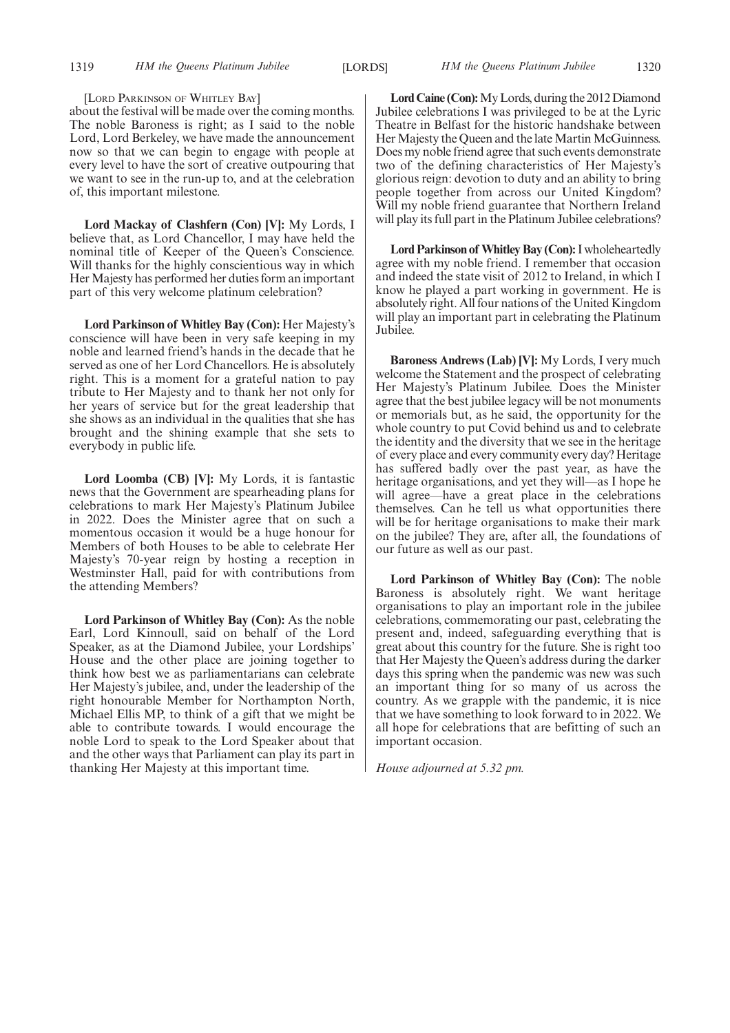[Lord Parkinson of Whitley Bay]

about the festival will be made over the coming months. The noble Baroness is right; as I said to the noble Lord, Lord Berkeley, we have made the announcement now so that we can begin to engage with people at every level to have the sort of creative outpouring that we want to see in the run-up to, and at the celebration of, this important milestone.

**Lord Mackay of Clashfern (Con) [V]:** My Lords, I believe that, as Lord Chancellor, I may have held the nominal title of Keeper of the Queen's Conscience. Will thanks for the highly conscientious way in which Her Majesty has performed her duties form an important part of this very welcome platinum celebration?

**Lord Parkinson of Whitley Bay (Con):** Her Majesty's conscience will have been in very safe keeping in my noble and learned friend's hands in the decade that he served as one of her Lord Chancellors. He is absolutely right. This is a moment for a grateful nation to pay tribute to Her Majesty and to thank her not only for her years of service but for the great leadership that she shows as an individual in the qualities that she has brought and the shining example that she sets to everybody in public life.

**Lord Loomba (CB) [V]:** My Lords, it is fantastic news that the Government are spearheading plans for celebrations to mark Her Majesty's Platinum Jubilee in 2022. Does the Minister agree that on such a momentous occasion it would be a huge honour for Members of both Houses to be able to celebrate Her Majesty's 70-year reign by hosting a reception in Westminster Hall, paid for with contributions from the attending Members?

**Lord Parkinson of Whitley Bay (Con):** As the noble Earl, Lord Kinnoull, said on behalf of the Lord Speaker, as at the Diamond Jubilee, your Lordships' House and the other place are joining together to think how best we as parliamentarians can celebrate Her Majesty's jubilee, and, under the leadership of the right honourable Member for Northampton North, Michael Ellis MP, to think of a gift that we might be able to contribute towards. I would encourage the noble Lord to speak to the Lord Speaker about that and the other ways that Parliament can play its part in thanking Her Majesty at this important time.

**Lord Caine (Con):** My Lords, during the 2012 Diamond Jubilee celebrations I was privileged to be at the Lyric Theatre in Belfast for the historic handshake between Her Majesty the Queen and the late Martin McGuinness. Does my noble friend agree that such events demonstrate two of the defining characteristics of Her Majesty's glorious reign: devotion to duty and an ability to bring people together from across our United Kingdom? Will my noble friend guarantee that Northern Ireland will play its full part in the Platinum Jubilee celebrations?

**Lord Parkinson of Whitley Bay (Con):** I wholeheartedly agree with my noble friend. I remember that occasion and indeed the state visit of 2012 to Ireland, in which I know he played a part working in government. He is absolutely right. All four nations of the United Kingdom will play an important part in celebrating the Platinum Jubilee.

**Baroness Andrews (Lab) [V]:** My Lords, I very much welcome the Statement and the prospect of celebrating Her Majesty's Platinum Jubilee. Does the Minister agree that the best jubilee legacy will be not monuments or memorials but, as he said, the opportunity for the whole country to put Covid behind us and to celebrate the identity and the diversity that we see in the heritage of every place and every community every day? Heritage has suffered badly over the past year, as have the heritage organisations, and yet they will—as I hope he will agree—have a great place in the celebrations themselves. Can he tell us what opportunities there will be for heritage organisations to make their mark on the jubilee? They are, after all, the foundations of our future as well as our past.

**Lord Parkinson of Whitley Bay (Con):** The noble Baroness is absolutely right. We want heritage organisations to play an important role in the jubilee celebrations, commemorating our past, celebrating the present and, indeed, safeguarding everything that is great about this country for the future. She is right too that Her Majesty the Queen's address during the darker days this spring when the pandemic was new was such an important thing for so many of us across the country. As we grapple with the pandemic, it is nice that we have something to look forward to in 2022. We all hope for celebrations that are befitting of such an important occasion.

*House adjourned at 5.32 pm.*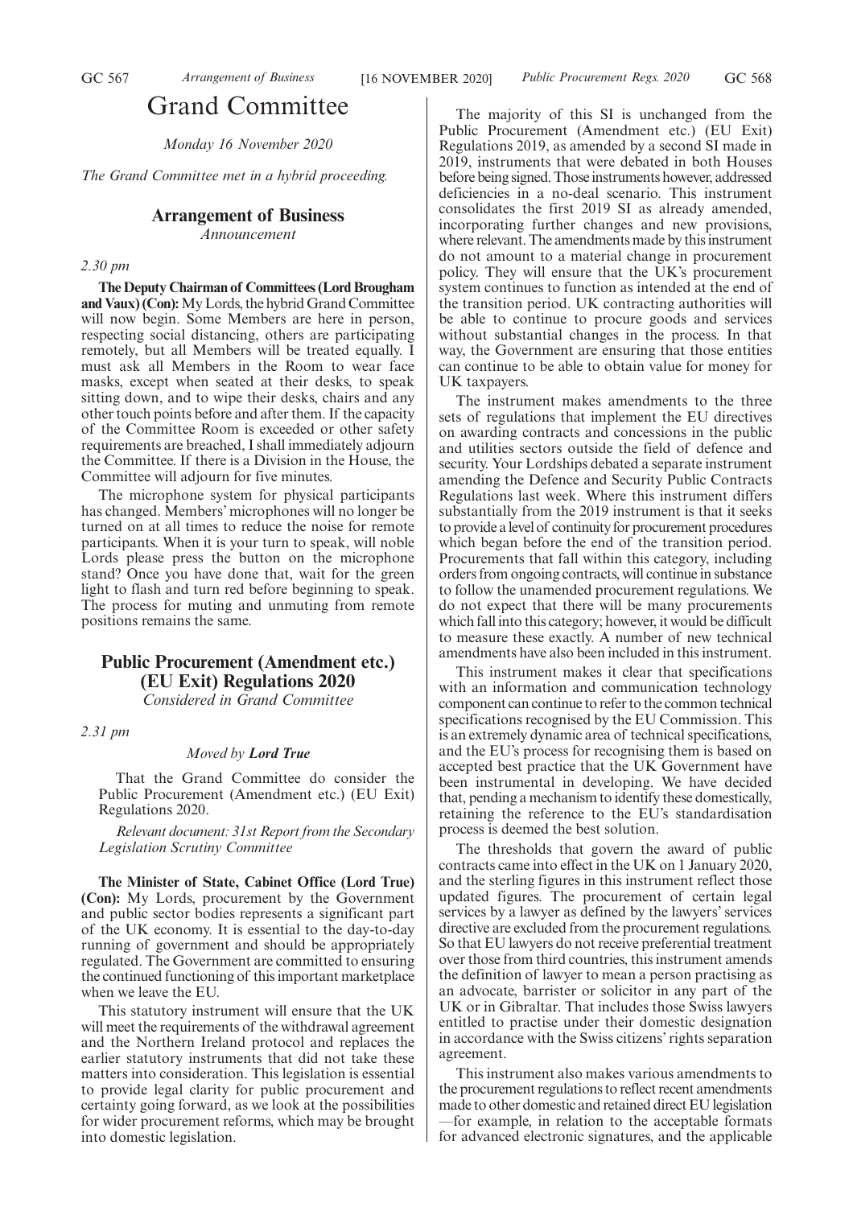# Grand Committee

*Monday 16 November 2020*

*The Grand Committee met in a hybrid proceeding.*

## Arrangement of Business

*Announcement*

*2.30 pm*

**The Deputy Chairman of Committees (Lord Brougham and Vaux) (Con):** My Lords, the hybrid Grand Committee will now begin. Some Members are here in person, respecting social distancing, others are participating remotely, but all Members will be treated equally. I must ask all Members in the Room to wear face masks, except when seated at their desks, to speak sitting down, and to wipe their desks, chairs and any other touch points before and after them. If the capacity of the Committee Room is exceeded or other safety requirements are breached, I shall immediately adjourn the Committee. If there is a Division in the House, the Committee will adjourn for five minutes.

The microphone system for physical participants has changed. Members' microphones will no longer be turned on at all times to reduce the noise for remote participants. When it is your turn to speak, will noble Lords please press the button on the microphone stand? Once you have done that, wait for the green light to flash and turn red before beginning to speak. The process for muting and unmuting from remote positions remains the same.

## Public Procurement (Amendment etc.) (EU Exit) Regulations 2020

*Considered in Grand Committee*

*2.31 pm*

*Moved by* ***Lord True***

That the Grand Committee do consider the Public Procurement (Amendment etc.) (EU Exit) Regulations 2020.

*Relevant document: 31st Report from the Secondary Legislation Scrutiny Committee*

**The Minister of State, Cabinet Office (Lord True) (Con):** My Lords, procurement by the Government and public sector bodies represents a significant part of the UK economy. It is essential to the day-to-day running of government and should be appropriately regulated. The Government are committed to ensuring the continued functioning of this important marketplace when we leave the EU.

This statutory instrument will ensure that the UK will meet the requirements of the withdrawal agreement and the Northern Ireland protocol and replaces the earlier statutory instruments that did not take these matters into consideration. This legislation is essential to provide legal clarity for public procurement and certainty going forward, as we look at the possibilities for wider procurement reforms, which may be brought into domestic legislation.

The majority of this SI is unchanged from the Public Procurement (Amendment etc.) (EU Exit) Regulations 2019, as amended by a second SI made in 2019, instruments that were debated in both Houses before being signed. Those instruments however, addressed deficiencies in a no-deal scenario. This instrument consolidates the first 2019 SI as already amended, incorporating further changes and new provisions, where relevant. The amendments made by this instrument do not amount to a material change in procurement policy. They will ensure that the UK's procurement system continues to function as intended at the end of the transition period. UK contracting authorities will be able to continue to procure goods and services without substantial changes in the process. In that way, the Government are ensuring that those entities can continue to be able to obtain value for money for UK taxpayers.

The instrument makes amendments to the three sets of regulations that implement the EU directives on awarding contracts and concessions in the public and utilities sectors outside the field of defence and security. Your Lordships debated a separate instrument amending the Defence and Security Public Contracts Regulations last week. Where this instrument differs substantially from the 2019 instrument is that it seeks to provide a level of continuity for procurement procedures which began before the end of the transition period. Procurements that fall within this category, including orders from ongoing contracts, will continue in substance to follow the unamended procurement regulations. We do not expect that there will be many procurements which fall into this category; however, it would be difficult to measure these exactly. A number of new technical amendments have also been included in this instrument.

This instrument makes it clear that specifications with an information and communication technology component can continue to refer to the common technical specifications recognised by the EU Commission. This is an extremely dynamic area of technical specifications, and the EU's process for recognising them is based on accepted best practice that the UK Government have been instrumental in developing. We have decided that, pending a mechanism to identify these domestically, retaining the reference to the EU's standardisation process is deemed the best solution.

The thresholds that govern the award of public contracts came into effect in the UK on 1 January 2020, and the sterling figures in this instrument reflect those updated figures. The procurement of certain legal services by a lawyer as defined by the lawyers' services directive are excluded from the procurement regulations. So that EU lawyers do not receive preferential treatment over those from third countries, this instrument amends the definition of lawyer to mean a person practising as an advocate, barrister or solicitor in any part of the UK or in Gibraltar. That includes those Swiss lawyers entitled to practise under their domestic designation in accordance with the Swiss citizens' rights separation agreement.

This instrument also makes various amendments to the procurement regulations to reflect recent amendments made to other domestic and retained direct EU legislation —for example, in relation to the acceptable formats for advanced electronic signatures, and the applicable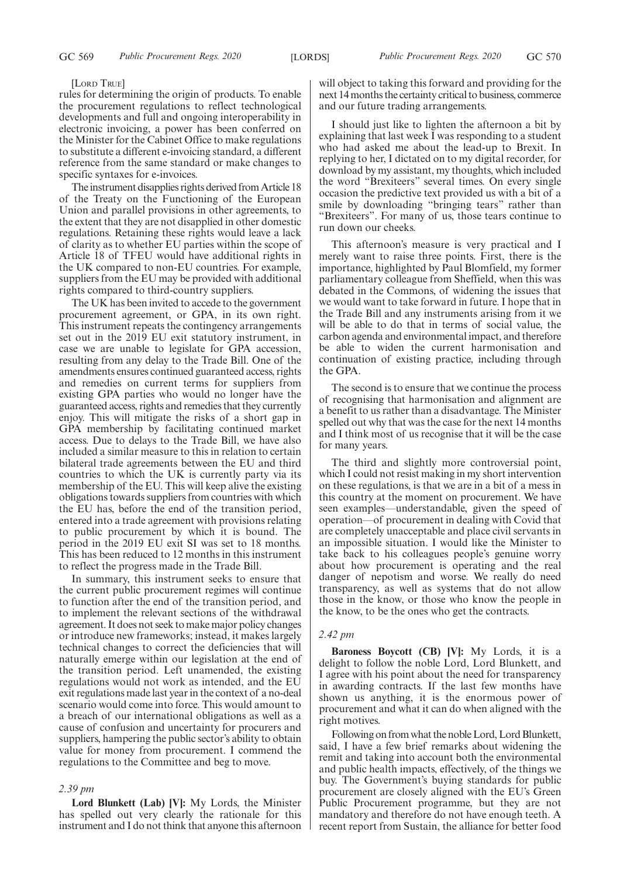[LORD TRUE]

rules for determining the origin of products. To enable the procurement regulations to reflect technological developments and full and ongoing interoperability in electronic invoicing, a power has been conferred on the Minister for the Cabinet Office to make regulations to substitute a different e-invoicing standard, a different reference from the same standard or make changes to specific syntaxes for e-invoices.

The instrument disapplies rights derived from Article 18 of the Treaty on the Functioning of the European Union and parallel provisions in other agreements, to the extent that they are not disapplied in other domestic regulations. Retaining these rights would leave a lack of clarity as to whether EU parties within the scope of Article 18 of TFEU would have additional rights in the UK compared to non-EU countries. For example, suppliers from the EU may be provided with additional rights compared to third-country suppliers.

The UK has been invited to accede to the government procurement agreement, or GPA, in its own right. This instrument repeats the contingency arrangements set out in the 2019 EU exit statutory instrument, in case we are unable to legislate for GPA accession, resulting from any delay to the Trade Bill. One of the amendments ensures continued guaranteed access, rights and remedies on current terms for suppliers from existing GPA parties who would no longer have the guaranteed access, rights and remedies that they currently enjoy. This will mitigate the risks of a short gap in GPA membership by facilitating continued market access. Due to delays to the Trade Bill, we have also included a similar measure to this in relation to certain bilateral trade agreements between the EU and third countries to which the UK is currently party via its membership of the EU. This will keep alive the existing obligations towards suppliers from countries with which the EU has, before the end of the transition period, entered into a trade agreement with provisions relating to public procurement by which it is bound. The period in the 2019 EU exit SI was set to 18 months. This has been reduced to 12 months in this instrument to reflect the progress made in the Trade Bill.

In summary, this instrument seeks to ensure that the current public procurement regimes will continue to function after the end of the transition period, and to implement the relevant sections of the withdrawal agreement. It does not seek to make major policy changes or introduce new frameworks; instead, it makes largely technical changes to correct the deficiencies that will naturally emerge within our legislation at the end of the transition period. Left unamended, the existing regulations would not work as intended, and the EU exit regulations made last year in the context of a no-deal scenario would come into force. This would amount to a breach of our international obligations as well as a cause of confusion and uncertainty for procurers and suppliers, hampering the public sector's ability to obtain value for money from procurement. I commend the regulations to the Committee and beg to move.

*2.39 pm*

**Lord Blunkett (Lab) [V]:** My Lords, the Minister has spelled out very clearly the rationale for this instrument and I do not think that anyone this afternoon will object to taking this forward and providing for the next 14 months the certainty critical to business, commerce and our future trading arrangements.

I should just like to lighten the afternoon a bit by explaining that last week I was responding to a student who had asked me about the lead-up to Brexit. In replying to her, I dictated on to my digital recorder, for download by my assistant, my thoughts, which included the word "Brexiteers" several times. On every single occasion the predictive text provided us with a bit of a smile by downloading "bringing tears" rather than "Brexiteers". For many of us, those tears continue to run down our cheeks.

This afternoon's measure is very practical and I merely want to raise three points. First, there is the importance, highlighted by Paul Blomfield, my former parliamentary colleague from Sheffield, when this was debated in the Commons, of widening the issues that we would want to take forward in future. I hope that in the Trade Bill and any instruments arising from it we will be able to do that in terms of social value, the carbon agenda and environmental impact, and therefore be able to widen the current harmonisation and continuation of existing practice, including through the GPA.

The second is to ensure that we continue the process of recognising that harmonisation and alignment are a benefit to us rather than a disadvantage. The Minister spelled out why that was the case for the next 14 months and I think most of us recognise that it will be the case for many years.

The third and slightly more controversial point, which I could not resist making in my short intervention on these regulations, is that we are in a bit of a mess in this country at the moment on procurement. We have seen examples—understandable, given the speed of operation—of procurement in dealing with Covid that are completely unacceptable and place civil servants in an impossible situation. I would like the Minister to take back to his colleagues people's genuine worry about how procurement is operating and the real danger of nepotism and worse. We really do need transparency, as well as systems that do not allow those in the know, or those who know the people in the know, to be the ones who get the contracts.

*2.42 pm*

**Baroness Boycott (CB) [V]:** My Lords, it is a delight to follow the noble Lord, Lord Blunkett, and I agree with his point about the need for transparency in awarding contracts. If the last few months have shown us anything, it is the enormous power of procurement and what it can do when aligned with the right motives.

Following on from what the noble Lord, Lord Blunkett, said, I have a few brief remarks about widening the remit and taking into account both the environmental and public health impacts, effectively, of the things we buy. The Government's buying standards for public procurement are closely aligned with the EU's Green Public Procurement programme, but they are not mandatory and therefore do not have enough teeth. A recent report from Sustain, the alliance for better food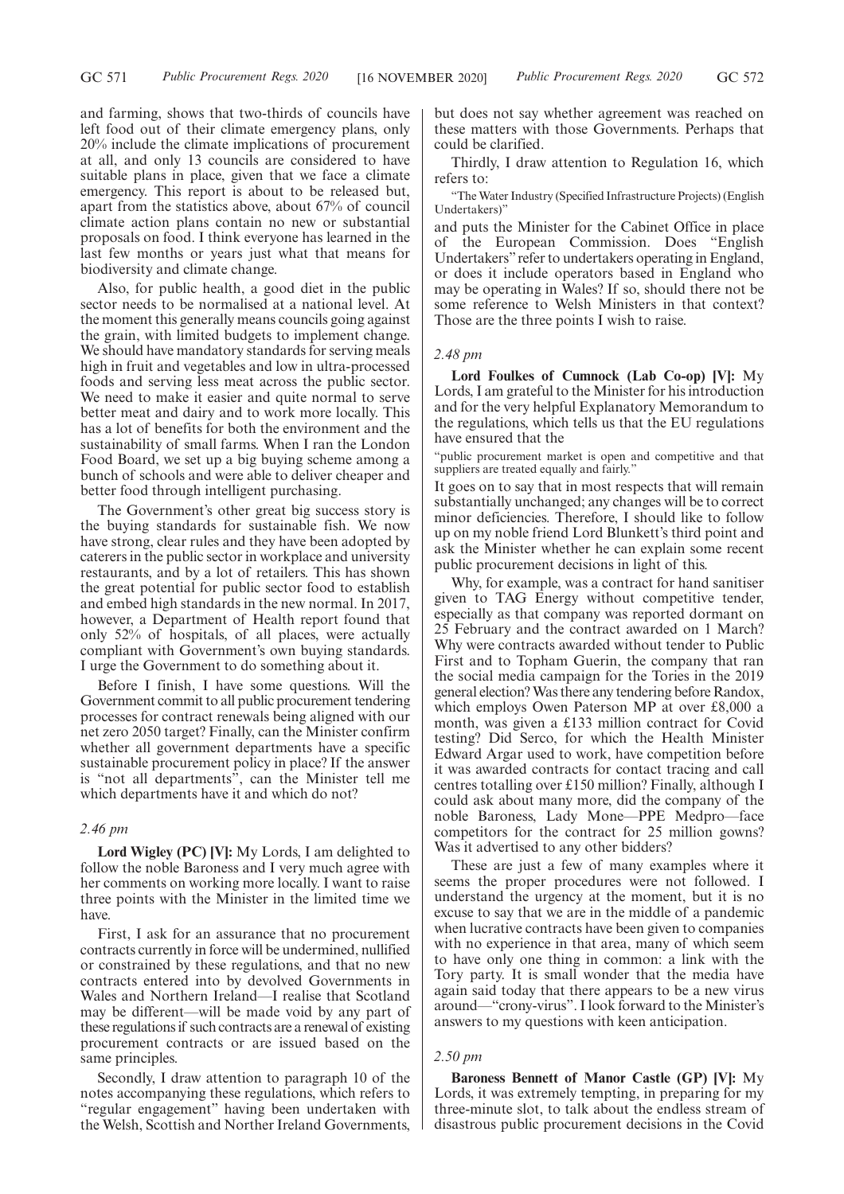and farming, shows that two-thirds of councils have left food out of their climate emergency plans, only 20% include the climate implications of procurement at all, and only 13 councils are considered to have suitable plans in place, given that we face a climate emergency. This report is about to be released but, apart from the statistics above, about 67% of council climate action plans contain no new or substantial proposals on food. I think everyone has learned in the last few months or years just what that means for biodiversity and climate change.

Also, for public health, a good diet in the public sector needs to be normalised at a national level. At the moment this generally means councils going against the grain, with limited budgets to implement change. We should have mandatory standards for serving meals high in fruit and vegetables and low in ultra-processed foods and serving less meat across the public sector. We need to make it easier and quite normal to serve better meat and dairy and to work more locally. This has a lot of benefits for both the environment and the sustainability of small farms. When I ran the London Food Board, we set up a big buying scheme among a bunch of schools and were able to deliver cheaper and better food through intelligent purchasing.

The Government's other great big success story is the buying standards for sustainable fish. We now have strong, clear rules and they have been adopted by caterers in the public sector in workplace and university restaurants, and by a lot of retailers. This has shown the great potential for public sector food to establish and embed high standards in the new normal. In 2017, however, a Department of Health report found that only 52% of hospitals, of all places, were actually compliant with Government's own buying standards. I urge the Government to do something about it.

Before I finish, I have some questions. Will the Government commit to all public procurement tendering processes for contract renewals being aligned with our net zero 2050 target? Finally, can the Minister confirm whether all government departments have a specific sustainable procurement policy in place? If the answer is "not all departments", can the Minister tell me which departments have it and which do not?

*2.46 pm*

**Lord Wigley (PC) [V]:** My Lords, I am delighted to follow the noble Baroness and I very much agree with her comments on working more locally. I want to raise three points with the Minister in the limited time we have.

First, I ask for an assurance that no procurement contracts currently in force will be undermined, nullified or constrained by these regulations, and that no new contracts entered into by devolved Governments in Wales and Northern Ireland—I realise that Scotland may be different—will be made void by any part of these regulations if such contracts are a renewal of existing procurement contracts or are issued based on the same principles.

Secondly, I draw attention to paragraph 10 of the notes accompanying these regulations, which refers to "regular engagement" having been undertaken with the Welsh, Scottish and Norther Ireland Governments, but does not say whether agreement was reached on these matters with those Governments. Perhaps that could be clarified.

Thirdly, I draw attention to Regulation 16, which refers to:

"The Water Industry (Specified Infrastructure Projects) (English Undertakers)"

and puts the Minister for the Cabinet Office in place of the European Commission. Does "English Undertakers" refer to undertakers operating in England, or does it include operators based in England who may be operating in Wales? If so, should there not be some reference to Welsh Ministers in that context? Those are the three points I wish to raise.

*2.48 pm*

**Lord Foulkes of Cumnock (Lab Co-op) [V]:** My Lords, I am grateful to the Minister for his introduction and for the very helpful Explanatory Memorandum to the regulations, which tells us that the EU regulations have ensured that the

"public procurement market is open and competitive and that suppliers are treated equally and fairly."

It goes on to say that in most respects that will remain substantially unchanged; any changes will be to correct minor deficiencies. Therefore, I should like to follow up on my noble friend Lord Blunkett's third point and ask the Minister whether he can explain some recent public procurement decisions in light of this.

Why, for example, was a contract for hand sanitiser given to TAG Energy without competitive tender, especially as that company was reported dormant on 25 February and the contract awarded on 1 March? Why were contracts awarded without tender to Public First and to Topham Guerin, the company that ran the social media campaign for the Tories in the 2019 general election? Was there any tendering before Randox, which employs Owen Paterson MP at over £8,000 a month, was given a £133 million contract for Covid testing? Did Serco, for which the Health Minister Edward Argar used to work, have competition before it was awarded contracts for contact tracing and call centres totalling over £150 million? Finally, although I could ask about many more, did the company of the noble Baroness, Lady Mone—PPE Medpro—face competitors for the contract for 25 million gowns? Was it advertised to any other bidders?

These are just a few of many examples where it seems the proper procedures were not followed. I understand the urgency at the moment, but it is no excuse to say that we are in the middle of a pandemic when lucrative contracts have been given to companies with no experience in that area, many of which seem to have only one thing in common: a link with the Tory party. It is small wonder that the media have again said today that there appears to be a new virus around—"crony-virus". I look forward to the Minister's answers to my questions with keen anticipation.

*2.50 pm*

**Baroness Bennett of Manor Castle (GP) [V]:** My Lords, it was extremely tempting, in preparing for my three-minute slot, to talk about the endless stream of disastrous public procurement decisions in the Covid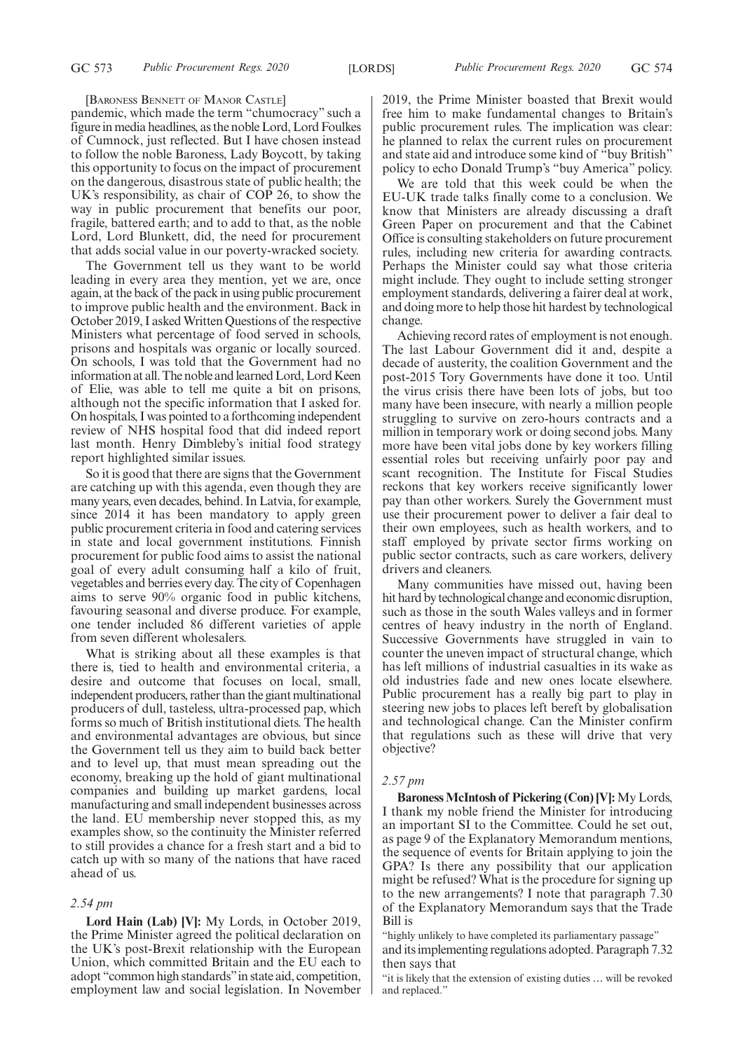[BARONESS BENNETT OF MANOR CASTLE]

pandemic, which made the term "chumocracy" such a figure in media headlines, as the noble Lord, Lord Foulkes of Cumnock, just reflected. But I have chosen instead to follow the noble Baroness, Lady Boycott, by taking this opportunity to focus on the impact of procurement on the dangerous, disastrous state of public health; the UK's responsibility, as chair of COP 26, to show the way in public procurement that benefits our poor, fragile, battered earth; and to add to that, as the noble Lord, Lord Blunkett, did, the need for procurement that adds social value in our poverty-wracked society.

The Government tell us they want to be world leading in every area they mention, yet we are, once again, at the back of the pack in using public procurement to improve public health and the environment. Back in October 2019, I asked Written Questions of the respective Ministers what percentage of food served in schools, prisons and hospitals was organic or locally sourced. On schools, I was told that the Government had no information at all. The noble and learned Lord, Lord Keen of Elie, was able to tell me quite a bit on prisons, although not the specific information that I asked for. On hospitals, I was pointed to a forthcoming independent review of NHS hospital food that did indeed report last month. Henry Dimbleby's initial food strategy report highlighted similar issues.

So it is good that there are signs that the Government are catching up with this agenda, even though they are many years, even decades, behind. In Latvia, for example, since 2014 it has been mandatory to apply green public procurement criteria in food and catering services in state and local government institutions. Finnish procurement for public food aims to assist the national goal of every adult consuming half a kilo of fruit, vegetables and berries every day. The city of Copenhagen aims to serve 90% organic food in public kitchens, favouring seasonal and diverse produce. For example, one tender included 86 different varieties of apple from seven different wholesalers.

What is striking about all these examples is that there is, tied to health and environmental criteria, a desire and outcome that focuses on local, small, independent producers, rather than the giant multinational producers of dull, tasteless, ultra-processed pap, which forms so much of British institutional diets. The health and environmental advantages are obvious, but since the Government tell us they aim to build back better and to level up, that must mean spreading out the economy, breaking up the hold of giant multinational companies and building up market gardens, local manufacturing and small independent businesses across the land. EU membership never stopped this, as my examples show, so the continuity the Minister referred to still provides a chance for a fresh start and a bid to catch up with so many of the nations that have raced ahead of us.

*2.54 pm*

**Lord Hain (Lab) [V]:** My Lords, in October 2019, the Prime Minister agreed the political declaration on the UK's post-Brexit relationship with the European Union, which committed Britain and the EU each to adopt "common high standards" in state aid, competition, employment law and social legislation. In November 2019, the Prime Minister boasted that Brexit would free him to make fundamental changes to Britain's public procurement rules. The implication was clear: he planned to relax the current rules on procurement and state aid and introduce some kind of "buy British" policy to echo Donald Trump's "buy America" policy.

We are told that this week could be when the EU-UK trade talks finally come to a conclusion. We know that Ministers are already discussing a draft Green Paper on procurement and that the Cabinet Office is consulting stakeholders on future procurement rules, including new criteria for awarding contracts. Perhaps the Minister could say what those criteria might include. They ought to include setting stronger employment standards, delivering a fairer deal at work, and doing more to help those hit hardest by technological change.

Achieving record rates of employment is not enough. The last Labour Government did it and, despite a decade of austerity, the coalition Government and the post-2015 Tory Governments have done it too. Until the virus crisis there have been lots of jobs, but too many have been insecure, with nearly a million people struggling to survive on zero-hours contracts and a million in temporary work or doing second jobs. Many more have been vital jobs done by key workers filling essential roles but receiving unfairly poor pay and scant recognition. The Institute for Fiscal Studies reckons that key workers receive significantly lower pay than other workers. Surely the Government must use their procurement power to deliver a fair deal to their own employees, such as health workers, and to staff employed by private sector firms working on public sector contracts, such as care workers, delivery drivers and cleaners.

Many communities have missed out, having been hit hard by technological change and economic disruption, such as those in the south Wales valleys and in former centres of heavy industry in the north of England. Successive Governments have struggled in vain to counter the uneven impact of structural change, which has left millions of industrial casualties in its wake as old industries fade and new ones locate elsewhere. Public procurement has a really big part to play in steering new jobs to places left bereft by globalisation and technological change. Can the Minister confirm that regulations such as these will drive that very objective?

*2.57 pm*

**Baroness McIntosh of Pickering (Con) [V]:** My Lords, I thank my noble friend the Minister for introducing an important SI to the Committee. Could he set out, as page 9 of the Explanatory Memorandum mentions, the sequence of events for Britain applying to join the GPA? Is there any possibility that our application might be refused? What is the procedure for signing up to the new arrangements? I note that paragraph 7.30 of the Explanatory Memorandum says that the Trade Bill is

"highly unlikely to have completed its parliamentary passage"

and its implementing regulations adopted. Paragraph 7.32 then says that

"it is likely that the extension of existing duties … will be revoked and replaced."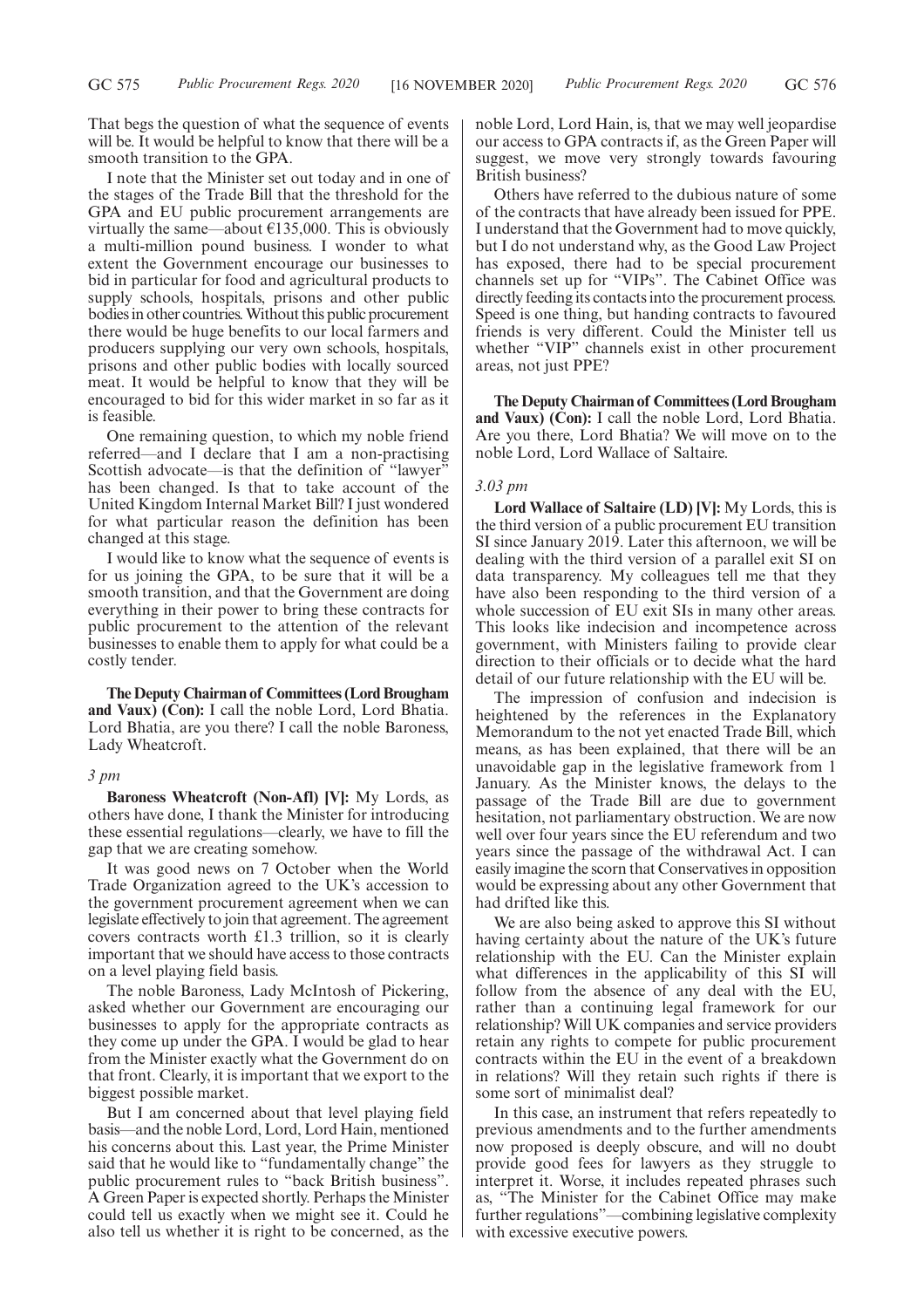That begs the question of what the sequence of events will be. It would be helpful to know that there will be a smooth transition to the GPA.

I note that the Minister set out today and in one of the stages of the Trade Bill that the threshold for the GPA and EU public procurement arrangements are virtually the same—about €135,000. This is obviously a multi-million pound business. I wonder to what extent the Government encourage our businesses to bid in particular for food and agricultural products to supply schools, hospitals, prisons and other public bodies in other countries. Without this public procurement there would be huge benefits to our local farmers and producers supplying our very own schools, hospitals, prisons and other public bodies with locally sourced meat. It would be helpful to know that they will be encouraged to bid for this wider market in so far as it is feasible.

One remaining question, to which my noble friend referred—and I declare that I am a non-practising Scottish advocate—is that the definition of "lawyer" has been changed. Is that to take account of the United Kingdom Internal Market Bill? I just wondered for what particular reason the definition has been changed at this stage.

I would like to know what the sequence of events is for us joining the GPA, to be sure that it will be a smooth transition, and that the Government are doing everything in their power to bring these contracts for public procurement to the attention of the relevant businesses to enable them to apply for what could be a costly tender.

**The Deputy Chairman of Committees (Lord Brougham and Vaux) (Con):** I call the noble Lord, Lord Bhatia. Lord Bhatia, are you there? I call the noble Baroness, Lady Wheatcroft.

*3 pm*

**Baroness Wheatcroft (Non-Afl) [V]:** My Lords, as others have done, I thank the Minister for introducing these essential regulations—clearly, we have to fill the gap that we are creating somehow.

It was good news on 7 October when the World Trade Organization agreed to the UK's accession to the government procurement agreement when we can legislate effectively to join that agreement. The agreement covers contracts worth £1.3 trillion, so it is clearly important that we should have access to those contracts on a level playing field basis.

The noble Baroness, Lady McIntosh of Pickering, asked whether our Government are encouraging our businesses to apply for the appropriate contracts as they come up under the GPA. I would be glad to hear from the Minister exactly what the Government do on that front. Clearly, it is important that we export to the biggest possible market.

But I am concerned about that level playing field basis—and the noble Lord, Lord, Lord Hain, mentioned his concerns about this. Last year, the Prime Minister said that he would like to "fundamentally change" the public procurement rules to "back British business". A Green Paper is expected shortly. Perhaps the Minister could tell us exactly when we might see it. Could he also tell us whether it is right to be concerned, as the noble Lord, Lord Hain, is, that we may well jeopardise our access to GPA contracts if, as the Green Paper will suggest, we move very strongly towards favouring British business?

Others have referred to the dubious nature of some of the contracts that have already been issued for PPE. I understand that the Government had to move quickly, but I do not understand why, as the Good Law Project has exposed, there had to be special procurement channels set up for "VIPs". The Cabinet Office was directly feeding its contacts into the procurement process. Speed is one thing, but handing contracts to favoured friends is very different. Could the Minister tell us whether "VIP" channels exist in other procurement areas, not just PPE?

**The Deputy Chairman of Committees (Lord Brougham and Vaux) (Con):** I call the noble Lord, Lord Bhatia. Are you there, Lord Bhatia? We will move on to the noble Lord, Lord Wallace of Saltaire.

*3.03 pm*

**Lord Wallace of Saltaire (LD) [V]:** My Lords, this is the third version of a public procurement EU transition SI since January 2019. Later this afternoon, we will be dealing with the third version of a parallel exit SI on data transparency. My colleagues tell me that they have also been responding to the third version of a whole succession of EU exit SIs in many other areas. This looks like indecision and incompetence across government, with Ministers failing to provide clear direction to their officials or to decide what the hard detail of our future relationship with the EU will be.

The impression of confusion and indecision is heightened by the references in the Explanatory Memorandum to the not yet enacted Trade Bill, which means, as has been explained, that there will be an unavoidable gap in the legislative framework from 1 January. As the Minister knows, the delays to the passage of the Trade Bill are due to government hesitation, not parliamentary obstruction. We are now well over four years since the EU referendum and two years since the passage of the withdrawal Act. I can easily imagine the scorn that Conservatives in opposition would be expressing about any other Government that had drifted like this.

We are also being asked to approve this SI without having certainty about the nature of the UK's future relationship with the EU. Can the Minister explain what differences in the applicability of this SI will follow from the absence of any deal with the EU, rather than a continuing legal framework for our relationship? Will UK companies and service providers retain any rights to compete for public procurement contracts within the EU in the event of a breakdown in relations? Will they retain such rights if there is some sort of minimalist deal?

In this case, an instrument that refers repeatedly to previous amendments and to the further amendments now proposed is deeply obscure, and will no doubt provide good fees for lawyers as they struggle to interpret it. Worse, it includes repeated phrases such as, "The Minister for the Cabinet Office may make further regulations"—combining legislative complexity with excessive executive powers.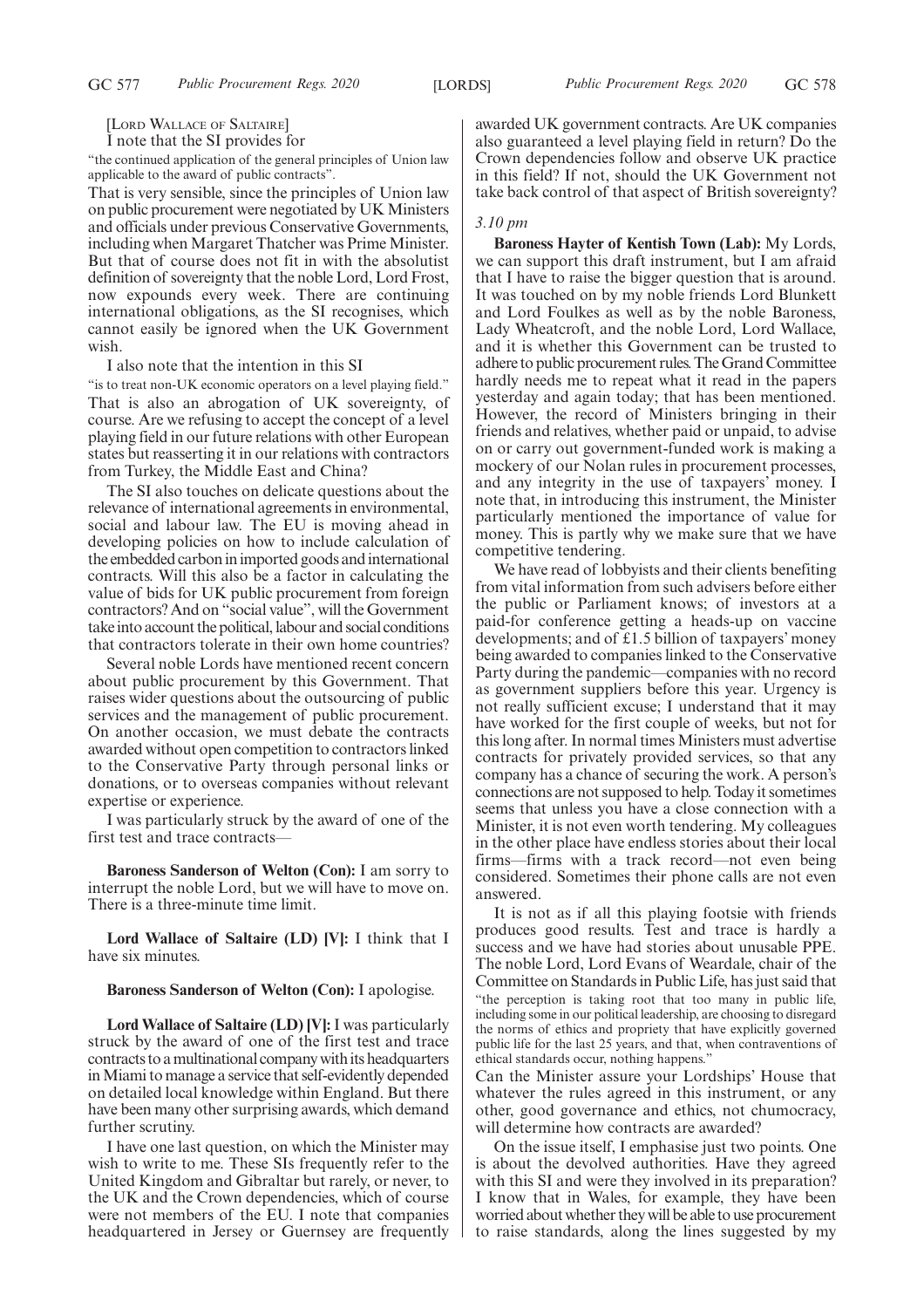[LORD WALLACE OF SALTAIRE]

I note that the SI provides for

"the continued application of the general principles of Union law applicable to the award of public contracts".

That is very sensible, since the principles of Union law on public procurement were negotiated by UK Ministers and officials under previous Conservative Governments, including when Margaret Thatcher was Prime Minister. But that of course does not fit in with the absolutist definition of sovereignty that the noble Lord, Lord Frost, now expounds every week. There are continuing international obligations, as the SI recognises, which cannot easily be ignored when the UK Government wish.

I also note that the intention in this SI

"is to treat non-UK economic operators on a level playing field."

That is also an abrogation of UK sovereignty, of course. Are we refusing to accept the concept of a level playing field in our future relations with other European states but reasserting it in our relations with contractors from Turkey, the Middle East and China?

The SI also touches on delicate questions about the relevance of international agreements in environmental, social and labour law. The EU is moving ahead in developing policies on how to include calculation of the embedded carbon in imported goods and international contracts. Will this also be a factor in calculating the value of bids for UK public procurement from foreign contractors? And on "social value", will the Government take into account the political, labour and social conditions that contractors tolerate in their own home countries?

Several noble Lords have mentioned recent concern about public procurement by this Government. That raises wider questions about the outsourcing of public services and the management of public procurement. On another occasion, we must debate the contracts awarded without open competition to contractors linked to the Conservative Party through personal links or donations, or to overseas companies without relevant expertise or experience.

I was particularly struck by the award of one of the first test and trace contracts—

**Baroness Sanderson of Welton (Con):** I am sorry to interrupt the noble Lord, but we will have to move on. There is a three-minute time limit.

**Lord Wallace of Saltaire (LD) [V]:** I think that I have six minutes.

**Baroness Sanderson of Welton (Con):** I apologise.

**Lord Wallace of Saltaire (LD) [V]:** I was particularly struck by the award of one of the first test and trace contracts to a multinational company with its headquarters in Miami to manage a service that self-evidently depended on detailed local knowledge within England. But there have been many other surprising awards, which demand further scrutiny.

I have one last question, on which the Minister may wish to write to me. These SIs frequently refer to the United Kingdom and Gibraltar but rarely, or never, to the UK and the Crown dependencies, which of course were not members of the EU. I note that companies headquartered in Jersey or Guernsey are frequently awarded UK government contracts. Are UK companies also guaranteed a level playing field in return? Do the Crown dependencies follow and observe UK practice in this field? If not, should the UK Government not take back control of that aspect of British sovereignty?

*3.10 pm*

**Baroness Hayter of Kentish Town (Lab):** My Lords, we can support this draft instrument, but I am afraid that I have to raise the bigger question that is around. It was touched on by my noble friends Lord Blunkett and Lord Foulkes as well as by the noble Baroness, Lady Wheatcroft, and the noble Lord, Lord Wallace, and it is whether this Government can be trusted to adhere to public procurement rules. The Grand Committee hardly needs me to repeat what it read in the papers yesterday and again today; that has been mentioned. However, the record of Ministers bringing in their friends and relatives, whether paid or unpaid, to advise on or carry out government-funded work is making a mockery of our Nolan rules in procurement processes, and any integrity in the use of taxpayers' money. I note that, in introducing this instrument, the Minister particularly mentioned the importance of value for money. This is partly why we make sure that we have competitive tendering.

We have read of lobbyists and their clients benefiting from vital information from such advisers before either the public or Parliament knows; of investors at a paid-for conference getting a heads-up on vaccine developments; and of £1.5 billion of taxpayers' money being awarded to companies linked to the Conservative Party during the pandemic—companies with no record as government suppliers before this year. Urgency is not really sufficient excuse; I understand that it may have worked for the first couple of weeks, but not for this long after. In normal times Ministers must advertise contracts for privately provided services, so that any company has a chance of securing the work. A person's connections are not supposed to help. Today it sometimes seems that unless you have a close connection with a Minister, it is not even worth tendering. My colleagues in the other place have endless stories about their local firms—firms with a track record—not even being considered. Sometimes their phone calls are not even answered.

It is not as if all this playing footsie with friends produces good results. Test and trace is hardly a success and we have had stories about unusable PPE. The noble Lord, Lord Evans of Weardale, chair of the Committee on Standards in Public Life, has just said that

"the perception is taking root that too many in public life, including some in our political leadership, are choosing to disregard the norms of ethics and propriety that have explicitly governed public life for the last 25 years, and that, when contraventions of ethical standards occur, nothing happens."

Can the Minister assure your Lordships' House that whatever the rules agreed in this instrument, or any other, good governance and ethics, not chumocracy, will determine how contracts are awarded?

On the issue itself, I emphasise just two points. One is about the devolved authorities. Have they agreed with this SI and were they involved in its preparation? I know that in Wales, for example, they have been worried about whether they will be able to use procurement to raise standards, along the lines suggested by my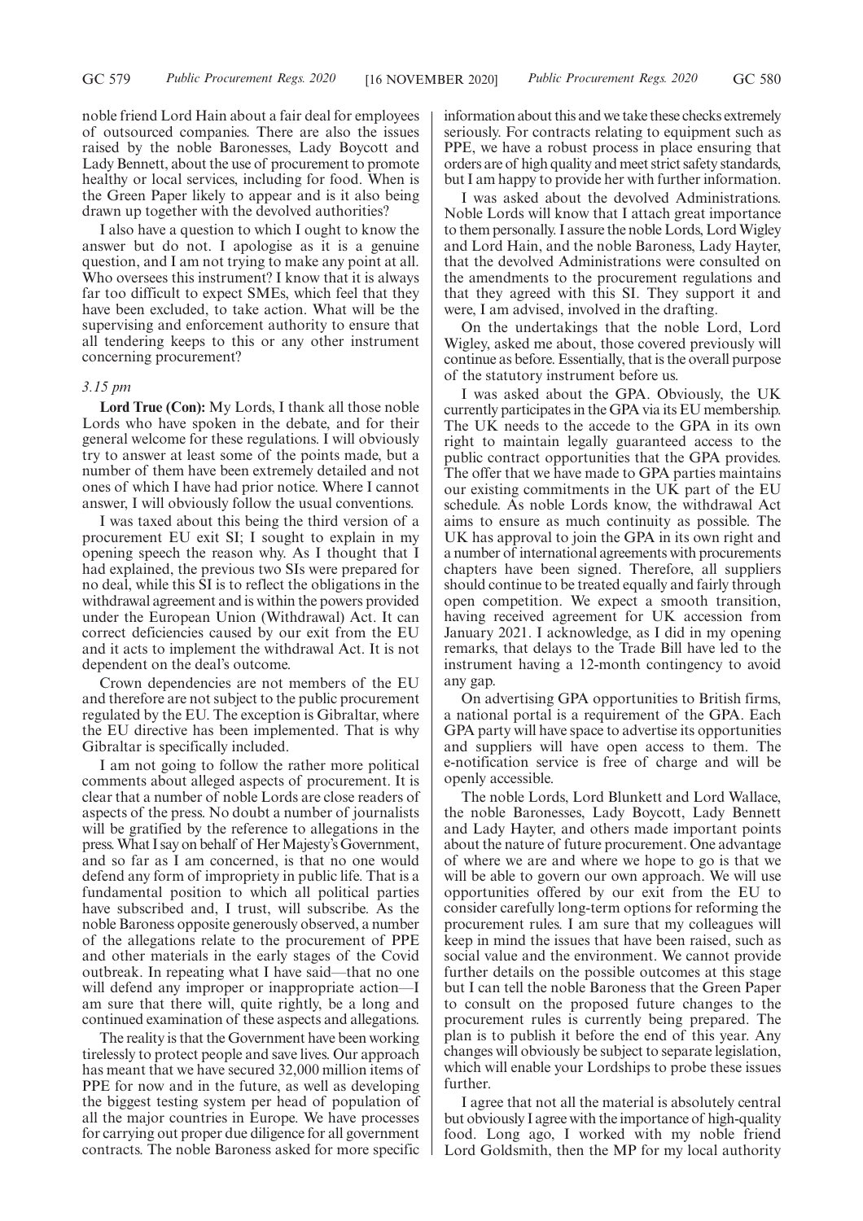noble friend Lord Hain about a fair deal for employees of outsourced companies. There are also the issues raised by the noble Baronesses, Lady Boycott and Lady Bennett, about the use of procurement to promote healthy or local services, including for food. When is the Green Paper likely to appear and is it also being drawn up together with the devolved authorities?

I also have a question to which I ought to know the answer but do not. I apologise as it is a genuine question, and I am not trying to make any point at all. Who oversees this instrument? I know that it is always far too difficult to expect SMEs, which feel that they have been excluded, to take action. What will be the supervising and enforcement authority to ensure that all tendering keeps to this or any other instrument concerning procurement?

*3.15 pm*

**Lord True (Con):** My Lords, I thank all those noble Lords who have spoken in the debate, and for their general welcome for these regulations. I will obviously try to answer at least some of the points made, but a number of them have been extremely detailed and not ones of which I have had prior notice. Where I cannot answer, I will obviously follow the usual conventions.

I was taxed about this being the third version of a procurement EU exit SI; I sought to explain in my opening speech the reason why. As I thought that I had explained, the previous two SIs were prepared for no deal, while this SI is to reflect the obligations in the withdrawal agreement and is within the powers provided under the European Union (Withdrawal) Act. It can correct deficiencies caused by our exit from the EU and it acts to implement the withdrawal Act. It is not dependent on the deal's outcome.

Crown dependencies are not members of the EU and therefore are not subject to the public procurement regulated by the EU. The exception is Gibraltar, where the EU directive has been implemented. That is why Gibraltar is specifically included.

I am not going to follow the rather more political comments about alleged aspects of procurement. It is clear that a number of noble Lords are close readers of aspects of the press. No doubt a number of journalists will be gratified by the reference to allegations in the press. What I say on behalf of Her Majesty's Government, and so far as I am concerned, is that no one would defend any form of impropriety in public life. That is a fundamental position to which all political parties have subscribed and, I trust, will subscribe. As the noble Baroness opposite generously observed, a number of the allegations relate to the procurement of PPE and other materials in the early stages of the Covid outbreak. In repeating what I have said—that no one will defend any improper or inappropriate action—I am sure that there will, quite rightly, be a long and continued examination of these aspects and allegations.

The reality is that the Government have been working tirelessly to protect people and save lives. Our approach has meant that we have secured 32,000 million items of PPE for now and in the future, as well as developing the biggest testing system per head of population of all the major countries in Europe. We have processes for carrying out proper due diligence for all government contracts. The noble Baroness asked for more specific information about this and we take these checks extremely seriously. For contracts relating to equipment such as PPE, we have a robust process in place ensuring that orders are of high quality and meet strict safety standards, but I am happy to provide her with further information.

I was asked about the devolved Administrations. Noble Lords will know that I attach great importance to them personally. I assure the noble Lords, Lord Wigley and Lord Hain, and the noble Baroness, Lady Hayter, that the devolved Administrations were consulted on the amendments to the procurement regulations and that they agreed with this SI. They support it and were, I am advised, involved in the drafting.

On the undertakings that the noble Lord, Lord Wigley, asked me about, those covered previously will continue as before. Essentially, that is the overall purpose of the statutory instrument before us.

I was asked about the GPA. Obviously, the UK currently participates in the GPA via its EU membership. The UK needs to the accede to the GPA in its own right to maintain legally guaranteed access to the public contract opportunities that the GPA provides. The offer that we have made to GPA parties maintains our existing commitments in the UK part of the EU schedule. As noble Lords know, the withdrawal Act aims to ensure as much continuity as possible. The UK has approval to join the GPA in its own right and a number of international agreements with procurements chapters have been signed. Therefore, all suppliers should continue to be treated equally and fairly through open competition. We expect a smooth transition, having received agreement for UK accession from January 2021. I acknowledge, as I did in my opening remarks, that delays to the Trade Bill have led to the instrument having a 12-month contingency to avoid any gap.

On advertising GPA opportunities to British firms, a national portal is a requirement of the GPA. Each GPA party will have space to advertise its opportunities and suppliers will have open access to them. The e-notification service is free of charge and will be openly accessible.

The noble Lords, Lord Blunkett and Lord Wallace, the noble Baronesses, Lady Boycott, Lady Bennett and Lady Hayter, and others made important points about the nature of future procurement. One advantage of where we are and where we hope to go is that we will be able to govern our own approach. We will use opportunities offered by our exit from the EU to consider carefully long-term options for reforming the procurement rules. I am sure that my colleagues will keep in mind the issues that have been raised, such as social value and the environment. We cannot provide further details on the possible outcomes at this stage but I can tell the noble Baroness that the Green Paper to consult on the proposed future changes to the procurement rules is currently being prepared. The plan is to publish it before the end of this year. Any changes will obviously be subject to separate legislation, which will enable your Lordships to probe these issues further.

I agree that not all the material is absolutely central but obviously I agree with the importance of high-quality food. Long ago, I worked with my noble friend Lord Goldsmith, then the MP for my local authority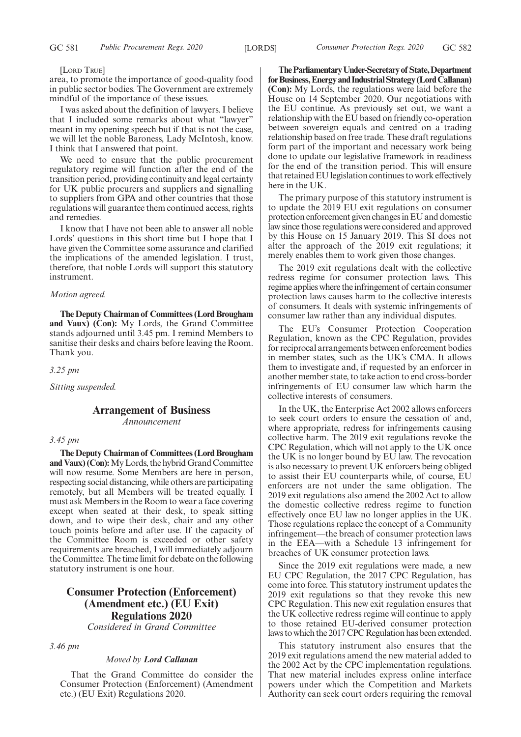[Lord True]

area, to promote the importance of good-quality food in public sector bodies. The Government are extremely mindful of the importance of these issues.

I was asked about the definition of lawyers. I believe that I included some remarks about what "lawyer" meant in my opening speech but if that is not the case, we will let the noble Baroness, Lady McIntosh, know. I think that I answered that point.

We need to ensure that the public procurement regulatory regime will function after the end of the transition period, providing continuity and legal certainty for UK public procurers and suppliers and signalling to suppliers from GPA and other countries that those regulations will guarantee them continued access, rights and remedies.

I know that I have not been able to answer all noble Lords' questions in this short time but I hope that I have given the Committee some assurance and clarified the implications of the amended legislation. I trust, therefore, that noble Lords will support this statutory instrument.

*Motion agreed.*

**The Deputy Chairman of Committees (Lord Brougham and Vaux) (Con):** My Lords, the Grand Committee stands adjourned until 3.45 pm. I remind Members to sanitise their desks and chairs before leaving the Room. Thank you.

*3.25 pm*

*Sitting suspended.*

## Arrangement of Business

*Announcement*

*3.45 pm*

**The Deputy Chairman of Committees (Lord Brougham and Vaux) (Con):** My Lords, the hybrid Grand Committee will now resume. Some Members are here in person, respecting social distancing, while others are participating remotely, but all Members will be treated equally. I must ask Members in the Room to wear a face covering except when seated at their desk, to speak sitting down, and to wipe their desk, chair and any other touch points before and after use. If the capacity of the Committee Room is exceeded or other safety requirements are breached, I will immediately adjourn the Committee. The time limit for debate on the following statutory instrument is one hour.

## Consumer Protection (Enforcement) (Amendment etc.) (EU Exit) Regulations 2020

*Considered in Grand Committee*

*3.46 pm*

*Moved by* ***Lord Callanan***

That the Grand Committee do consider the Consumer Protection (Enforcement) (Amendment etc.) (EU Exit) Regulations 2020.

**The Parliamentary Under-Secretary of State, Department for Business, Energy and Industrial Strategy (Lord Callanan) (Con):** My Lords, the regulations were laid before the House on 14 September 2020. Our negotiations with the EU continue. As previously set out, we want a relationship with the EU based on friendly co-operation between sovereign equals and centred on a trading relationship based on free trade. These draft regulations form part of the important and necessary work being done to update our legislative framework in readiness for the end of the transition period. This will ensure that retained EU legislation continues to work effectively here in the UK.

The primary purpose of this statutory instrument is to update the 2019 EU exit regulations on consumer protection enforcement given changes in EU and domestic law since those regulations were considered and approved by this House on 15 January 2019. This SI does not alter the approach of the 2019 exit regulations; it merely enables them to work given those changes.

The 2019 exit regulations dealt with the collective redress regime for consumer protection laws. This regime applies where the infringement of certain consumer protection laws causes harm to the collective interests of consumers. It deals with systemic infringements of consumer law rather than any individual disputes.

The EU's Consumer Protection Cooperation Regulation, known as the CPC Regulation, provides for reciprocal arrangements between enforcement bodies in member states, such as the UK's CMA. It allows them to investigate and, if requested by an enforcer in another member state, to take action to end cross-border infringements of EU consumer law which harm the collective interests of consumers.

In the UK, the Enterprise Act 2002 allows enforcers to seek court orders to ensure the cessation of and, where appropriate, redress for infringements causing collective harm. The 2019 exit regulations revoke the CPC Regulation, which will not apply to the UK once the UK is no longer bound by EU law. The revocation is also necessary to prevent UK enforcers being obliged to assist their EU counterparts while, of course, EU enforcers are not under the same obligation. The 2019 exit regulations also amend the 2002 Act to allow the domestic collective redress regime to function effectively once EU law no longer applies in the UK. Those regulations replace the concept of a Community infringement—the breach of consumer protection laws in the EEA—with a Schedule 13 infringement for breaches of UK consumer protection laws.

Since the 2019 exit regulations were made, a new EU CPC Regulation, the 2017 CPC Regulation, has come into force. This statutory instrument updates the 2019 exit regulations so that they revoke this new CPC Regulation. This new exit regulation ensures that the UK collective redress regime will continue to apply to those retained EU-derived consumer protection laws to which the 2017 CPC Regulation has been extended.

This statutory instrument also ensures that the 2019 exit regulations amend the new material added to the 2002 Act by the CPC implementation regulations. That new material includes express online interface powers under which the Competition and Markets Authority can seek court orders requiring the removal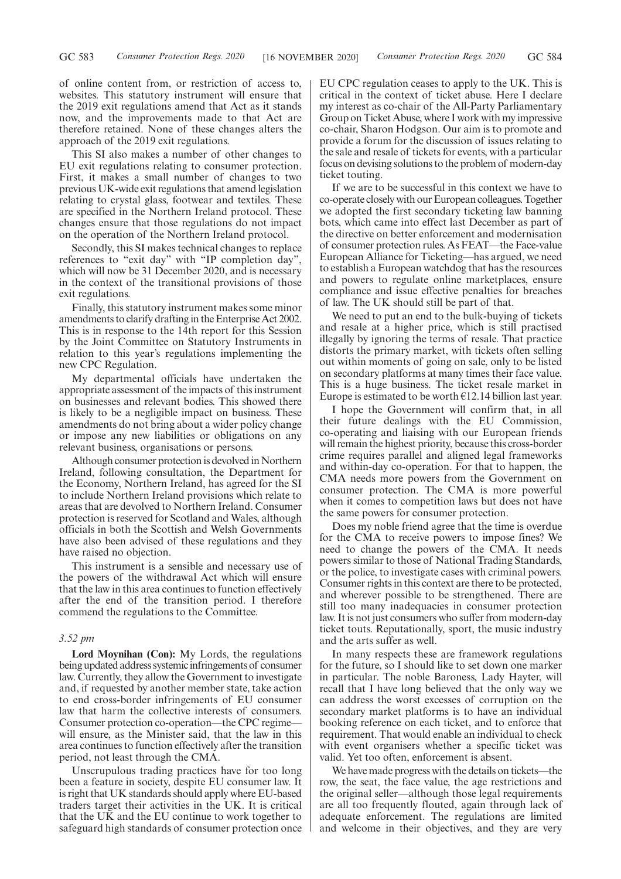of online content from, or restriction of access to, websites. This statutory instrument will ensure that the 2019 exit regulations amend that Act as it stands now, and the improvements made to that Act are therefore retained. None of these changes alters the approach of the 2019 exit regulations.

This SI also makes a number of other changes to EU exit regulations relating to consumer protection. First, it makes a small number of changes to two previous UK-wide exit regulations that amend legislation relating to crystal glass, footwear and textiles. These are specified in the Northern Ireland protocol. These changes ensure that those regulations do not impact on the operation of the Northern Ireland protocol.

Secondly, this SI makes technical changes to replace references to "exit day" with "IP completion day", which will now be 31 December 2020, and is necessary in the context of the transitional provisions of those exit regulations.

Finally, this statutory instrument makes some minor amendments to clarify drafting in the Enterprise Act 2002. This is in response to the 14th report for this Session by the Joint Committee on Statutory Instruments in relation to this year's regulations implementing the new CPC Regulation.

My departmental officials have undertaken the appropriate assessment of the impacts of this instrument on businesses and relevant bodies. This showed there is likely to be a negligible impact on business. These amendments do not bring about a wider policy change or impose any new liabilities or obligations on any relevant business, organisations or persons.

Although consumer protection is devolved in Northern Ireland, following consultation, the Department for the Economy, Northern Ireland, has agreed for the SI to include Northern Ireland provisions which relate to areas that are devolved to Northern Ireland. Consumer protection is reserved for Scotland and Wales, although officials in both the Scottish and Welsh Governments have also been advised of these regulations and they have raised no objection.

This instrument is a sensible and necessary use of the powers of the withdrawal Act which will ensure that the law in this area continues to function effectively after the end of the transition period. I therefore commend the regulations to the Committee.

*3.52 pm*

**Lord Moynihan (Con):** My Lords, the regulations being updated address systemic infringements of consumer law. Currently, they allow the Government to investigate and, if requested by another member state, take action to end cross-border infringements of EU consumer law that harm the collective interests of consumers. Consumer protection co-operation—the CPC regime—will ensure, as the Minister said, that the law in this area continues to function effectively after the transition period, not least through the CMA.

Unscrupulous trading practices have for too long been a feature in society, despite EU consumer law. It is right that UK standards should apply where EU-based traders target their activities in the UK. It is critical that the UK and the EU continue to work together to safeguard high standards of consumer protection once EU CPC regulation ceases to apply to the UK. This is critical in the context of ticket abuse. Here I declare my interest as co-chair of the All-Party Parliamentary Group on Ticket Abuse, where I work with my impressive co-chair, Sharon Hodgson. Our aim is to promote and provide a forum for the discussion of issues relating to the sale and resale of tickets for events, with a particular focus on devising solutions to the problem of modern-day ticket touting.

If we are to be successful in this context we have to co-operate closely with our European colleagues. Together we adopted the first secondary ticketing law banning bots, which came into effect last December as part of the directive on better enforcement and modernisation of consumer protection rules. As FEAT—the Face-value European Alliance for Ticketing—has argued, we need to establish a European watchdog that has the resources and powers to regulate online marketplaces, ensure compliance and issue effective penalties for breaches of law. The UK should still be part of that.

We need to put an end to the bulk-buying of tickets and resale at a higher price, which is still practised illegally by ignoring the terms of resale. That practice distorts the primary market, with tickets often selling out within moments of going on sale, only to be listed on secondary platforms at many times their face value. This is a huge business. The ticket resale market in Europe is estimated to be worth €12.14 billion last year.

I hope the Government will confirm that, in all their future dealings with the EU Commission, co-operating and liaising with our European friends will remain the highest priority, because this cross-border crime requires parallel and aligned legal frameworks and within-day co-operation. For that to happen, the CMA needs more powers from the Government on consumer protection. The CMA is more powerful when it comes to competition laws but does not have the same powers for consumer protection.

Does my noble friend agree that the time is overdue for the CMA to receive powers to impose fines? We need to change the powers of the CMA. It needs powers similar to those of National Trading Standards, or the police, to investigate cases with criminal powers. Consumer rights in this context are there to be protected, and wherever possible to be strengthened. There are still too many inadequacies in consumer protection law. It is not just consumers who suffer from modern-day ticket touts. Reputationally, sport, the music industry and the arts suffer as well.

In many respects these are framework regulations for the future, so I should like to set down one marker in particular. The noble Baroness, Lady Hayter, will recall that I have long believed that the only way we can address the worst excesses of corruption on the secondary market platforms is to have an individual booking reference on each ticket, and to enforce that requirement. That would enable an individual to check with event organisers whether a specific ticket was valid. Yet too often, enforcement is absent.

We have made progress with the details on tickets—the row, the seat, the face value, the age restrictions and the original seller—although those legal requirements are all too frequently flouted, again through lack of adequate enforcement. The regulations are limited and welcome in their objectives, and they are very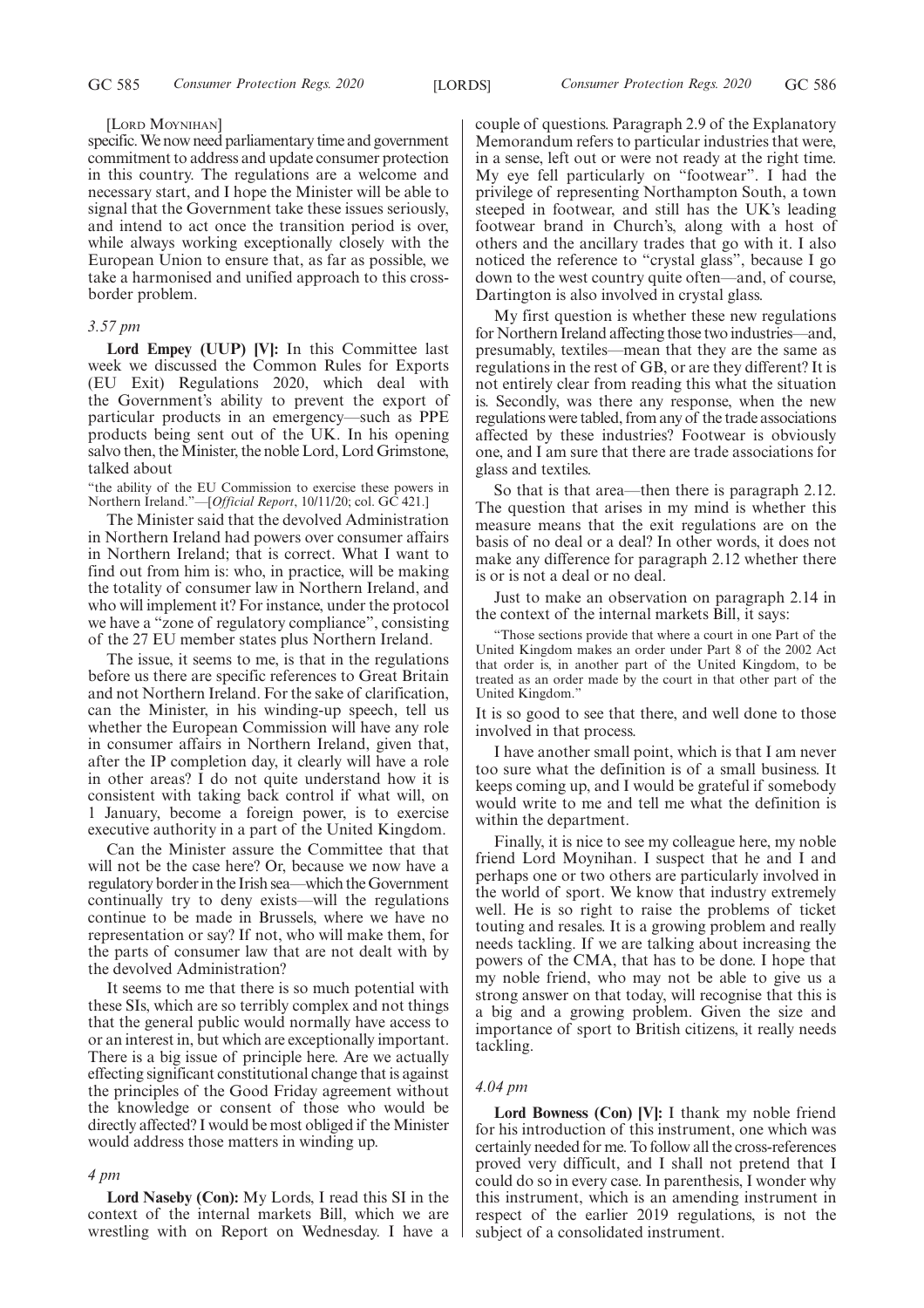[Lord Moynihan]

specific. We now need parliamentary time and government commitment to address and update consumer protection in this country. The regulations are a welcome and necessary start, and I hope the Minister will be able to signal that the Government take these issues seriously, and intend to act once the transition period is over, while always working exceptionally closely with the European Union to ensure that, as far as possible, we take a harmonised and unified approach to this cross-border problem.

*3.57 pm*

**Lord Empey (UUP) [V]:** In this Committee last week we discussed the Common Rules for Exports (EU Exit) Regulations 2020, which deal with the Government's ability to prevent the export of particular products in an emergency—such as PPE products being sent out of the UK. In his opening salvo then, the Minister, the noble Lord, Lord Grimstone, talked about

"the ability of the EU Commission to exercise these powers in Northern Ireland."—[*Official Report*, 10/11/20; col. GC 421.]

The Minister said that the devolved Administration in Northern Ireland had powers over consumer affairs in Northern Ireland; that is correct. What I want to find out from him is: who, in practice, will be making the totality of consumer law in Northern Ireland, and who will implement it? For instance, under the protocol we have a "zone of regulatory compliance", consisting of the 27 EU member states plus Northern Ireland.

The issue, it seems to me, is that in the regulations before us there are specific references to Great Britain and not Northern Ireland. For the sake of clarification, can the Minister, in his winding-up speech, tell us whether the European Commission will have any role in consumer affairs in Northern Ireland, given that, after the IP completion day, it clearly will have a role in other areas? I do not quite understand how it is consistent with taking back control if what will, on 1 January, become a foreign power, is to exercise executive authority in a part of the United Kingdom.

Can the Minister assure the Committee that that will not be the case here? Or, because we now have a regulatory border in the Irish sea—which the Government continually try to deny exists—will the regulations continue to be made in Brussels, where we have no representation or say? If not, who will make them, for the parts of consumer law that are not dealt with by the devolved Administration?

It seems to me that there is so much potential with these SIs, which are so terribly complex and not things that the general public would normally have access to or an interest in, but which are exceptionally important. There is a big issue of principle here. Are we actually effecting significant constitutional change that is against the principles of the Good Friday agreement without the knowledge or consent of those who would be directly affected? I would be most obliged if the Minister would address those matters in winding up.

*4 pm*

**Lord Naseby (Con):** My Lords, I read this SI in the context of the internal markets Bill, which we are wrestling with on Report on Wednesday. I have a couple of questions. Paragraph 2.9 of the Explanatory Memorandum refers to particular industries that were, in a sense, left out or were not ready at the right time. My eye fell particularly on "footwear". I had the privilege of representing Northampton South, a town steeped in footwear, and still has the UK's leading footwear brand in Church's, along with a host of others and the ancillary trades that go with it. I also noticed the reference to "crystal glass", because I go down to the west country quite often—and, of course, Dartington is also involved in crystal glass.

My first question is whether these new regulations for Northern Ireland affecting those two industries—and, presumably, textiles—mean that they are the same as regulations in the rest of GB, or are they different? It is not entirely clear from reading this what the situation is. Secondly, was there any response, when the new regulations were tabled, from any of the trade associations affected by these industries? Footwear is obviously one, and I am sure that there are trade associations for glass and textiles.

So that is that area—then there is paragraph 2.12. The question that arises in my mind is whether this measure means that the exit regulations are on the basis of no deal or a deal? In other words, it does not make any difference for paragraph 2.12 whether there is or is not a deal or no deal.

Just to make an observation on paragraph 2.14 in the context of the internal markets Bill, it says:

"Those sections provide that where a court in one Part of the United Kingdom makes an order under Part 8 of the 2002 Act that order is, in another part of the United Kingdom, to be treated as an order made by the court in that other part of the United Kingdom."

It is so good to see that there, and well done to those involved in that process.

I have another small point, which is that I am never too sure what the definition is of a small business. It keeps coming up, and I would be grateful if somebody would write to me and tell me what the definition is within the department.

Finally, it is nice to see my colleague here, my noble friend Lord Moynihan. I suspect that he and I and perhaps one or two others are particularly involved in the world of sport. We know that industry extremely well. He is so right to raise the problems of ticket touting and resales. It is a growing problem and really needs tackling. If we are talking about increasing the powers of the CMA, that has to be done. I hope that my noble friend, who may not be able to give us a strong answer on that today, will recognise that this is a big and a growing problem. Given the size and importance of sport to British citizens, it really needs tackling.

*4.04 pm*

**Lord Bowness (Con) [V]:** I thank my noble friend for his introduction of this instrument, one which was certainly needed for me. To follow all the cross-references proved very difficult, and I shall not pretend that I could do so in every case. In parenthesis, I wonder why this instrument, which is an amending instrument in respect of the earlier 2019 regulations, is not the subject of a consolidated instrument.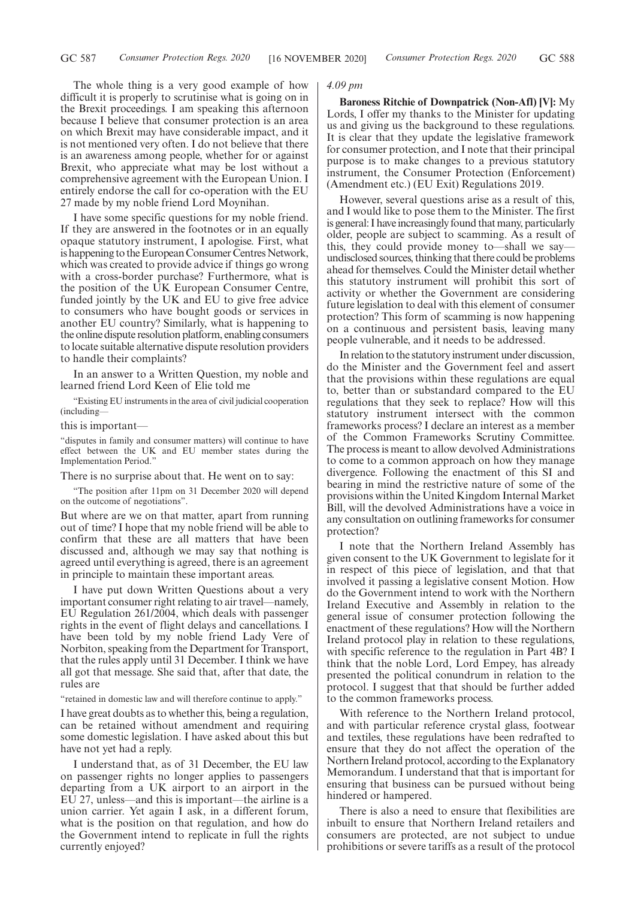The whole thing is a very good example of how difficult it is properly to scrutinise what is going on in the Brexit proceedings. I am speaking this afternoon because I believe that consumer protection is an area on which Brexit may have considerable impact, and it is not mentioned very often. I do not believe that there is an awareness among people, whether for or against Brexit, who appreciate what may be lost without a comprehensive agreement with the European Union. I entirely endorse the call for co-operation with the EU 27 made by my noble friend Lord Moynihan.

I have some specific questions for my noble friend. If they are answered in the footnotes or in an equally opaque statutory instrument, I apologise. First, what is happening to the European Consumer Centres Network, which was created to provide advice if things go wrong with a cross-border purchase? Furthermore, what is the position of the UK European Consumer Centre, funded jointly by the UK and EU to give free advice to consumers who have bought goods or services in another EU country? Similarly, what is happening to the online dispute resolution platform, enabling consumers to locate suitable alternative dispute resolution providers to handle their complaints?

In an answer to a Written Question, my noble and learned friend Lord Keen of Elie told me

"Existing EU instruments in the area of civil judicial cooperation (including—

this is important—

"disputes in family and consumer matters) will continue to have effect between the UK and EU member states during the Implementation Period."

There is no surprise about that. He went on to say:

"The position after 11pm on 31 December 2020 will depend on the outcome of negotiations".

But where are we on that matter, apart from running out of time? I hope that my noble friend will be able to confirm that these are all matters that have been discussed and, although we may say that nothing is agreed until everything is agreed, there is an agreement in principle to maintain these important areas.

I have put down Written Questions about a very important consumer right relating to air travel—namely, EU Regulation 261/2004, which deals with passenger rights in the event of flight delays and cancellations. I have been told by my noble friend Lady Vere of Norbiton, speaking from the Department for Transport, that the rules apply until 31 December. I think we have all got that message. She said that, after that date, the rules are

"retained in domestic law and will therefore continue to apply."

I have great doubts as to whether this, being a regulation, can be retained without amendment and requiring some domestic legislation. I have asked about this but have not yet had a reply.

I understand that, as of 31 December, the EU law on passenger rights no longer applies to passengers departing from a UK airport to an airport in the EU 27, unless—and this is important—the airline is a union carrier. Yet again I ask, in a different forum, what is the position on that regulation, and how do the Government intend to replicate in full the rights currently enjoyed?

*4.09 pm*

**Baroness Ritchie of Downpatrick (Non-Afl) [V]:** My Lords, I offer my thanks to the Minister for updating us and giving us the background to these regulations. It is clear that they update the legislative framework for consumer protection, and I note that their principal purpose is to make changes to a previous statutory instrument, the Consumer Protection (Enforcement) (Amendment etc.) (EU Exit) Regulations 2019.

However, several questions arise as a result of this, and I would like to pose them to the Minister. The first is general: I have increasingly found that many, particularly older, people are subject to scamming. As a result of this, they could provide money to—shall we say—undisclosed sources, thinking that there could be problems ahead for themselves. Could the Minister detail whether this statutory instrument will prohibit this sort of activity or whether the Government are considering future legislation to deal with this element of consumer protection? This form of scamming is now happening on a continuous and persistent basis, leaving many people vulnerable, and it needs to be addressed.

In relation to the statutory instrument under discussion, do the Minister and the Government feel and assert that the provisions within these regulations are equal to, better than or substandard compared to the EU regulations that they seek to replace? How will this statutory instrument intersect with the common frameworks process? I declare an interest as a member of the Common Frameworks Scrutiny Committee. The process is meant to allow devolved Administrations to come to a common approach on how they manage divergence. Following the enactment of this SI and bearing in mind the restrictive nature of some of the provisions within the United Kingdom Internal Market Bill, will the devolved Administrations have a voice in any consultation on outlining frameworks for consumer protection?

I note that the Northern Ireland Assembly has given consent to the UK Government to legislate for it in respect of this piece of legislation, and that that involved it passing a legislative consent Motion. How do the Government intend to work with the Northern Ireland Executive and Assembly in relation to the general issue of consumer protection following the enactment of these regulations? How will the Northern Ireland protocol play in relation to these regulations, with specific reference to the regulation in Part 4B? I think that the noble Lord, Lord Empey, has already presented the political conundrum in relation to the protocol. I suggest that that should be further added to the common frameworks process.

With reference to the Northern Ireland protocol, and with particular reference crystal glass, footwear and textiles, these regulations have been redrafted to ensure that they do not affect the operation of the Northern Ireland protocol, according to the Explanatory Memorandum. I understand that that is important for ensuring that business can be pursued without being hindered or hampered.

There is also a need to ensure that flexibilities are inbuilt to ensure that Northern Ireland retailers and consumers are protected, are not subject to undue prohibitions or severe tariffs as a result of the protocol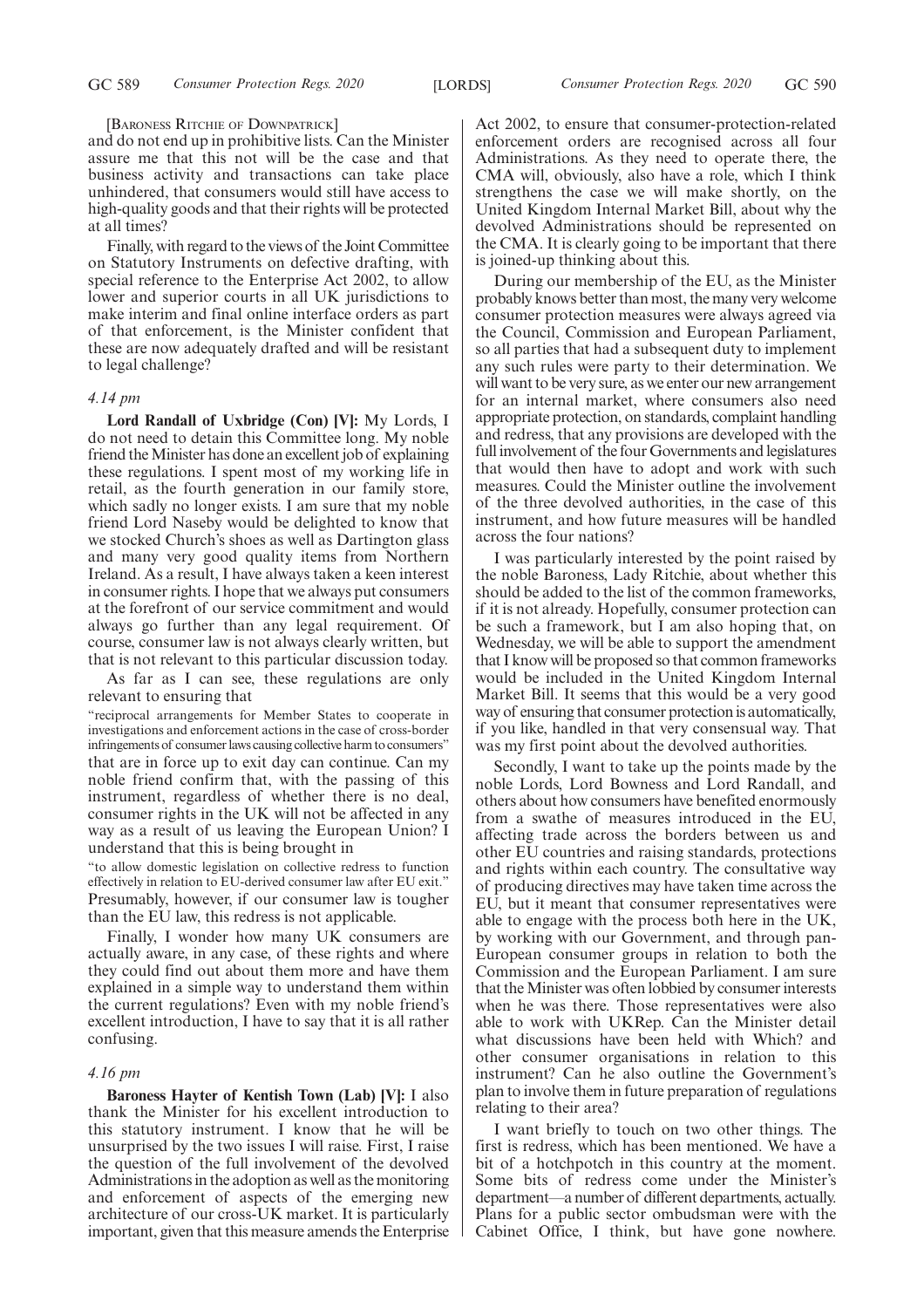[Baroness Ritchie of Downpatrick]

and do not end up in prohibitive lists. Can the Minister assure me that this not will be the case and that business activity and transactions can take place unhindered, that consumers would still have access to high-quality goods and that their rights will be protected at all times?

Finally, with regard to the views of the Joint Committee on Statutory Instruments on defective drafting, with special reference to the Enterprise Act 2002, to allow lower and superior courts in all UK jurisdictions to make interim and final online interface orders as part of that enforcement, is the Minister confident that these are now adequately drafted and will be resistant to legal challenge?

*4.14 pm*

**Lord Randall of Uxbridge (Con) [V]:** My Lords, I do not need to detain this Committee long. My noble friend the Minister has done an excellent job of explaining these regulations. I spent most of my working life in retail, as the fourth generation in our family store, which sadly no longer exists. I am sure that my noble friend Lord Naseby would be delighted to know that we stocked Church's shoes as well as Dartington glass and many very good quality items from Northern Ireland. As a result, I have always taken a keen interest in consumer rights. I hope that we always put consumers at the forefront of our service commitment and would always go further than any legal requirement. Of course, consumer law is not always clearly written, but that is not relevant to this particular discussion today.

As far as I can see, these regulations are only relevant to ensuring that

"reciprocal arrangements for Member States to cooperate in investigations and enforcement actions in the case of cross-border infringements of consumer laws causing collective harm to consumers"

that are in force up to exit day can continue. Can my noble friend confirm that, with the passing of this instrument, regardless of whether there is no deal, consumer rights in the UK will not be affected in any way as a result of us leaving the European Union? I understand that this is being brought in

"to allow domestic legislation on collective redress to function effectively in relation to EU-derived consumer law after EU exit."

Presumably, however, if our consumer law is tougher than the EU law, this redress is not applicable.

Finally, I wonder how many UK consumers are actually aware, in any case, of these rights and where they could find out about them more and have them explained in a simple way to understand them within the current regulations? Even with my noble friend's excellent introduction, I have to say that it is all rather confusing.

*4.16 pm*

**Baroness Hayter of Kentish Town (Lab) [V]:** I also thank the Minister for his excellent introduction to this statutory instrument. I know that he will be unsurprised by the two issues I will raise. First, I raise the question of the full involvement of the devolved Administrations in the adoption as well as the monitoring and enforcement of aspects of the emerging new architecture of our cross-UK market. It is particularly important, given that this measure amends the Enterprise Act 2002, to ensure that consumer-protection-related enforcement orders are recognised across all four Administrations. As they need to operate there, the CMA will, obviously, also have a role, which I think strengthens the case we will make shortly, on the United Kingdom Internal Market Bill, about why the devolved Administrations should be represented on the CMA. It is clearly going to be important that there is joined-up thinking about this.

During our membership of the EU, as the Minister probably knows better than most, the many very welcome consumer protection measures were always agreed via the Council, Commission and European Parliament, so all parties that had a subsequent duty to implement any such rules were party to their determination. We will want to be very sure, as we enter our new arrangement for an internal market, where consumers also need appropriate protection, on standards, complaint handling and redress, that any provisions are developed with the full involvement of the four Governments and legislatures that would then have to adopt and work with such measures. Could the Minister outline the involvement of the three devolved authorities, in the case of this instrument, and how future measures will be handled across the four nations?

I was particularly interested by the point raised by the noble Baroness, Lady Ritchie, about whether this should be added to the list of the common frameworks, if it is not already. Hopefully, consumer protection can be such a framework, but I am also hoping that, on Wednesday, we will be able to support the amendment that I know will be proposed so that common frameworks would be included in the United Kingdom Internal Market Bill. It seems that this would be a very good way of ensuring that consumer protection is automatically, if you like, handled in that very consensual way. That was my first point about the devolved authorities.

Secondly, I want to take up the points made by the noble Lords, Lord Bowness and Lord Randall, and others about how consumers have benefited enormously from a swathe of measures introduced in the EU, affecting trade across the borders between us and other EU countries and raising standards, protections and rights within each country. The consultative way of producing directives may have taken time across the EU, but it meant that consumer representatives were able to engage with the process both here in the UK, by working with our Government, and through pan-European consumer groups in relation to both the Commission and the European Parliament. I am sure that the Minister was often lobbied by consumer interests when he was there. Those representatives were also able to work with UKRep. Can the Minister detail what discussions have been held with Which? and other consumer organisations in relation to this instrument? Can he also outline the Government's plan to involve them in future preparation of regulations relating to their area?

I want briefly to touch on two other things. The first is redress, which has been mentioned. We have a bit of a hotchpotch in this country at the moment. Some bits of redress come under the Minister's department—a number of different departments, actually. Plans for a public sector ombudsman were with the Cabinet Office, I think, but have gone nowhere.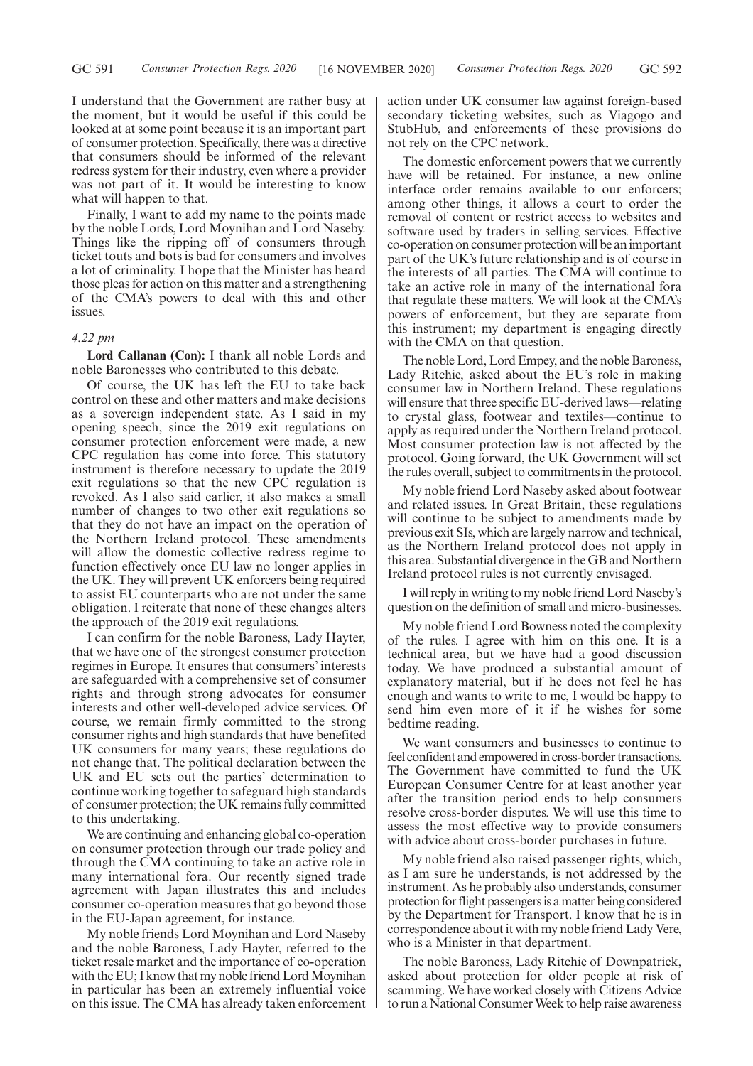I understand that the Government are rather busy at the moment, but it would be useful if this could be looked at at some point because it is an important part of consumer protection. Specifically, there was a directive that consumers should be informed of the relevant redress system for their industry, even where a provider was not part of it. It would be interesting to know what will happen to that.

Finally, I want to add my name to the points made by the noble Lords, Lord Moynihan and Lord Naseby. Things like the ripping off of consumers through ticket touts and bots is bad for consumers and involves a lot of criminality. I hope that the Minister has heard those pleas for action on this matter and a strengthening of the CMA's powers to deal with this and other issues.

*4.22 pm*

**Lord Callanan (Con):** I thank all noble Lords and noble Baronesses who contributed to this debate.

Of course, the UK has left the EU to take back control on these and other matters and make decisions as a sovereign independent state. As I said in my opening speech, since the 2019 exit regulations on consumer protection enforcement were made, a new CPC regulation has come into force. This statutory instrument is therefore necessary to update the 2019 exit regulations so that the new CPC regulation is revoked. As I also said earlier, it also makes a small number of changes to two other exit regulations so that they do not have an impact on the operation of the Northern Ireland protocol. These amendments will allow the domestic collective redress regime to function effectively once EU law no longer applies in the UK. They will prevent UK enforcers being required to assist EU counterparts who are not under the same obligation. I reiterate that none of these changes alters the approach of the 2019 exit regulations.

I can confirm for the noble Baroness, Lady Hayter, that we have one of the strongest consumer protection regimes in Europe. It ensures that consumers' interests are safeguarded with a comprehensive set of consumer rights and through strong advocates for consumer interests and other well-developed advice services. Of course, we remain firmly committed to the strong consumer rights and high standards that have benefited UK consumers for many years; these regulations do not change that. The political declaration between the UK and EU sets out the parties' determination to continue working together to safeguard high standards of consumer protection; the UK remains fully committed to this undertaking.

We are continuing and enhancing global co-operation on consumer protection through our trade policy and through the CMA continuing to take an active role in many international fora. Our recently signed trade agreement with Japan illustrates this and includes consumer co-operation measures that go beyond those in the EU-Japan agreement, for instance.

My noble friends Lord Moynihan and Lord Naseby and the noble Baroness, Lady Hayter, referred to the ticket resale market and the importance of co-operation with the EU; I know that my noble friend Lord Moynihan in particular has been an extremely influential voice on this issue. The CMA has already taken enforcement action under UK consumer law against foreign-based secondary ticketing websites, such as Viagogo and StubHub, and enforcements of these provisions do not rely on the CPC network.

The domestic enforcement powers that we currently have will be retained. For instance, a new online interface order remains available to our enforcers; among other things, it allows a court to order the removal of content or restrict access to websites and software used by traders in selling services. Effective co-operation on consumer protection will be an important part of the UK's future relationship and is of course in the interests of all parties. The CMA will continue to take an active role in many of the international fora that regulate these matters. We will look at the CMA's powers of enforcement, but they are separate from this instrument; my department is engaging directly with the CMA on that question.

The noble Lord, Lord Empey, and the noble Baroness, Lady Ritchie, asked about the EU's role in making consumer law in Northern Ireland. These regulations will ensure that three specific EU-derived laws—relating to crystal glass, footwear and textiles—continue to apply as required under the Northern Ireland protocol. Most consumer protection law is not affected by the protocol. Going forward, the UK Government will set the rules overall, subject to commitments in the protocol.

My noble friend Lord Naseby asked about footwear and related issues. In Great Britain, these regulations will continue to be subject to amendments made by previous exit SIs, which are largely narrow and technical, as the Northern Ireland protocol does not apply in this area. Substantial divergence in the GB and Northern Ireland protocol rules is not currently envisaged.

I will reply in writing to my noble friend Lord Naseby's question on the definition of small and micro-businesses.

My noble friend Lord Bowness noted the complexity of the rules. I agree with him on this one. It is a technical area, but we have had a good discussion today. We have produced a substantial amount of explanatory material, but if he does not feel he has enough and wants to write to me, I would be happy to send him even more of it if he wishes for some bedtime reading.

We want consumers and businesses to continue to feel confident and empowered in cross-border transactions. The Government have committed to fund the UK European Consumer Centre for at least another year after the transition period ends to help consumers resolve cross-border disputes. We will use this time to assess the most effective way to provide consumers with advice about cross-border purchases in future.

My noble friend also raised passenger rights, which, as I am sure he understands, is not addressed by the instrument. As he probably also understands, consumer protection for flight passengers is a matter being considered by the Department for Transport. I know that he is in correspondence about it with my noble friend Lady Vere, who is a Minister in that department.

The noble Baroness, Lady Ritchie of Downpatrick, asked about protection for older people at risk of scamming. We have worked closely with Citizens Advice to run a National Consumer Week to help raise awareness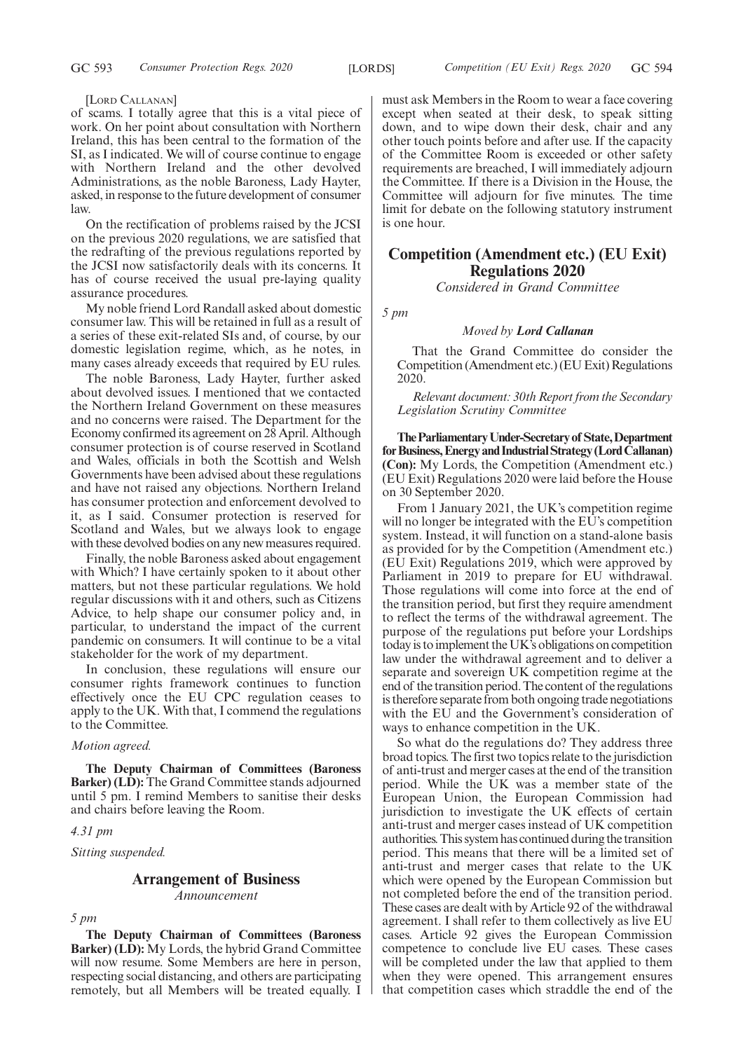[Lord Callanan]

of scams. I totally agree that this is a vital piece of work. On her point about consultation with Northern Ireland, this has been central to the formation of the SI, as I indicated. We will of course continue to engage with Northern Ireland and the other devolved Administrations, as the noble Baroness, Lady Hayter, asked, in response to the future development of consumer law.

On the rectification of problems raised by the JCSI on the previous 2020 regulations, we are satisfied that the redrafting of the previous regulations reported by the JCSI now satisfactorily deals with its concerns. It has of course received the usual pre-laying quality assurance procedures.

My noble friend Lord Randall asked about domestic consumer law. This will be retained in full as a result of a series of these exit-related SIs and, of course, by our domestic legislation regime, which, as he notes, in many cases already exceeds that required by EU rules.

The noble Baroness, Lady Hayter, further asked about devolved issues. I mentioned that we contacted the Northern Ireland Government on these measures and no concerns were raised. The Department for the Economy confirmed its agreement on 28 April. Although consumer protection is of course reserved in Scotland and Wales, officials in both the Scottish and Welsh Governments have been advised about these regulations and have not raised any objections. Northern Ireland has consumer protection and enforcement devolved to it, as I said. Consumer protection is reserved for Scotland and Wales, but we always look to engage with these devolved bodies on any new measures required.

Finally, the noble Baroness asked about engagement with Which? I have certainly spoken to it about other matters, but not these particular regulations. We hold regular discussions with it and others, such as Citizens Advice, to help shape our consumer policy and, in particular, to understand the impact of the current pandemic on consumers. It will continue to be a vital stakeholder for the work of my department.

In conclusion, these regulations will ensure our consumer rights framework continues to function effectively once the EU CPC regulation ceases to apply to the UK. With that, I commend the regulations to the Committee.

*Motion agreed.*

**The Deputy Chairman of Committees (Baroness Barker) (LD):** The Grand Committee stands adjourned until 5 pm. I remind Members to sanitise their desks and chairs before leaving the Room.

*4.31 pm*

*Sitting suspended.*

## Arrangement of Business

*Announcement*

*5 pm*

**The Deputy Chairman of Committees (Baroness Barker) (LD):** My Lords, the hybrid Grand Committee will now resume. Some Members are here in person, respecting social distancing, and others are participating remotely, but all Members will be treated equally. I must ask Members in the Room to wear a face covering except when seated at their desk, to speak sitting down, and to wipe down their desk, chair and any other touch points before and after use. If the capacity of the Committee Room is exceeded or other safety requirements are breached, I will immediately adjourn the Committee. If there is a Division in the House, the Committee will adjourn for five minutes. The time limit for debate on the following statutory instrument is one hour.

## Competition (Amendment etc.) (EU Exit) Regulations 2020

*Considered in Grand Committee*

*5 pm*

*Moved by* ***Lord Callanan***

That the Grand Committee do consider the Competition (Amendment etc.) (EU Exit) Regulations 2020.

*Relevant document: 30th Report from the Secondary Legislation Scrutiny Committee*

**The Parliamentary Under-Secretary of State, Department for Business, Energy and Industrial Strategy (Lord Callanan) (Con):** My Lords, the Competition (Amendment etc.) (EU Exit) Regulations 2020 were laid before the House on 30 September 2020.

From 1 January 2021, the UK's competition regime will no longer be integrated with the EU's competition system. Instead, it will function on a stand-alone basis as provided for by the Competition (Amendment etc.) (EU Exit) Regulations 2019, which were approved by Parliament in 2019 to prepare for EU withdrawal. Those regulations will come into force at the end of the transition period, but first they require amendment to reflect the terms of the withdrawal agreement. The purpose of the regulations put before your Lordships today is to implement the UK's obligations on competition law under the withdrawal agreement and to deliver a separate and sovereign UK competition regime at the end of the transition period. The content of the regulations is therefore separate from both ongoing trade negotiations with the EU and the Government's consideration of ways to enhance competition in the UK.

So what do the regulations do? They address three broad topics. The first two topics relate to the jurisdiction of anti-trust and merger cases at the end of the transition period. While the UK was a member state of the European Union, the European Commission had jurisdiction to investigate the UK effects of certain anti-trust and merger cases instead of UK competition authorities. This system has continued during the transition period. This means that there will be a limited set of anti-trust and merger cases that relate to the UK which were opened by the European Commission but not completed before the end of the transition period. These cases are dealt with by Article 92 of the withdrawal agreement. I shall refer to them collectively as live EU cases. Article 92 gives the European Commission competence to conclude live EU cases. These cases will be completed under the law that applied to them when they were opened. This arrangement ensures that competition cases which straddle the end of the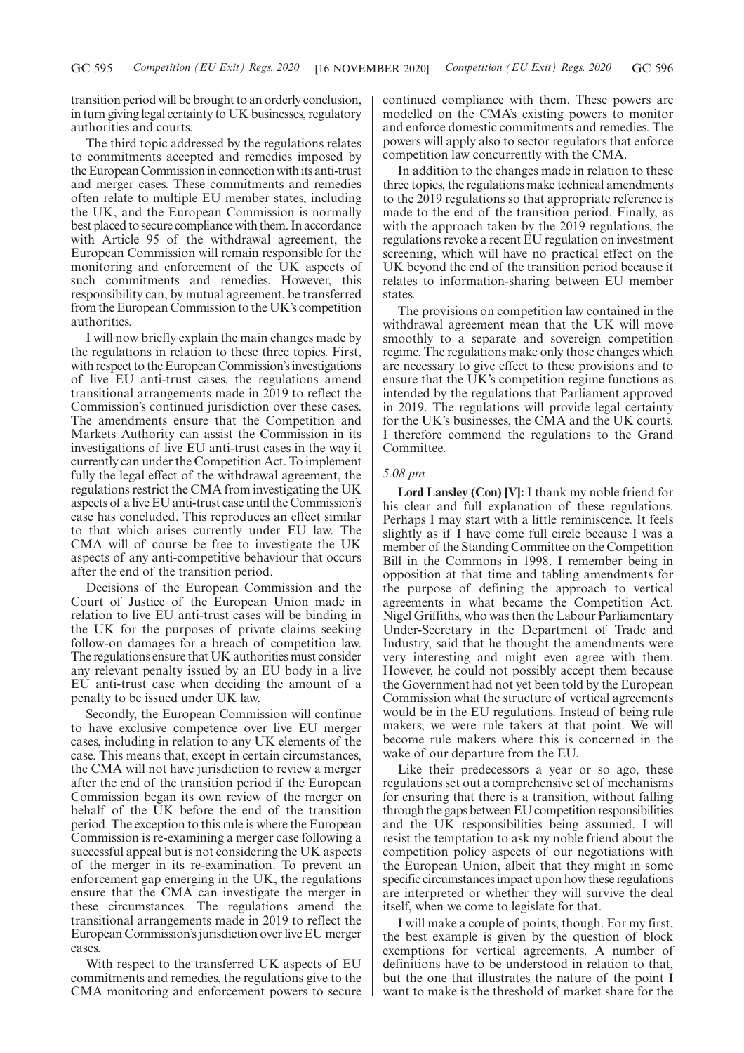transition period will be brought to an orderly conclusion, in turn giving legal certainty to UK businesses, regulatory authorities and courts.

The third topic addressed by the regulations relates to commitments accepted and remedies imposed by the European Commission in connection with its anti-trust and merger cases. These commitments and remedies often relate to multiple EU member states, including the UK, and the European Commission is normally best placed to secure compliance with them. In accordance with Article 95 of the withdrawal agreement, the European Commission will remain responsible for the monitoring and enforcement of the UK aspects of such commitments and remedies. However, this responsibility can, by mutual agreement, be transferred from the European Commission to the UK's competition authorities.

I will now briefly explain the main changes made by the regulations in relation to these three topics. First, with respect to the European Commission's investigations of live EU anti-trust cases, the regulations amend transitional arrangements made in 2019 to reflect the Commission's continued jurisdiction over these cases. The amendments ensure that the Competition and Markets Authority can assist the Commission in its investigations of live EU anti-trust cases in the way it currently can under the Competition Act. To implement fully the legal effect of the withdrawal agreement, the regulations restrict the CMA from investigating the UK aspects of a live EU anti-trust case until the Commission's case has concluded. This reproduces an effect similar to that which arises currently under EU law. The CMA will of course be free to investigate the UK aspects of any anti-competitive behaviour that occurs after the end of the transition period.

Decisions of the European Commission and the Court of Justice of the European Union made in relation to live EU anti-trust cases will be binding in the UK for the purposes of private claims seeking follow-on damages for a breach of competition law. The regulations ensure that UK authorities must consider any relevant penalty issued by an EU body in a live EU anti-trust case when deciding the amount of a penalty to be issued under UK law.

Secondly, the European Commission will continue to have exclusive competence over live EU merger cases, including in relation to any UK elements of the case. This means that, except in certain circumstances, the CMA will not have jurisdiction to review a merger after the end of the transition period if the European Commission began its own review of the merger on behalf of the UK before the end of the transition period. The exception to this rule is where the European Commission is re-examining a merger case following a successful appeal but is not considering the UK aspects of the merger in its re-examination. To prevent an enforcement gap emerging in the UK, the regulations ensure that the CMA can investigate the merger in these circumstances. The regulations amend the transitional arrangements made in 2019 to reflect the European Commission's jurisdiction over live EU merger cases.

With respect to the transferred UK aspects of EU commitments and remedies, the regulations give to the CMA monitoring and enforcement powers to secure continued compliance with them. These powers are modelled on the CMA's existing powers to monitor and enforce domestic commitments and remedies. The powers will apply also to sector regulators that enforce competition law concurrently with the CMA.

In addition to the changes made in relation to these three topics, the regulations make technical amendments to the 2019 regulations so that appropriate reference is made to the end of the transition period. Finally, as with the approach taken by the 2019 regulations, the regulations revoke a recent EU regulation on investment screening, which will have no practical effect on the UK beyond the end of the transition period because it relates to information-sharing between EU member states.

The provisions on competition law contained in the withdrawal agreement mean that the UK will move smoothly to a separate and sovereign competition regime. The regulations make only those changes which are necessary to give effect to these provisions and to ensure that the UK's competition regime functions as intended by the regulations that Parliament approved in 2019. The regulations will provide legal certainty for the UK's businesses, the CMA and the UK courts. I therefore commend the regulations to the Grand Committee.

*5.08 pm*

**Lord Lansley (Con) [V]:** I thank my noble friend for his clear and full explanation of these regulations. Perhaps I may start with a little reminiscence. It feels slightly as if I have come full circle because I was a member of the Standing Committee on the Competition Bill in the Commons in 1998. I remember being in opposition at that time and tabling amendments for the purpose of defining the approach to vertical agreements in what became the Competition Act. Nigel Griffiths, who was then the Labour Parliamentary Under-Secretary in the Department of Trade and Industry, said that he thought the amendments were very interesting and might even agree with them. However, he could not possibly accept them because the Government had not yet been told by the European Commission what the structure of vertical agreements would be in the EU regulations. Instead of being rule makers, we were rule takers at that point. We will become rule makers where this is concerned in the wake of our departure from the EU.

Like their predecessors a year or so ago, these regulations set out a comprehensive set of mechanisms for ensuring that there is a transition, without falling through the gaps between EU competition responsibilities and the UK responsibilities being assumed. I will resist the temptation to ask my noble friend about the competition policy aspects of our negotiations with the European Union, albeit that they might in some specific circumstances impact upon how these regulations are interpreted or whether they will survive the deal itself, when we come to legislate for that.

I will make a couple of points, though. For my first, the best example is given by the question of block exemptions for vertical agreements. A number of definitions have to be understood in relation to that, but the one that illustrates the nature of the point I want to make is the threshold of market share for the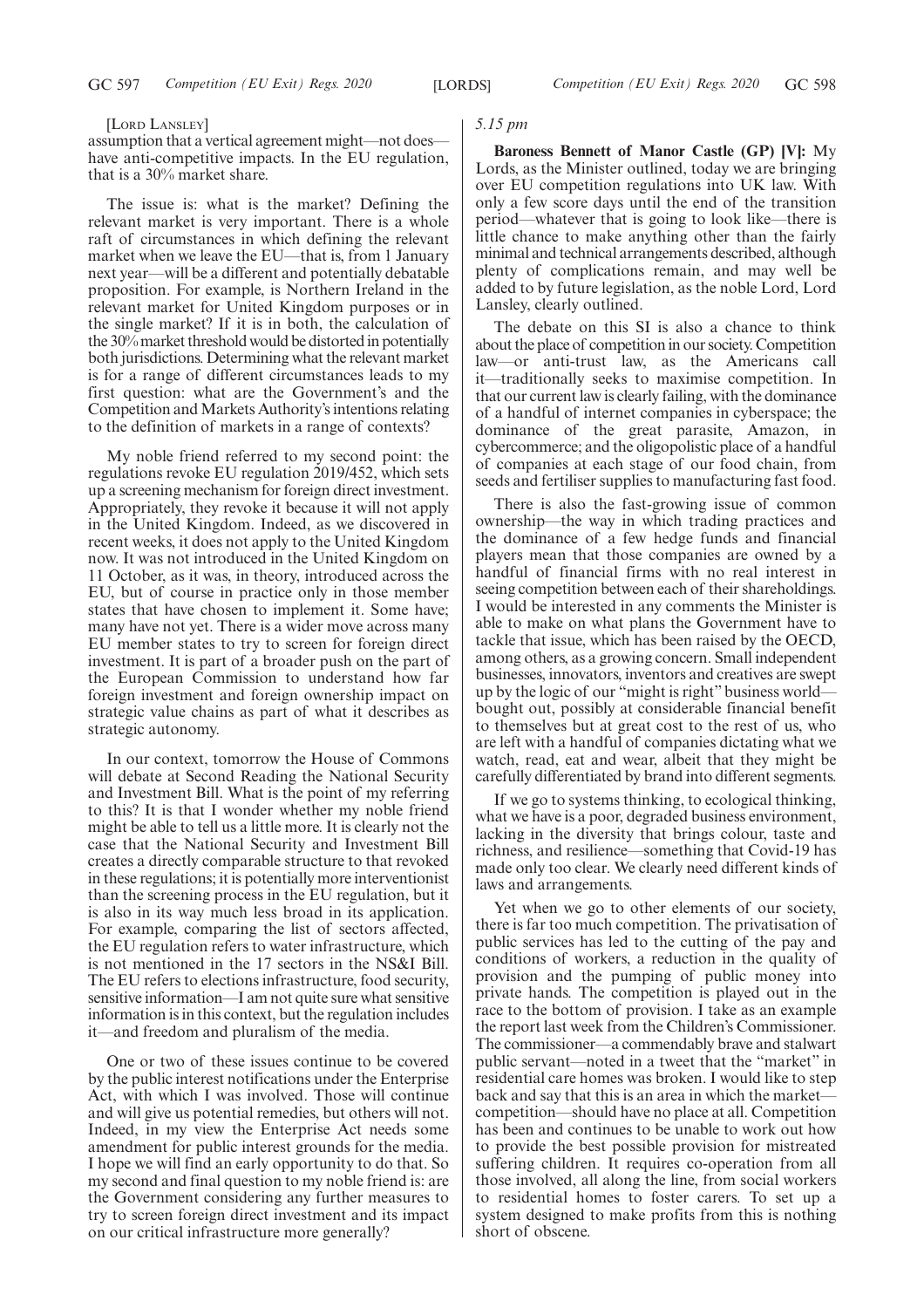[Lord Lansley]

assumption that a vertical agreement might—not does—have anti-competitive impacts. In the EU regulation, that is a 30% market share.

The issue is: what is the market? Defining the relevant market is very important. There is a whole raft of circumstances in which defining the relevant market when we leave the EU—that is, from 1 January next year—will be a different and potentially debatable proposition. For example, is Northern Ireland in the relevant market for United Kingdom purposes or in the single market? If it is in both, the calculation of the 30% market threshold would be distorted in potentially both jurisdictions. Determining what the relevant market is for a range of different circumstances leads to my first question: what are the Government's and the Competition and Markets Authority's intentions relating to the definition of markets in a range of contexts?

My noble friend referred to my second point: the regulations revoke EU regulation 2019/452, which sets up a screening mechanism for foreign direct investment. Appropriately, they revoke it because it will not apply in the United Kingdom. Indeed, as we discovered in recent weeks, it does not apply to the United Kingdom now. It was not introduced in the United Kingdom on 11 October, as it was, in theory, introduced across the EU, but of course in practice only in those member states that have chosen to implement it. Some have; many have not yet. There is a wider move across many EU member states to try to screen for foreign direct investment. It is part of a broader push on the part of the European Commission to understand how far foreign investment and foreign ownership impact on strategic value chains as part of what it describes as strategic autonomy.

In our context, tomorrow the House of Commons will debate at Second Reading the National Security and Investment Bill. What is the point of my referring to this? It is that I wonder whether my noble friend might be able to tell us a little more. It is clearly not the case that the National Security and Investment Bill creates a directly comparable structure to that revoked in these regulations; it is potentially more interventionist than the screening process in the EU regulation, but it is also in its way much less broad in its application. For example, comparing the list of sectors affected, the EU regulation refers to water infrastructure, which is not mentioned in the 17 sectors in the NS&I Bill. The EU refers to elections infrastructure, food security, sensitive information—I am not quite sure what sensitive information is in this context, but the regulation includes it—and freedom and pluralism of the media.

One or two of these issues continue to be covered by the public interest notifications under the Enterprise Act, with which I was involved. Those will continue and will give us potential remedies, but others will not. Indeed, in my view the Enterprise Act needs some amendment for public interest grounds for the media. I hope we will find an early opportunity to do that. So my second and final question to my noble friend is: are the Government considering any further measures to try to screen foreign direct investment and its impact on our critical infrastructure more generally?

*5.15 pm*

**Baroness Bennett of Manor Castle (GP) [V]:** My Lords, as the Minister outlined, today we are bringing over EU competition regulations into UK law. With only a few score days until the end of the transition period—whatever that is going to look like—there is little chance to make anything other than the fairly minimal and technical arrangements described, although plenty of complications remain, and may well be added to by future legislation, as the noble Lord, Lord Lansley, clearly outlined.

The debate on this SI is also a chance to think about the place of competition in our society. Competition law—or anti-trust law, as the Americans call it—traditionally seeks to maximise competition. In that our current law is clearly failing, with the dominance of a handful of internet companies in cyberspace; the dominance of the great parasite, Amazon, in cybercommerce; and the oligopolistic place of a handful of companies at each stage of our food chain, from seeds and fertiliser supplies to manufacturing fast food.

There is also the fast-growing issue of common ownership—the way in which trading practices and the dominance of a few hedge funds and financial players mean that those companies are owned by a handful of financial firms with no real interest in seeing competition between each of their shareholdings. I would be interested in any comments the Minister is able to make on what plans the Government have to tackle that issue, which has been raised by the OECD, among others, as a growing concern. Small independent businesses, innovators, inventors and creatives are swept up by the logic of our "might is right" business world—bought out, possibly at considerable financial benefit to themselves but at great cost to the rest of us, who are left with a handful of companies dictating what we watch, read, eat and wear, albeit that they might be carefully differentiated by brand into different segments.

If we go to systems thinking, to ecological thinking, what we have is a poor, degraded business environment, lacking in the diversity that brings colour, taste and richness, and resilience—something that Covid-19 has made only too clear. We clearly need different kinds of laws and arrangements.

Yet when we go to other elements of our society, there is far too much competition. The privatisation of public services has led to the cutting of the pay and conditions of workers, a reduction in the quality of provision and the pumping of public money into private hands. The competition is played out in the race to the bottom of provision. I take as an example the report last week from the Children's Commissioner. The commissioner—a commendably brave and stalwart public servant—noted in a tweet that the "market" in residential care homes was broken. I would like to step back and say that this is an area in which the market—competition—should have no place at all. Competition has been and continues to be unable to work out how to provide the best possible provision for mistreated suffering children. It requires co-operation from all those involved, all along the line, from social workers to residential homes to foster carers. To set up a system designed to make profits from this is nothing short of obscene.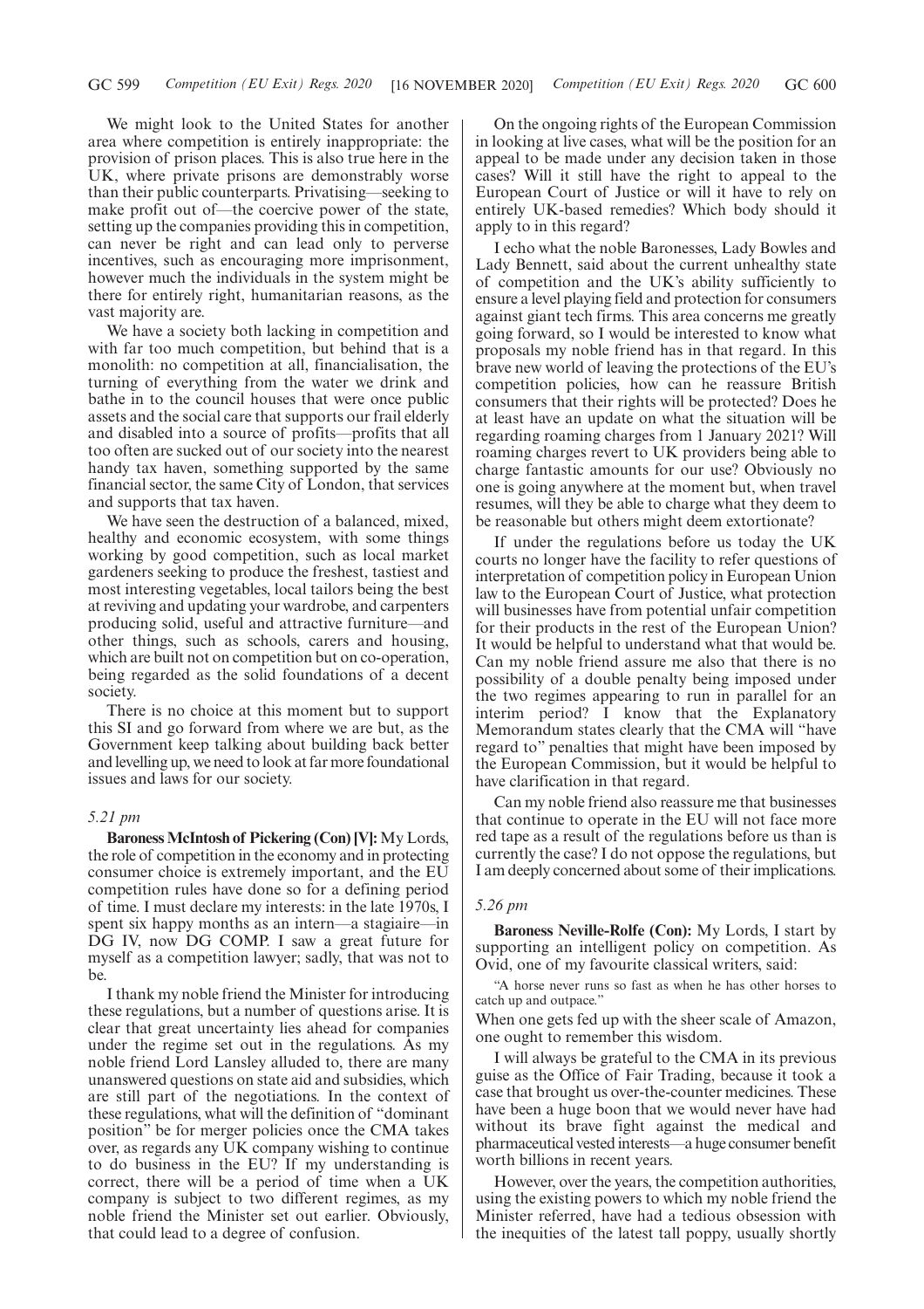We might look to the United States for another area where competition is entirely inappropriate: the provision of prison places. This is also true here in the UK, where private prisons are demonstrably worse than their public counterparts. Privatising—seeking to make profit out of—the coercive power of the state, setting up the companies providing this in competition, can never be right and can lead only to perverse incentives, such as encouraging more imprisonment, however much the individuals in the system might be there for entirely right, humanitarian reasons, as the vast majority are.

We have a society both lacking in competition and with far too much competition, but behind that is a monolith: no competition at all, financialisation, the turning of everything from the water we drink and bathe in to the council houses that were once public assets and the social care that supports our frail elderly and disabled into a source of profits—profits that all too often are sucked out of our society into the nearest handy tax haven, something supported by the same financial sector, the same City of London, that services and supports that tax haven.

We have seen the destruction of a balanced, mixed, healthy and economic ecosystem, with some things working by good competition, such as local market gardeners seeking to produce the freshest, tastiest and most interesting vegetables, local tailors being the best at reviving and updating your wardrobe, and carpenters producing solid, useful and attractive furniture—and other things, such as schools, carers and housing, which are built not on competition but on co-operation, being regarded as the solid foundations of a decent society.

There is no choice at this moment but to support this SI and go forward from where we are but, as the Government keep talking about building back better and levelling up, we need to look at far more foundational issues and laws for our society.

*5.21 pm*

**Baroness McIntosh of Pickering (Con) [V]:** My Lords, the role of competition in the economy and in protecting consumer choice is extremely important, and the EU competition rules have done so for a defining period of time. I must declare my interests: in the late 1970s, I spent six happy months as an intern—a stagiaire—in DG IV, now DG COMP. I saw a great future for myself as a competition lawyer; sadly, that was not to be.

I thank my noble friend the Minister for introducing these regulations, but a number of questions arise. It is clear that great uncertainty lies ahead for companies under the regime set out in the regulations. As my noble friend Lord Lansley alluded to, there are many unanswered questions on state aid and subsidies, which are still part of the negotiations. In the context of these regulations, what will the definition of "dominant position" be for merger policies once the CMA takes over, as regards any UK company wishing to continue to do business in the EU? If my understanding is correct, there will be a period of time when a UK company is subject to two different regimes, as my noble friend the Minister set out earlier. Obviously, that could lead to a degree of confusion.

On the ongoing rights of the European Commission in looking at live cases, what will be the position for an appeal to be made under any decision taken in those cases? Will it still have the right to appeal to the European Court of Justice or will it have to rely on entirely UK-based remedies? Which body should it apply to in this regard?

I echo what the noble Baronesses, Lady Bowles and Lady Bennett, said about the current unhealthy state of competition and the UK's ability sufficiently to ensure a level playing field and protection for consumers against giant tech firms. This area concerns me greatly going forward, so I would be interested to know what proposals my noble friend has in that regard. In this brave new world of leaving the protections of the EU's competition policies, how can he reassure British consumers that their rights will be protected? Does he at least have an update on what the situation will be regarding roaming charges from 1 January 2021? Will roaming charges revert to UK providers being able to charge fantastic amounts for our use? Obviously no one is going anywhere at the moment but, when travel resumes, will they be able to charge what they deem to be reasonable but others might deem extortionate?

If under the regulations before us today the UK courts no longer have the facility to refer questions of interpretation of competition policy in European Union law to the European Court of Justice, what protection will businesses have from potential unfair competition for their products in the rest of the European Union? It would be helpful to understand what that would be. Can my noble friend assure me also that there is no possibility of a double penalty being imposed under the two regimes appearing to run in parallel for an interim period? I know that the Explanatory Memorandum states clearly that the CMA will "have regard to" penalties that might have been imposed by the European Commission, but it would be helpful to have clarification in that regard.

Can my noble friend also reassure me that businesses that continue to operate in the EU will not face more red tape as a result of the regulations before us than is currently the case? I do not oppose the regulations, but I am deeply concerned about some of their implications.

*5.26 pm*

**Baroness Neville-Rolfe (Con):** My Lords, I start by supporting an intelligent policy on competition. As Ovid, one of my favourite classical writers, said:

"A horse never runs so fast as when he has other horses to catch up and outpace."

When one gets fed up with the sheer scale of Amazon, one ought to remember this wisdom.

I will always be grateful to the CMA in its previous guise as the Office of Fair Trading, because it took a case that brought us over-the-counter medicines. These have been a huge boon that we would never have had without its brave fight against the medical and pharmaceutical vested interests—a huge consumer benefit worth billions in recent years.

However, over the years, the competition authorities, using the existing powers to which my noble friend the Minister referred, have had a tedious obsession with the inequities of the latest tall poppy, usually shortly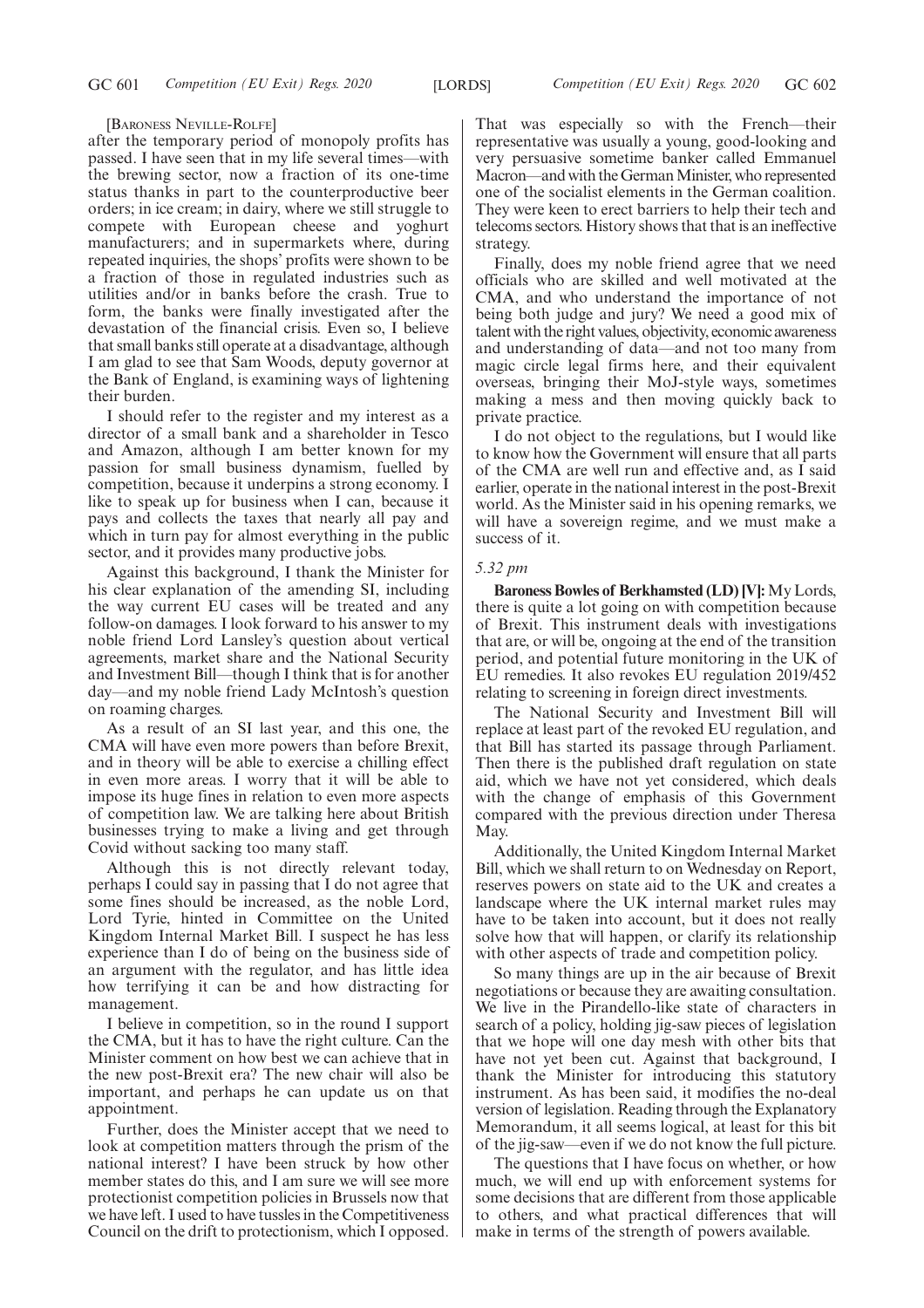[Baroness Neville-Rolfe]

after the temporary period of monopoly profits has passed. I have seen that in my life several times—with the brewing sector, now a fraction of its one-time status thanks in part to the counterproductive beer orders; in ice cream; in dairy, where we still struggle to compete with European cheese and yoghurt manufacturers; and in supermarkets where, during repeated inquiries, the shops' profits were shown to be a fraction of those in regulated industries such as utilities and/or in banks before the crash. True to form, the banks were finally investigated after the devastation of the financial crisis. Even so, I believe that small banks still operate at a disadvantage, although I am glad to see that Sam Woods, deputy governor at the Bank of England, is examining ways of lightening their burden.

I should refer to the register and my interest as a director of a small bank and a shareholder in Tesco and Amazon, although I am better known for my passion for small business dynamism, fuelled by competition, because it underpins a strong economy. I like to speak up for business when I can, because it pays and collects the taxes that nearly all pay and which in turn pay for almost everything in the public sector, and it provides many productive jobs.

Against this background, I thank the Minister for his clear explanation of the amending SI, including the way current EU cases will be treated and any follow-on damages. I look forward to his answer to my noble friend Lord Lansley's question about vertical agreements, market share and the National Security and Investment Bill—though I think that is for another day—and my noble friend Lady McIntosh's question on roaming charges.

As a result of an SI last year, and this one, the CMA will have even more powers than before Brexit, and in theory will be able to exercise a chilling effect in even more areas. I worry that it will be able to impose its huge fines in relation to even more aspects of competition law. We are talking here about British businesses trying to make a living and get through Covid without sacking too many staff.

Although this is not directly relevant today, perhaps I could say in passing that I do not agree that some fines should be increased, as the noble Lord, Lord Tyrie, hinted in Committee on the United Kingdom Internal Market Bill. I suspect he has less experience than I do of being on the business side of an argument with the regulator, and has little idea how terrifying it can be and how distracting for management.

I believe in competition, so in the round I support the CMA, but it has to have the right culture. Can the Minister comment on how best we can achieve that in the new post-Brexit era? The new chair will also be important, and perhaps he can update us on that appointment.

Further, does the Minister accept that we need to look at competition matters through the prism of the national interest? I have been struck by how other member states do this, and I am sure we will see more protectionist competition policies in Brussels now that we have left. I used to have tussles in the Competitiveness Council on the drift to protectionism, which I opposed. That was especially so with the French—their representative was usually a young, good-looking and very persuasive sometime banker called Emmanuel Macron—and with the German Minister, who represented one of the socialist elements in the German coalition. They were keen to erect barriers to help their tech and telecoms sectors. History shows that that is an ineffective strategy.

Finally, does my noble friend agree that we need officials who are skilled and well motivated at the CMA, and who understand the importance of not being both judge and jury? We need a good mix of talent with the right values, objectivity, economic awareness and understanding of data—and not too many from magic circle legal firms here, and their equivalent overseas, bringing their MoJ-style ways, sometimes making a mess and then moving quickly back to private practice.

I do not object to the regulations, but I would like to know how the Government will ensure that all parts of the CMA are well run and effective and, as I said earlier, operate in the national interest in the post-Brexit world. As the Minister said in his opening remarks, we will have a sovereign regime, and we must make a success of it.

*5.32 pm*

**Baroness Bowles of Berkhamsted (LD) [V]:** My Lords, there is quite a lot going on with competition because of Brexit. This instrument deals with investigations that are, or will be, ongoing at the end of the transition period, and potential future monitoring in the UK of EU remedies. It also revokes EU regulation 2019/452 relating to screening in foreign direct investments.

The National Security and Investment Bill will replace at least part of the revoked EU regulation, and that Bill has started its passage through Parliament. Then there is the published draft regulation on state aid, which we have not yet considered, which deals with the change of emphasis of this Government compared with the previous direction under Theresa May.

Additionally, the United Kingdom Internal Market Bill, which we shall return to on Wednesday on Report, reserves powers on state aid to the UK and creates a landscape where the UK internal market rules may have to be taken into account, but it does not really solve how that will happen, or clarify its relationship with other aspects of trade and competition policy.

So many things are up in the air because of Brexit negotiations or because they are awaiting consultation. We live in the Pirandello-like state of characters in search of a policy, holding jig-saw pieces of legislation that we hope will one day mesh with other bits that have not yet been cut. Against that background, I thank the Minister for introducing this statutory instrument. As has been said, it modifies the no-deal version of legislation. Reading through the Explanatory Memorandum, it all seems logical, at least for this bit of the jig-saw—even if we do not know the full picture.

The questions that I have focus on whether, or how much, we will end up with enforcement systems for some decisions that are different from those applicable to others, and what practical differences that will make in terms of the strength of powers available.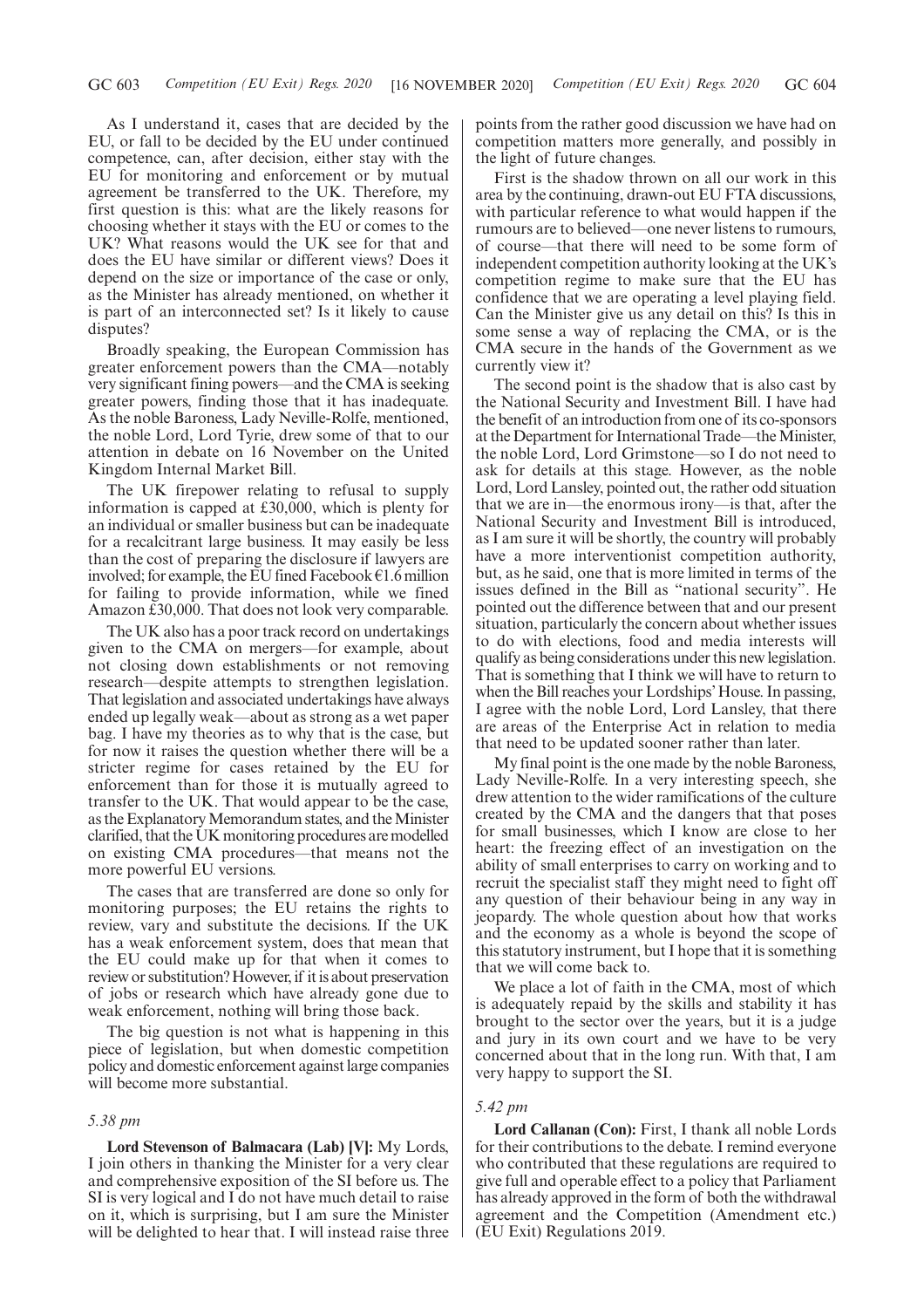As I understand it, cases that are decided by the EU, or fall to be decided by the EU under continued competence, can, after decision, either stay with the EU for monitoring and enforcement or by mutual agreement be transferred to the UK. Therefore, my first question is this: what are the likely reasons for choosing whether it stays with the EU or comes to the UK? What reasons would the UK see for that and does the EU have similar or different views? Does it depend on the size or importance of the case or only, as the Minister has already mentioned, on whether it is part of an interconnected set? Is it likely to cause disputes?

Broadly speaking, the European Commission has greater enforcement powers than the CMA—notably very significant fining powers—and the CMA is seeking greater powers, finding those that it has inadequate. As the noble Baroness, Lady Neville-Rolfe, mentioned, the noble Lord, Lord Tyrie, drew some of that to our attention in debate on 16 November on the United Kingdom Internal Market Bill.

The UK firepower relating to refusal to supply information is capped at £30,000, which is plenty for an individual or smaller business but can be inadequate for a recalcitrant large business. It may easily be less than the cost of preparing the disclosure if lawyers are involved; for example, the EU fined Facebook €1.6 million for failing to provide information, while we fined Amazon £30,000. That does not look very comparable.

The UK also has a poor track record on undertakings given to the CMA on mergers—for example, about not closing down establishments or not removing research—despite attempts to strengthen legislation. That legislation and associated undertakings have always ended up legally weak—about as strong as a wet paper bag. I have my theories as to why that is the case, but for now it raises the question whether there will be a stricter regime for cases retained by the EU for enforcement than for those it is mutually agreed to transfer to the UK. That would appear to be the case, as the Explanatory Memorandum states, and the Minister clarified, that the UK monitoring procedures are modelled on existing CMA procedures—that means not the more powerful EU versions.

The cases that are transferred are done so only for monitoring purposes; the EU retains the rights to review, vary and substitute the decisions. If the UK has a weak enforcement system, does that mean that the EU could make up for that when it comes to review or substitution? However, if it is about preservation of jobs or research which have already gone due to weak enforcement, nothing will bring those back.

The big question is not what is happening in this piece of legislation, but when domestic competition policy and domestic enforcement against large companies will become more substantial.

*5.38 pm*

**Lord Stevenson of Balmacara (Lab) [V]:** My Lords, I join others in thanking the Minister for a very clear and comprehensive exposition of the SI before us. The SI is very logical and I do not have much detail to raise on it, which is surprising, but I am sure the Minister will be delighted to hear that. I will instead raise three points from the rather good discussion we have had on competition matters more generally, and possibly in the light of future changes.

First is the shadow thrown on all our work in this area by the continuing, drawn-out EU FTA discussions, with particular reference to what would happen if the rumours are to be believed—one never listens to rumours, of course—that there will need to be some form of independent competition authority looking at the UK's competition regime to make sure that the EU has confidence that we are operating a level playing field. Can the Minister give us any detail on this? Is this in some sense a way of replacing the CMA, or is the CMA secure in the hands of the Government as we currently view it?

The second point is the shadow that is also cast by the National Security and Investment Bill. I have had the benefit of an introduction from one of its co-sponsors at the Department for International Trade—the Minister, the noble Lord, Lord Grimstone—so I do not need to ask for details at this stage. However, as the noble Lord, Lord Lansley, pointed out, the rather odd situation that we are in—the enormous irony—is that, after the National Security and Investment Bill is introduced, as I am sure it will be shortly, the country will probably have a more interventionist competition authority, but, as he said, one that is more limited in terms of the issues defined in the Bill as "national security". He pointed out the difference between that and our present situation, particularly the concern about whether issues to do with elections, food and media interests will qualify as being considerations under this new legislation. That is something that I think we will have to return to when the Bill reaches your Lordships' House. In passing, I agree with the noble Lord, Lord Lansley, that there are areas of the Enterprise Act in relation to media that need to be updated sooner rather than later.

My final point is the one made by the noble Baroness, Lady Neville-Rolfe. In a very interesting speech, she drew attention to the wider ramifications of the culture created by the CMA and the dangers that that poses for small businesses, which I know are close to her heart: the freezing effect of an investigation on the ability of small enterprises to carry on working and to recruit the specialist staff they might need to fight off any question of their behaviour being in any way in jeopardy. The whole question about how that works and the economy as a whole is beyond the scope of this statutory instrument, but I hope that it is something that we will come back to.

We place a lot of faith in the CMA, most of which is adequately repaid by the skills and stability it has brought to the sector over the years, but it is a judge and jury in its own court and we have to be very concerned about that in the long run. With that, I am very happy to support the SI.

*5.42 pm*

**Lord Callanan (Con):** First, I thank all noble Lords for their contributions to the debate. I remind everyone who contributed that these regulations are required to give full and operable effect to a policy that Parliament has already approved in the form of both the withdrawal agreement and the Competition (Amendment etc.) (EU Exit) Regulations 2019.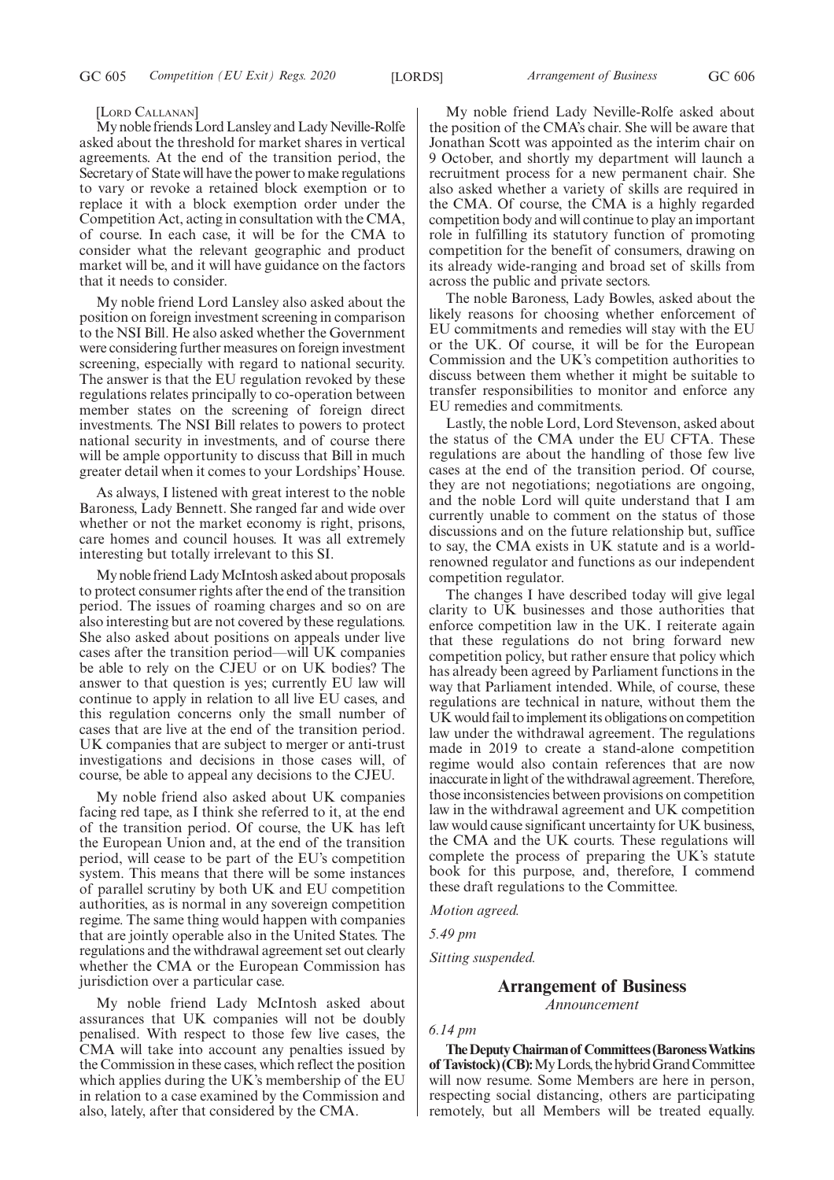[Lord Callanan]

My noble friends Lord Lansley and Lady Neville-Rolfe asked about the threshold for market shares in vertical agreements. At the end of the transition period, the Secretary of State will have the power to make regulations to vary or revoke a retained block exemption or to replace it with a block exemption order under the Competition Act, acting in consultation with the CMA, of course. In each case, it will be for the CMA to consider what the relevant geographic and product market will be, and it will have guidance on the factors that it needs to consider.

My noble friend Lord Lansley also asked about the position on foreign investment screening in comparison to the NSI Bill. He also asked whether the Government were considering further measures on foreign investment screening, especially with regard to national security. The answer is that the EU regulation revoked by these regulations relates principally to co-operation between member states on the screening of foreign direct investments. The NSI Bill relates to powers to protect national security in investments, and of course there will be ample opportunity to discuss that Bill in much greater detail when it comes to your Lordships' House.

As always, I listened with great interest to the noble Baroness, Lady Bennett. She ranged far and wide over whether or not the market economy is right, prisons, care homes and council houses. It was all extremely interesting but totally irrelevant to this SI.

My noble friend Lady McIntosh asked about proposals to protect consumer rights after the end of the transition period. The issues of roaming charges and so on are also interesting but are not covered by these regulations. She also asked about positions on appeals under live cases after the transition period—will UK companies be able to rely on the CJEU or on UK bodies? The answer to that question is yes; currently EU law will continue to apply in relation to all live EU cases, and this regulation concerns only the small number of cases that are live at the end of the transition period. UK companies that are subject to merger or anti-trust investigations and decisions in those cases will, of course, be able to appeal any decisions to the CJEU.

My noble friend also asked about UK companies facing red tape, as I think she referred to it, at the end of the transition period. Of course, the UK has left the European Union and, at the end of the transition period, will cease to be part of the EU's competition system. This means that there will be some instances of parallel scrutiny by both UK and EU competition authorities, as is normal in any sovereign competition regime. The same thing would happen with companies that are jointly operable also in the United States. The regulations and the withdrawal agreement set out clearly whether the CMA or the European Commission has jurisdiction over a particular case.

My noble friend Lady McIntosh asked about assurances that UK companies will not be doubly penalised. With respect to those few live cases, the CMA will take into account any penalties issued by the Commission in these cases, which reflect the position which applies during the UK's membership of the EU in relation to a case examined by the Commission and also, lately, after that considered by the CMA.

My noble friend Lady Neville-Rolfe asked about the position of the CMA's chair. She will be aware that Jonathan Scott was appointed as the interim chair on 9 October, and shortly my department will launch a recruitment process for a new permanent chair. She also asked whether a variety of skills are required in the CMA. Of course, the CMA is a highly regarded competition body and will continue to play an important role in fulfilling its statutory function of promoting competition for the benefit of consumers, drawing on its already wide-ranging and broad set of skills from across the public and private sectors.

The noble Baroness, Lady Bowles, asked about the likely reasons for choosing whether enforcement of EU commitments and remedies will stay with the EU or the UK. Of course, it will be for the European Commission and the UK's competition authorities to discuss between them whether it might be suitable to transfer responsibilities to monitor and enforce any EU remedies and commitments.

Lastly, the noble Lord, Lord Stevenson, asked about the status of the CMA under the EU CFTA. These regulations are about the handling of those few live cases at the end of the transition period. Of course, they are not negotiations; negotiations are ongoing, and the noble Lord will quite understand that I am currently unable to comment on the status of those discussions and on the future relationship but, suffice to say, the CMA exists in UK statute and is a world-renowned regulator and functions as our independent competition regulator.

The changes I have described today will give legal clarity to UK businesses and those authorities that enforce competition law in the UK. I reiterate again that these regulations do not bring forward new competition policy, but rather ensure that policy which has already been agreed by Parliament functions in the way that Parliament intended. While, of course, these regulations are technical in nature, without them the UK would fail to implement its obligations on competition law under the withdrawal agreement. The regulations made in 2019 to create a stand-alone competition regime would also contain references that are now inaccurate in light of the withdrawal agreement. Therefore, those inconsistencies between provisions on competition law in the withdrawal agreement and UK competition law would cause significant uncertainty for UK business, the CMA and the UK courts. These regulations will complete the process of preparing the UK's statute book for this purpose, and, therefore, I commend these draft regulations to the Committee.

*Motion agreed.*

*5.49 pm*

*Sitting suspended.*

## Arrangement of Business

*Announcement*

*6.14 pm*

**The Deputy Chairman of Committees (Baroness Watkins of Tavistock) (CB):** My Lords, the hybrid Grand Committee will now resume. Some Members are here in person, respecting social distancing, others are participating remotely, but all Members will be treated equally.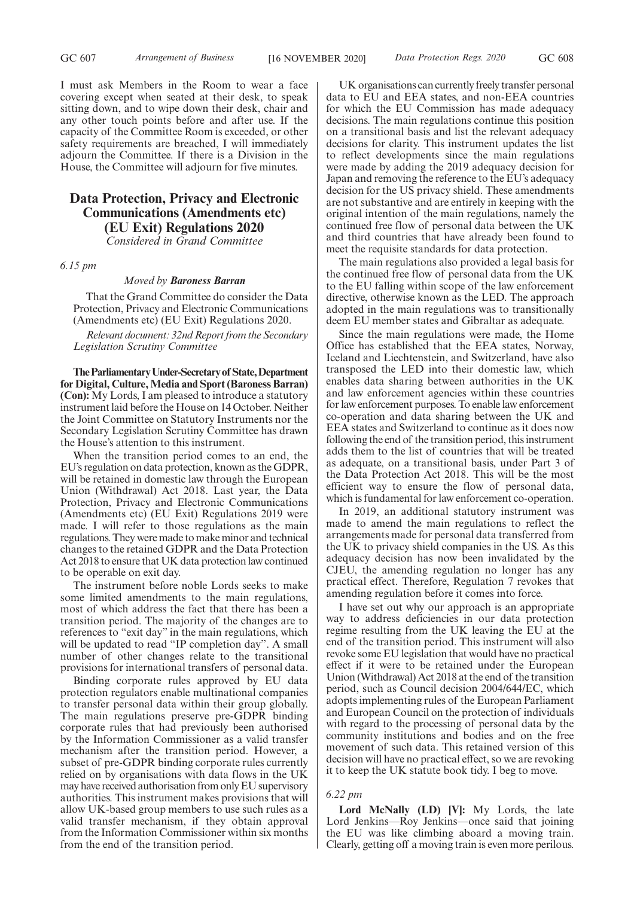I must ask Members in the Room to wear a face covering except when seated at their desk, to speak sitting down, and to wipe down their desk, chair and any other touch points before and after use. If the capacity of the Committee Room is exceeded, or other safety requirements are breached, I will immediately adjourn the Committee. If there is a Division in the House, the Committee will adjourn for five minutes.

## Data Protection, Privacy and Electronic Communications (Amendments etc) (EU Exit) Regulations 2020

*Considered in Grand Committee*

*6.15 pm*

*Moved by* ***Baroness Barran***

That the Grand Committee do consider the Data Protection, Privacy and Electronic Communications (Amendments etc) (EU Exit) Regulations 2020.

*Relevant document: 32nd Report from the Secondary Legislation Scrutiny Committee*

**The Parliamentary Under-Secretary of State, Department for Digital, Culture, Media and Sport (Baroness Barran) (Con):** My Lords, I am pleased to introduce a statutory instrument laid before the House on 14 October. Neither the Joint Committee on Statutory Instruments nor the Secondary Legislation Scrutiny Committee has drawn the House's attention to this instrument.

When the transition period comes to an end, the EU's regulation on data protection, known as the GDPR, will be retained in domestic law through the European Union (Withdrawal) Act 2018. Last year, the Data Protection, Privacy and Electronic Communications (Amendments etc) (EU Exit) Regulations 2019 were made. I will refer to those regulations as the main regulations. They were made to make minor and technical changes to the retained GDPR and the Data Protection Act 2018 to ensure that UK data protection law continued to be operable on exit day.

The instrument before noble Lords seeks to make some limited amendments to the main regulations, most of which address the fact that there has been a transition period. The majority of the changes are to references to "exit day" in the main regulations, which will be updated to read "IP completion day". A small number of other changes relate to the transitional provisions for international transfers of personal data.

Binding corporate rules approved by EU data protection regulators enable multinational companies to transfer personal data within their group globally. The main regulations preserve pre-GDPR binding corporate rules that had previously been authorised by the Information Commissioner as a valid transfer mechanism after the transition period. However, a subset of pre-GDPR binding corporate rules currently relied on by organisations with data flows in the UK may have received authorisation from only EU supervisory authorities. This instrument makes provisions that will allow UK-based group members to use such rules as a valid transfer mechanism, if they obtain approval from the Information Commissioner within six months from the end of the transition period.

UK organisations can currently freely transfer personal data to EU and EEA states, and non-EEA countries for which the EU Commission has made adequacy decisions. The main regulations continue this position on a transitional basis and list the relevant adequacy decisions for clarity. This instrument updates the list to reflect developments since the main regulations were made by adding the 2019 adequacy decision for Japan and removing the reference to the EU's adequacy decision for the US privacy shield. These amendments are not substantive and are entirely in keeping with the original intention of the main regulations, namely the continued free flow of personal data between the UK and third countries that have already been found to meet the requisite standards for data protection.

The main regulations also provided a legal basis for the continued free flow of personal data from the UK to the EU falling within scope of the law enforcement directive, otherwise known as the LED. The approach adopted in the main regulations was to transitionally deem EU member states and Gibraltar as adequate.

Since the main regulations were made, the Home Office has established that the EEA states, Norway, Iceland and Liechtenstein, and Switzerland, have also transposed the LED into their domestic law, which enables data sharing between authorities in the UK and law enforcement agencies within these countries for law enforcement purposes. To enable law enforcement co-operation and data sharing between the UK and EEA states and Switzerland to continue as it does now following the end of the transition period, this instrument adds them to the list of countries that will be treated as adequate, on a transitional basis, under Part 3 of the Data Protection Act 2018. This will be the most efficient way to ensure the flow of personal data, which is fundamental for law enforcement co-operation.

In 2019, an additional statutory instrument was made to amend the main regulations to reflect the arrangements made for personal data transferred from the UK to privacy shield companies in the US. As this adequacy decision has now been invalidated by the CJEU, the amending regulation no longer has any practical effect. Therefore, Regulation 7 revokes that amending regulation before it comes into force.

I have set out why our approach is an appropriate way to address deficiencies in our data protection regime resulting from the UK leaving the EU at the end of the transition period. This instrument will also revoke some EU legislation that would have no practical effect if it were to be retained under the European Union (Withdrawal) Act 2018 at the end of the transition period, such as Council decision 2004/644/EC, which adopts implementing rules of the European Parliament and European Council on the protection of individuals with regard to the processing of personal data by the community institutions and bodies and on the free movement of such data. This retained version of this decision will have no practical effect, so we are revoking it to keep the UK statute book tidy. I beg to move.

*6.22 pm*

**Lord McNally (LD) [V]:** My Lords, the late Lord Jenkins—Roy Jenkins—once said that joining the EU was like climbing aboard a moving train. Clearly, getting off a moving train is even more perilous.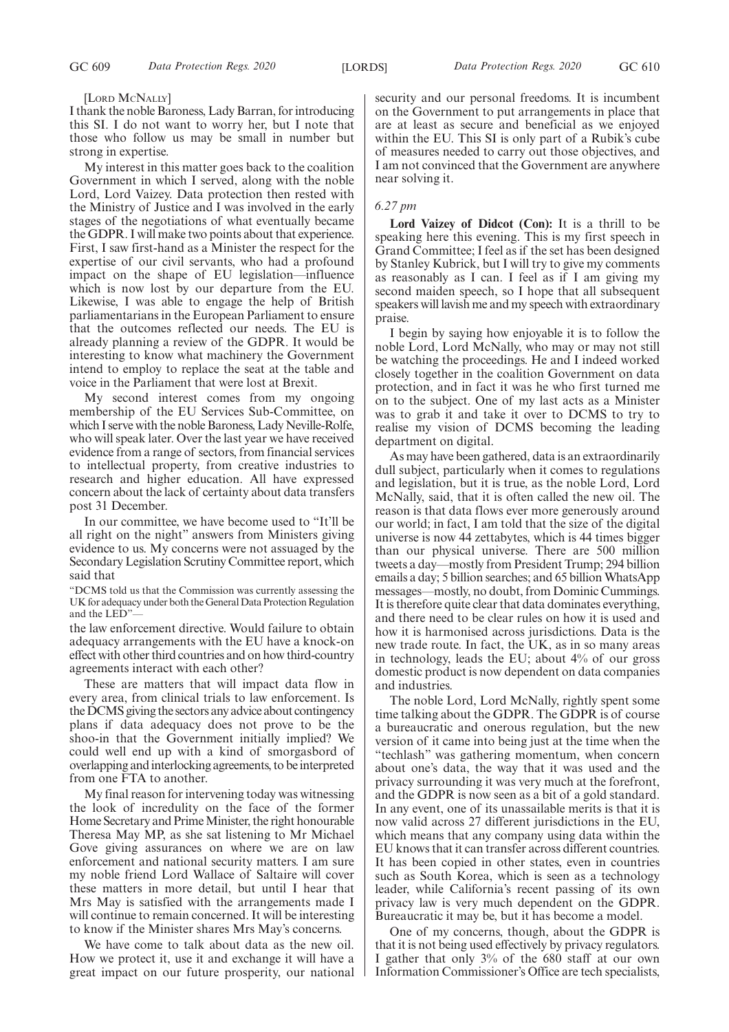[Lord McNally]

I thank the noble Baroness, Lady Barran, for introducing this SI. I do not want to worry her, but I note that those who follow us may be small in number but strong in expertise.

My interest in this matter goes back to the coalition Government in which I served, along with the noble Lord, Lord Vaizey. Data protection then rested with the Ministry of Justice and I was involved in the early stages of the negotiations of what eventually became the GDPR. I will make two points about that experience. First, I saw first-hand as a Minister the respect for the expertise of our civil servants, who had a profound impact on the shape of EU legislation—influence which is now lost by our departure from the EU. Likewise, I was able to engage the help of British parliamentarians in the European Parliament to ensure that the outcomes reflected our needs. The EU is already planning a review of the GDPR. It would be interesting to know what machinery the Government intend to employ to replace the seat at the table and voice in the Parliament that were lost at Brexit.

My second interest comes from my ongoing membership of the EU Services Sub-Committee, on which I serve with the noble Baroness, Lady Neville-Rolfe, who will speak later. Over the last year we have received evidence from a range of sectors, from financial services to intellectual property, from creative industries to research and higher education. All have expressed concern about the lack of certainty about data transfers post 31 December.

In our committee, we have become used to "It'll be all right on the night" answers from Ministers giving evidence to us. My concerns were not assuaged by the Secondary Legislation Scrutiny Committee report, which said that

"DCMS told us that the Commission was currently assessing the UK for adequacy under both the General Data Protection Regulation and the LED"—

the law enforcement directive. Would failure to obtain adequacy arrangements with the EU have a knock-on effect with other third countries and on how third-country agreements interact with each other?

These are matters that will impact data flow in every area, from clinical trials to law enforcement. Is the DCMS giving the sectors any advice about contingency plans if data adequacy does not prove to be the shoo-in that the Government initially implied? We could well end up with a kind of smorgasbord of overlapping and interlocking agreements, to be interpreted from one FTA to another.

My final reason for intervening today was witnessing the look of incredulity on the face of the former Home Secretary and Prime Minister, the right honourable Theresa May MP, as she sat listening to Mr Michael Gove giving assurances on where we are on law enforcement and national security matters. I am sure my noble friend Lord Wallace of Saltaire will cover these matters in more detail, but until I hear that Mrs May is satisfied with the arrangements made I will continue to remain concerned. It will be interesting to know if the Minister shares Mrs May's concerns.

We have come to talk about data as the new oil. How we protect it, use it and exchange it will have a great impact on our future prosperity, our national security and our personal freedoms. It is incumbent on the Government to put arrangements in place that are at least as secure and beneficial as we enjoyed within the EU. This SI is only part of a Rubik's cube of measures needed to carry out those objectives, and I am not convinced that the Government are anywhere near solving it.

*6.27 pm*

**Lord Vaizey of Didcot (Con):** It is a thrill to be speaking here this evening. This is my first speech in Grand Committee; I feel as if the set has been designed by Stanley Kubrick, but I will try to give my comments as reasonably as I can. I feel as if I am giving my second maiden speech, so I hope that all subsequent speakers will lavish me and my speech with extraordinary praise.

I begin by saying how enjoyable it is to follow the noble Lord, Lord McNally, who may or may not still be watching the proceedings. He and I indeed worked closely together in the coalition Government on data protection, and in fact it was he who first turned me on to the subject. One of my last acts as a Minister was to grab it and take it over to DCMS to try to realise my vision of DCMS becoming the leading department on digital.

As may have been gathered, data is an extraordinarily dull subject, particularly when it comes to regulations and legislation, but it is true, as the noble Lord, Lord McNally, said, that it is often called the new oil. The reason is that data flows ever more generously around our world; in fact, I am told that the size of the digital universe is now 44 zettabytes, which is 44 times bigger than our physical universe. There are 500 million tweets a day—mostly from President Trump; 294 billion emails a day; 5 billion searches; and 65 billion WhatsApp messages—mostly, no doubt, from Dominic Cummings. It is therefore quite clear that data dominates everything, and there need to be clear rules on how it is used and how it is harmonised across jurisdictions. Data is the new trade route. In fact, the UK, as in so many areas in technology, leads the EU; about 4% of our gross domestic product is now dependent on data companies and industries.

The noble Lord, Lord McNally, rightly spent some time talking about the GDPR. The GDPR is of course a bureaucratic and onerous regulation, but the new version of it came into being just at the time when the "techlash" was gathering momentum, when concern about one's data, the way that it was used and the privacy surrounding it was very much at the forefront, and the GDPR is now seen as a bit of a gold standard. In any event, one of its unassailable merits is that it is now valid across 27 different jurisdictions in the EU, which means that any company using data within the EU knows that it can transfer across different countries. It has been copied in other states, even in countries such as South Korea, which is seen as a technology leader, while California's recent passing of its own privacy law is very much dependent on the GDPR. Bureaucratic it may be, but it has become a model.

One of my concerns, though, about the GDPR is that it is not being used effectively by privacy regulators. I gather that only 3% of the 680 staff at our own Information Commissioner's Office are tech specialists,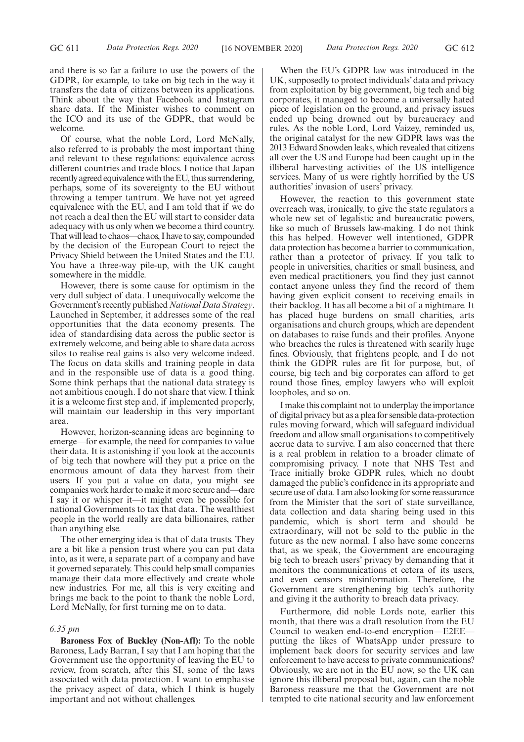and there is so far a failure to use the powers of the GDPR, for example, to take on big tech in the way it transfers the data of citizens between its applications. Think about the way that Facebook and Instagram share data. If the Minister wishes to comment on the ICO and its use of the GDPR, that would be welcome.

Of course, what the noble Lord, Lord McNally, also referred to is probably the most important thing and relevant to these regulations: equivalence across different countries and trade blocs. I notice that Japan recently agreed equivalence with the EU, thus surrendering, perhaps, some of its sovereignty to the EU without throwing a temper tantrum. We have not yet agreed equivalence with the EU, and I am told that if we do not reach a deal then the EU will start to consider data adequacy with us only when we become a third country. That will lead to chaos—chaos, I have to say, compounded by the decision of the European Court to reject the Privacy Shield between the United States and the EU. You have a three-way pile-up, with the UK caught somewhere in the middle.

However, there is some cause for optimism in the very dull subject of data. I unequivocally welcome the Government's recently published *National Data Strategy*. Launched in September, it addresses some of the real opportunities that the data economy presents. The idea of standardising data across the public sector is extremely welcome, and being able to share data across silos to realise real gains is also very welcome indeed. The focus on data skills and training people in data and in the responsible use of data is a good thing. Some think perhaps that the national data strategy is not ambitious enough. I do not share that view. I think it is a welcome first step and, if implemented properly, will maintain our leadership in this very important area.

However, horizon-scanning ideas are beginning to emerge—for example, the need for companies to value their data. It is astonishing if you look at the accounts of big tech that nowhere will they put a price on the enormous amount of data they harvest from their users. If you put a value on data, you might see companies work harder to make it more secure and—dare I say it or whisper it—it might even be possible for national Governments to tax that data. The wealthiest people in the world really are data billionaires, rather than anything else.

The other emerging idea is that of data trusts. They are a bit like a pension trust where you can put data into, as it were, a separate part of a company and have it governed separately. This could help small companies manage their data more effectively and create whole new industries. For me, all this is very exciting and brings me back to the point to thank the noble Lord, Lord McNally, for first turning me on to data.

*6.35 pm*

**Baroness Fox of Buckley (Non-Afl):** To the noble Baroness, Lady Barran, I say that I am hoping that the Government use the opportunity of leaving the EU to review, from scratch, after this SI, some of the laws associated with data protection. I want to emphasise the privacy aspect of data, which I think is hugely important and not without challenges.

When the EU's GDPR law was introduced in the UK, supposedly to protect individuals' data and privacy from exploitation by big government, big tech and big corporates, it managed to become a universally hated piece of legislation on the ground, and privacy issues ended up being drowned out by bureaucracy and rules. As the noble Lord, Lord Vaizey, reminded us, the original catalyst for the new GDPR laws was the 2013 Edward Snowden leaks, which revealed that citizens all over the US and Europe had been caught up in the illiberal harvesting activities of the US intelligence services. Many of us were rightly horrified by the US authorities' invasion of users' privacy.

However, the reaction to this government state overreach was, ironically, to give the state regulators a whole new set of legalistic and bureaucratic powers, like so much of Brussels law-making. I do not think this has helped. However well intentioned, GDPR data protection has become a barrier to communication, rather than a protector of privacy. If you talk to people in universities, charities or small business, and even medical practitioners, you find they just cannot contact anyone unless they find the record of them having given explicit consent to receiving emails in their backlog. It has all become a bit of a nightmare. It has placed huge burdens on small charities, arts organisations and church groups, which are dependent on databases to raise funds and their profiles. Anyone who breaches the rules is threatened with scarily huge fines. Obviously, that frightens people, and I do not think the GDPR rules are fit for purpose, but, of course, big tech and big corporates can afford to get round those fines, employ lawyers who will exploit loopholes, and so on.

I make this complaint not to underplay the importance of digital privacy but as a plea for sensible data-protection rules moving forward, which will safeguard individual freedom and allow small organisations to competitively accrue data to survive. I am also concerned that there is a real problem in relation to a broader climate of compromising privacy. I note that NHS Test and Trace initially broke GDPR rules, which no doubt damaged the public's confidence in its appropriate and secure use of data. I am also looking for some reassurance from the Minister that the sort of state surveillance, data collection and data sharing being used in this pandemic, which is short term and should be extraordinary, will not be sold to the public in the future as the new normal. I also have some concerns that, as we speak, the Government are encouraging big tech to breach users' privacy by demanding that it monitors the communications et cetera of its users, and even censors misinformation. Therefore, the Government are strengthening big tech's authority and giving it the authority to breach data privacy.

Furthermore, did noble Lords note, earlier this month, that there was a draft resolution from the EU Council to weaken end-to-end encryption—E2EE—putting the likes of WhatsApp under pressure to implement back doors for security services and law enforcement to have access to private communications? Obviously, we are not in the EU now, so the UK can ignore this illiberal proposal but, again, can the noble Baroness reassure me that the Government are not tempted to cite national security and law enforcement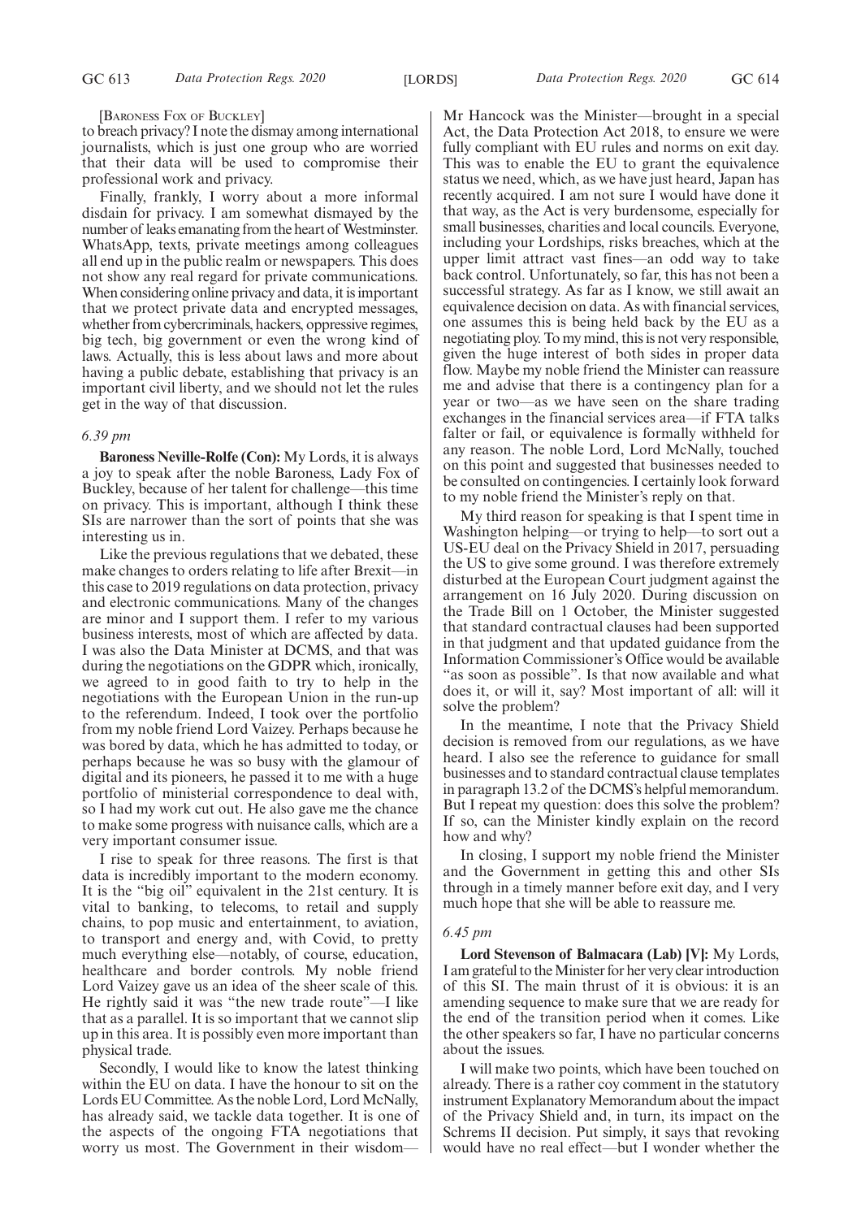[Baroness Fox of Buckley]

to breach privacy? I note the dismay among international journalists, which is just one group who are worried that their data will be used to compromise their professional work and privacy.

Finally, frankly, I worry about a more informal disdain for privacy. I am somewhat dismayed by the number of leaks emanating from the heart of Westminster. WhatsApp, texts, private meetings among colleagues all end up in the public realm or newspapers. This does not show any real regard for private communications. When considering online privacy and data, it is important that we protect private data and encrypted messages, whether from cybercriminals, hackers, oppressive regimes, big tech, big government or even the wrong kind of laws. Actually, this is less about laws and more about having a public debate, establishing that privacy is an important civil liberty, and we should not let the rules get in the way of that discussion.

*6.39 pm*

**Baroness Neville-Rolfe (Con):** My Lords, it is always a joy to speak after the noble Baroness, Lady Fox of Buckley, because of her talent for challenge—this time on privacy. This is important, although I think these SIs are narrower than the sort of points that she was interesting us in.

Like the previous regulations that we debated, these make changes to orders relating to life after Brexit—in this case to 2019 regulations on data protection, privacy and electronic communications. Many of the changes are minor and I support them. I refer to my various business interests, most of which are affected by data. I was also the Data Minister at DCMS, and that was during the negotiations on the GDPR which, ironically, we agreed to in good faith to try to help in the negotiations with the European Union in the run-up to the referendum. Indeed, I took over the portfolio from my noble friend Lord Vaizey. Perhaps because he was bored by data, which he has admitted to today, or perhaps because he was so busy with the glamour of digital and its pioneers, he passed it to me with a huge portfolio of ministerial correspondence to deal with, so I had my work cut out. He also gave me the chance to make some progress with nuisance calls, which are a very important consumer issue.

I rise to speak for three reasons. The first is that data is incredibly important to the modern economy. It is the "big oil" equivalent in the 21st century. It is vital to banking, to telecoms, to retail and supply chains, to pop music and entertainment, to aviation, to transport and energy and, with Covid, to pretty much everything else—notably, of course, education, healthcare and border controls. My noble friend Lord Vaizey gave us an idea of the sheer scale of this. He rightly said it was "the new trade route"—I like that as a parallel. It is so important that we cannot slip up in this area. It is possibly even more important than physical trade.

Secondly, I would like to know the latest thinking within the EU on data. I have the honour to sit on the Lords EU Committee. As the noble Lord, Lord McNally, has already said, we tackle data together. It is one of the aspects of the ongoing FTA negotiations that worry us most. The Government in their wisdom—Mr Hancock was the Minister—brought in a special Act, the Data Protection Act 2018, to ensure we were fully compliant with EU rules and norms on exit day. This was to enable the EU to grant the equivalence status we need, which, as we have just heard, Japan has recently acquired. I am not sure I would have done it that way, as the Act is very burdensome, especially for small businesses, charities and local councils. Everyone, including your Lordships, risks breaches, which at the upper limit attract vast fines—an odd way to take back control. Unfortunately, so far, this has not been a successful strategy. As far as I know, we still await an equivalence decision on data. As with financial services, one assumes this is being held back by the EU as a negotiating ploy. To my mind, this is not very responsible, given the huge interest of both sides in proper data flow. Maybe my noble friend the Minister can reassure me and advise that there is a contingency plan for a year or two—as we have seen on the share trading exchanges in the financial services area—if FTA talks falter or fail, or equivalence is formally withheld for any reason. The noble Lord, Lord McNally, touched on this point and suggested that businesses needed to be consulted on contingencies. I certainly look forward to my noble friend the Minister's reply on that.

My third reason for speaking is that I spent time in Washington helping—or trying to help—to sort out a US-EU deal on the Privacy Shield in 2017, persuading the US to give some ground. I was therefore extremely disturbed at the European Court judgment against the arrangement on 16 July 2020. During discussion on the Trade Bill on 1 October, the Minister suggested that standard contractual clauses had been supported in that judgment and that updated guidance from the Information Commissioner's Office would be available "as soon as possible". Is that now available and what does it, or will it, say? Most important of all: will it solve the problem?

In the meantime, I note that the Privacy Shield decision is removed from our regulations, as we have heard. I also see the reference to guidance for small businesses and to standard contractual clause templates in paragraph 13.2 of the DCMS's helpful memorandum. But I repeat my question: does this solve the problem? If so, can the Minister kindly explain on the record how and why?

In closing, I support my noble friend the Minister and the Government in getting this and other SIs through in a timely manner before exit day, and I very much hope that she will be able to reassure me.

*6.45 pm*

**Lord Stevenson of Balmacara (Lab) [V]:** My Lords, I am grateful to the Minister for her very clear introduction of this SI. The main thrust of it is obvious: it is an amending sequence to make sure that we are ready for the end of the transition period when it comes. Like the other speakers so far, I have no particular concerns about the issues.

I will make two points, which have been touched on already. There is a rather coy comment in the statutory instrument Explanatory Memorandum about the impact of the Privacy Shield and, in turn, its impact on the Schrems II decision. Put simply, it says that revoking would have no real effect—but I wonder whether the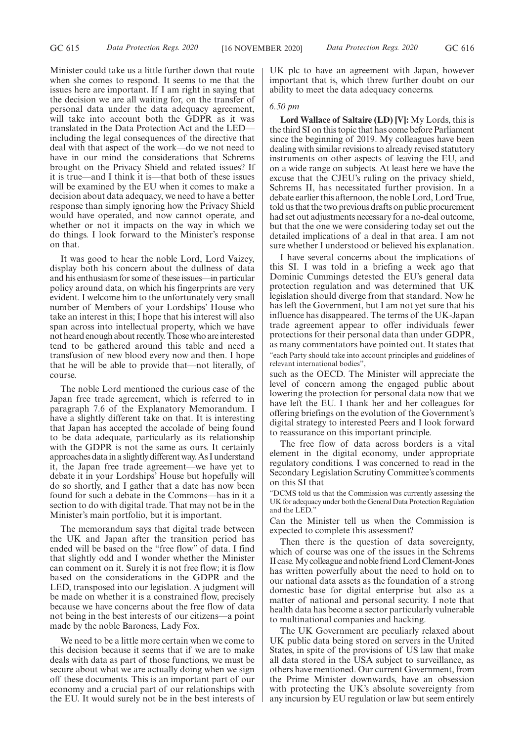Minister could take us a little further down that route when she comes to respond. It seems to me that the issues here are important. If I am right in saying that the decision we are all waiting for, on the transfer of personal data under the data adequacy agreement, will take into account both the GDPR as it was translated in the Data Protection Act and the LED—including the legal consequences of the directive that deal with that aspect of the work—do we not need to have in our mind the considerations that Schrems brought on the Privacy Shield and related issues? If it is true—and I think it is—that both of these issues will be examined by the EU when it comes to make a decision about data adequacy, we need to have a better response than simply ignoring how the Privacy Shield would have operated, and now cannot operate, and whether or not it impacts on the way in which we do things. I look forward to the Minister's response on that.

It was good to hear the noble Lord, Lord Vaizey, display both his concern about the dullness of data and his enthusiasm for some of these issues—in particular policy around data, on which his fingerprints are very evident. I welcome him to the unfortunately very small number of Members of your Lordships' House who take an interest in this; I hope that his interest will also span across into intellectual property, which we have not heard enough about recently. Those who are interested tend to be gathered around this table and need a transfusion of new blood every now and then. I hope that he will be able to provide that—not literally, of course.

The noble Lord mentioned the curious case of the Japan free trade agreement, which is referred to in paragraph 7.6 of the Explanatory Memorandum. I have a slightly different take on that. It is interesting that Japan has accepted the accolade of being found to be data adequate, particularly as its relationship with the GDPR is not the same as ours. It certainly approaches data in a slightly different way. As I understand it, the Japan free trade agreement—we have yet to debate it in your Lordships' House but hopefully will do so shortly, and I gather that a date has now been found for such a debate in the Commons—has in it a section to do with digital trade. That may not be in the Minister's main portfolio, but it is important.

The memorandum says that digital trade between the UK and Japan after the transition period has ended will be based on the "free flow" of data. I find that slightly odd and I wonder whether the Minister can comment on it. Surely it is not free flow; it is flow based on the considerations in the GDPR and the LED, transposed into our legislation. A judgment will be made on whether it is a constrained flow, precisely because we have concerns about the free flow of data not being in the best interests of our citizens—a point made by the noble Baroness, Lady Fox.

We need to be a little more certain when we come to this decision because it seems that if we are to make deals with data as part of those functions, we must be secure about what we are actually doing when we sign off these documents. This is an important part of our economy and a crucial part of our relationships with the EU. It would surely not be in the best interests of UK plc to have an agreement with Japan, however important that is, which threw further doubt on our ability to meet the data adequacy concerns.

*6.50 pm*

**Lord Wallace of Saltaire (LD) [V]:** My Lords, this is the third SI on this topic that has come before Parliament since the beginning of 2019. My colleagues have been dealing with similar revisions to already revised statutory instruments on other aspects of leaving the EU, and on a wide range on subjects. At least here we have the excuse that the CJEU's ruling on the privacy shield, Schrems II, has necessitated further provision. In a debate earlier this afternoon, the noble Lord, Lord True, told us that the two previous drafts on public procurement had set out adjustments necessary for a no-deal outcome, but that the one we were considering today set out the detailed implications of a deal in that area. I am not sure whether I understood or believed his explanation.

I have several concerns about the implications of this SI. I was told in a briefing a week ago that Dominic Cummings detested the EU's general data protection regulation and was determined that UK legislation should diverge from that standard. Now he has left the Government, but I am not yet sure that his influence has disappeared. The terms of the UK-Japan trade agreement appear to offer individuals fewer protections for their personal data than under GDPR, as many commentators have pointed out. It states that

"each Party should take into account principles and guidelines of relevant international bodies",

such as the OECD. The Minister will appreciate the level of concern among the engaged public about lowering the protection for personal data now that we have left the EU. I thank her and her colleagues for offering briefings on the evolution of the Government's digital strategy to interested Peers and I look forward to reassurance on this important principle.

The free flow of data across borders is a vital element in the digital economy, under appropriate regulatory conditions. I was concerned to read in the Secondary Legislation Scrutiny Committee's comments on this SI that

"DCMS told us that the Commission was currently assessing the UK for adequacy under both the General Data Protection Regulation and the LED."

Can the Minister tell us when the Commission is expected to complete this assessment?

Then there is the question of data sovereignty, which of course was one of the issues in the Schrems II case. My colleague and noble friend Lord Clement-Jones has written powerfully about the need to hold on to our national data assets as the foundation of a strong domestic base for digital enterprise but also as a matter of national and personal security. I note that health data has become a sector particularly vulnerable to multinational companies and hacking.

The UK Government are peculiarly relaxed about UK public data being stored on servers in the United States, in spite of the provisions of US law that make all data stored in the USA subject to surveillance, as others have mentioned. Our current Government, from the Prime Minister downwards, have an obsession with protecting the UK's absolute sovereignty from any incursion by EU regulation or law but seem entirely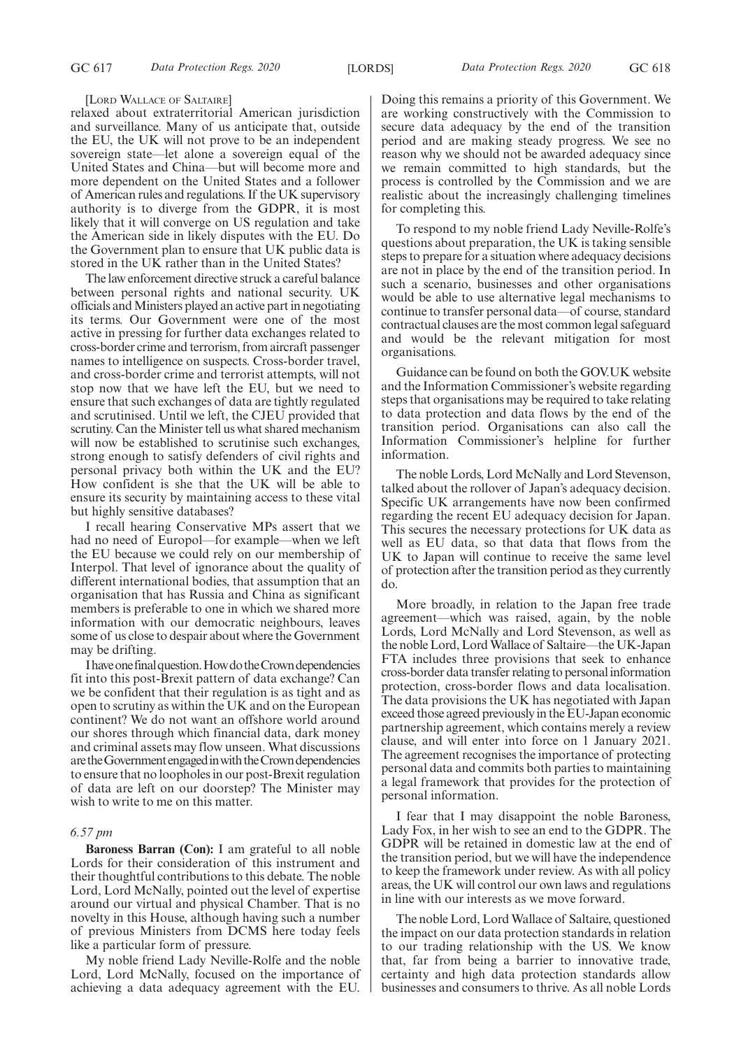[LORD WALLACE OF SALTAIRE]

relaxed about extraterritorial American jurisdiction and surveillance. Many of us anticipate that, outside the EU, the UK will not prove to be an independent sovereign state—let alone a sovereign equal of the United States and China—but will become more and more dependent on the United States and a follower of American rules and regulations. If the UK supervisory authority is to diverge from the GDPR, it is most likely that it will converge on US regulation and take the American side in likely disputes with the EU. Do the Government plan to ensure that UK public data is stored in the UK rather than in the United States?

The law enforcement directive struck a careful balance between personal rights and national security. UK officials and Ministers played an active part in negotiating its terms. Our Government were one of the most active in pressing for further data exchanges related to cross-border crime and terrorism, from aircraft passenger names to intelligence on suspects. Cross-border travel, and cross-border crime and terrorist attempts, will not stop now that we have left the EU, but we need to ensure that such exchanges of data are tightly regulated and scrutinised. Until we left, the CJEU provided that scrutiny. Can the Minister tell us what shared mechanism will now be established to scrutinise such exchanges, strong enough to satisfy defenders of civil rights and personal privacy both within the UK and the EU? How confident is she that the UK will be able to ensure its security by maintaining access to these vital but highly sensitive databases?

I recall hearing Conservative MPs assert that we had no need of Europol—for example—when we left the EU because we could rely on our membership of Interpol. That level of ignorance about the quality of different international bodies, that assumption that an organisation that has Russia and China as significant members is preferable to one in which we shared more information with our democratic neighbours, leaves some of us close to despair about where the Government may be drifting.

I have one final question. How do the Crown dependencies fit into this post-Brexit pattern of data exchange? Can we be confident that their regulation is as tight and as open to scrutiny as within the UK and on the European continent? We do not want an offshore world around our shores through which financial data, dark money and criminal assets may flow unseen. What discussions are the Government engaged in with the Crown dependencies to ensure that no loopholes in our post-Brexit regulation of data are left on our doorstep? The Minister may wish to write to me on this matter.

*6.57 pm*

**Baroness Barran (Con):** I am grateful to all noble Lords for their consideration of this instrument and their thoughtful contributions to this debate. The noble Lord, Lord McNally, pointed out the level of expertise around our virtual and physical Chamber. That is no novelty in this House, although having such a number of previous Ministers from DCMS here today feels like a particular form of pressure.

My noble friend Lady Neville-Rolfe and the noble Lord, Lord McNally, focused on the importance of achieving a data adequacy agreement with the EU. Doing this remains a priority of this Government. We are working constructively with the Commission to secure data adequacy by the end of the transition period and are making steady progress. We see no reason why we should not be awarded adequacy since we remain committed to high standards, but the process is controlled by the Commission and we are realistic about the increasingly challenging timelines for completing this.

To respond to my noble friend Lady Neville-Rolfe's questions about preparation, the UK is taking sensible steps to prepare for a situation where adequacy decisions are not in place by the end of the transition period. In such a scenario, businesses and other organisations would be able to use alternative legal mechanisms to continue to transfer personal data—of course, standard contractual clauses are the most common legal safeguard and would be the relevant mitigation for most organisations.

Guidance can be found on both the GOV.UK website and the Information Commissioner's website regarding steps that organisations may be required to take relating to data protection and data flows by the end of the transition period. Organisations can also call the Information Commissioner's helpline for further information.

The noble Lords, Lord McNally and Lord Stevenson, talked about the rollover of Japan's adequacy decision. Specific UK arrangements have now been confirmed regarding the recent EU adequacy decision for Japan. This secures the necessary protections for UK data as well as EU data, so that data that flows from the UK to Japan will continue to receive the same level of protection after the transition period as they currently do.

More broadly, in relation to the Japan free trade agreement—which was raised, again, by the noble Lords, Lord McNally and Lord Stevenson, as well as the noble Lord, Lord Wallace of Saltaire—the UK-Japan FTA includes three provisions that seek to enhance cross-border data transfer relating to personal information protection, cross-border flows and data localisation. The data provisions the UK has negotiated with Japan exceed those agreed previously in the EU-Japan economic partnership agreement, which contains merely a review clause, and will enter into force on 1 January 2021. The agreement recognises the importance of protecting personal data and commits both parties to maintaining a legal framework that provides for the protection of personal information.

I fear that I may disappoint the noble Baroness, Lady Fox, in her wish to see an end to the GDPR. The GDPR will be retained in domestic law at the end of the transition period, but we will have the independence to keep the framework under review. As with all policy areas, the UK will control our own laws and regulations in line with our interests as we move forward.

The noble Lord, Lord Wallace of Saltaire, questioned the impact on our data protection standards in relation to our trading relationship with the US. We know that, far from being a barrier to innovative trade, certainty and high data protection standards allow businesses and consumers to thrive. As all noble Lords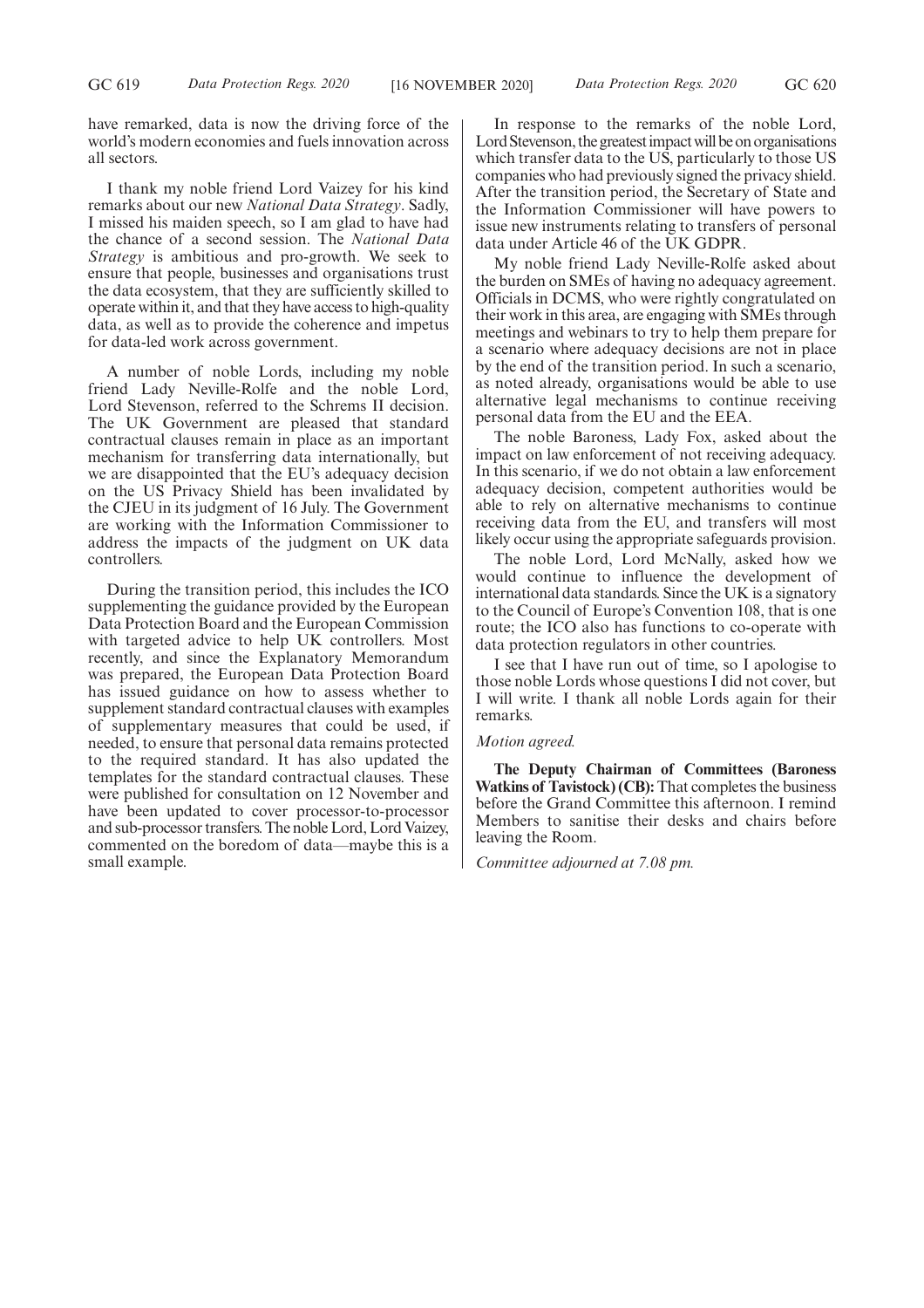have remarked, data is now the driving force of the world's modern economies and fuels innovation across all sectors.

I thank my noble friend Lord Vaizey for his kind remarks about our new *National Data Strategy*. Sadly, I missed his maiden speech, so I am glad to have had the chance of a second session. The *National Data Strategy* is ambitious and pro-growth. We seek to ensure that people, businesses and organisations trust the data ecosystem, that they are sufficiently skilled to operate within it, and that they have access to high-quality data, as well as to provide the coherence and impetus for data-led work across government.

A number of noble Lords, including my noble friend Lady Neville-Rolfe and the noble Lord, Lord Stevenson, referred to the Schrems II decision. The UK Government are pleased that standard contractual clauses remain in place as an important mechanism for transferring data internationally, but we are disappointed that the EU's adequacy decision on the US Privacy Shield has been invalidated by the CJEU in its judgment of 16 July. The Government are working with the Information Commissioner to address the impacts of the judgment on UK data controllers.

During the transition period, this includes the ICO supplementing the guidance provided by the European Data Protection Board and the European Commission with targeted advice to help UK controllers. Most recently, and since the Explanatory Memorandum was prepared, the European Data Protection Board has issued guidance on how to assess whether to supplement standard contractual clauses with examples of supplementary measures that could be used, if needed, to ensure that personal data remains protected to the required standard. It has also updated the templates for the standard contractual clauses. These were published for consultation on 12 November and have been updated to cover processor-to-processor and sub-processor transfers. The noble Lord, Lord Vaizey, commented on the boredom of data—maybe this is a small example.

In response to the remarks of the noble Lord, Lord Stevenson, the greatest impact will be on organisations which transfer data to the US, particularly to those US companies who had previously signed the privacy shield. After the transition period, the Secretary of State and the Information Commissioner will have powers to issue new instruments relating to transfers of personal data under Article 46 of the UK GDPR.

My noble friend Lady Neville-Rolfe asked about the burden on SMEs of having no adequacy agreement. Officials in DCMS, who were rightly congratulated on their work in this area, are engaging with SMEs through meetings and webinars to try to help them prepare for a scenario where adequacy decisions are not in place by the end of the transition period. In such a scenario, as noted already, organisations would be able to use alternative legal mechanisms to continue receiving personal data from the EU and the EEA.

The noble Baroness, Lady Fox, asked about the impact on law enforcement of not receiving adequacy. In this scenario, if we do not obtain a law enforcement adequacy decision, competent authorities would be able to rely on alternative mechanisms to continue receiving data from the EU, and transfers will most likely occur using the appropriate safeguards provision.

The noble Lord, Lord McNally, asked how we would continue to influence the development of international data standards. Since the UK is a signatory to the Council of Europe's Convention 108, that is one route; the ICO also has functions to co-operate with data protection regulators in other countries.

I see that I have run out of time, so I apologise to those noble Lords whose questions I did not cover, but I will write. I thank all noble Lords again for their remarks.

*Motion agreed.*

**The Deputy Chairman of Committees (Baroness Watkins of Tavistock) (CB):** That completes the business before the Grand Committee this afternoon. I remind Members to sanitise their desks and chairs before leaving the Room.

*Committee adjourned at 7.08 pm.*